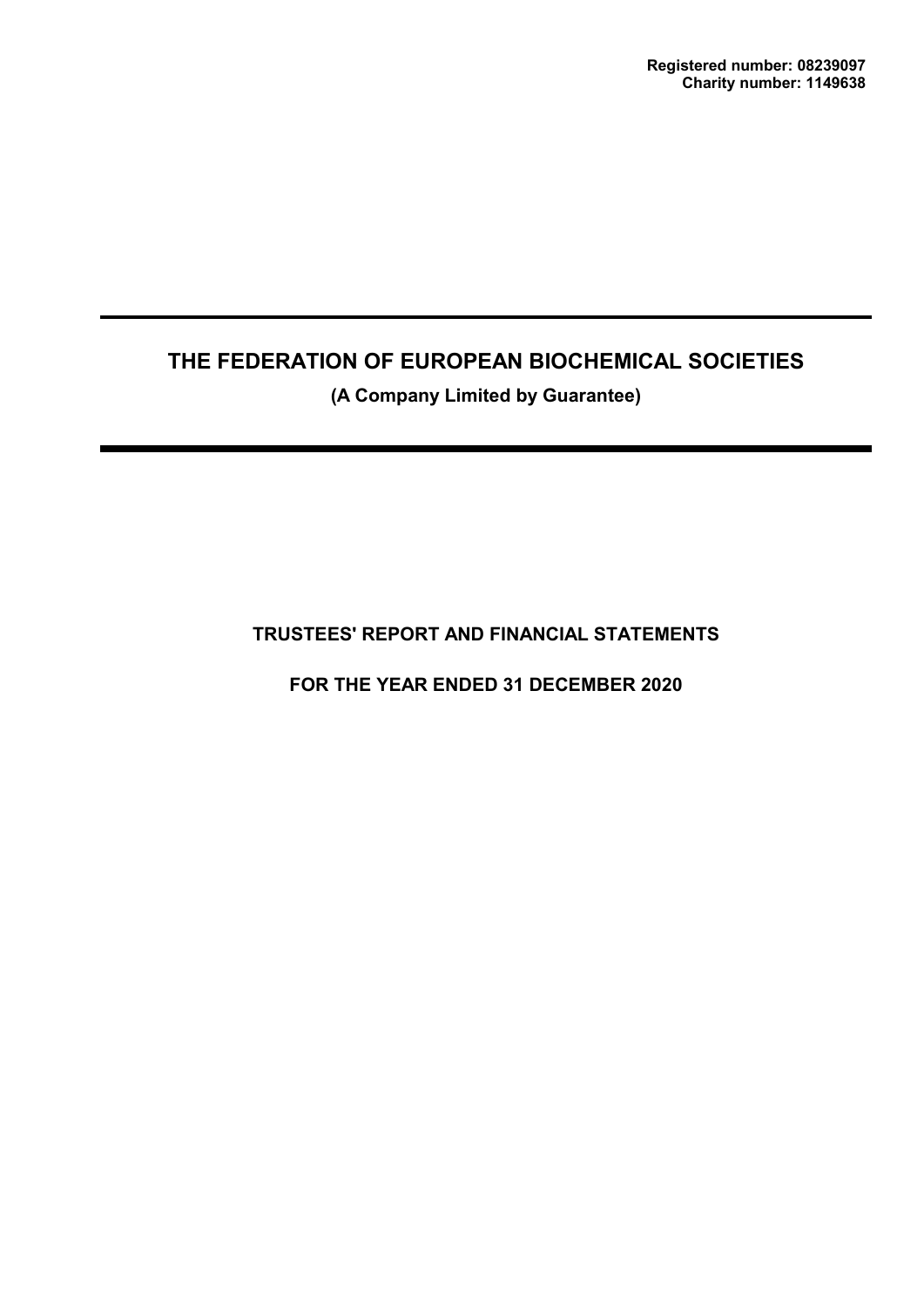**Registered number: 08239097**
**Charity number: 1149638**

# THE FEDERATION OF EUROPEAN BIOCHEMICAL SOCIETIES

**(A Company Limited by Guarantee)**

## TRUSTEES' REPORT AND FINANCIAL STATEMENTS

## FOR THE YEAR ENDED 31 DECEMBER 2020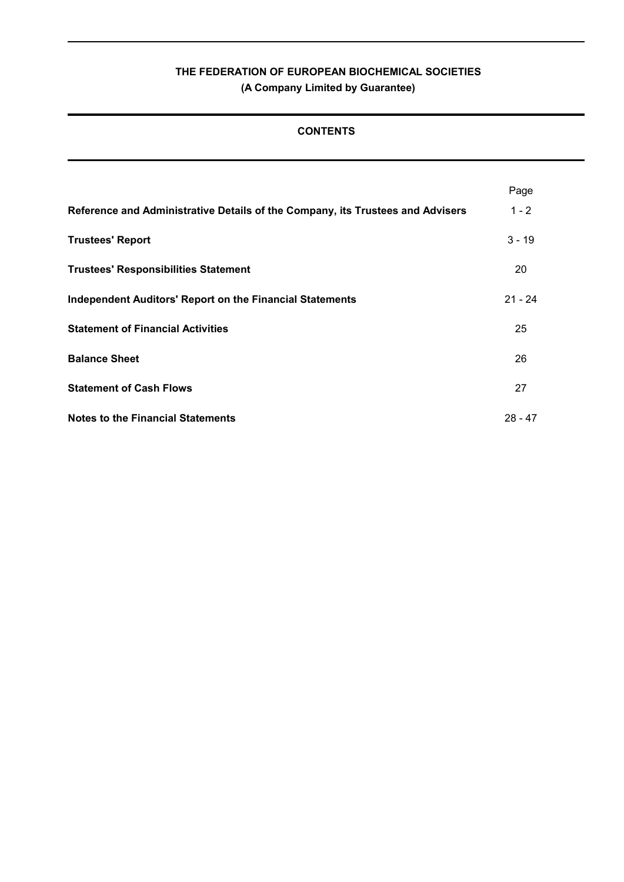**THE FEDERATION OF EUROPEAN BIOCHEMICAL SOCIETIES**
**(A Company Limited by Guarantee)**

## CONTENTS

| | Page |
|---|---|
| **Reference and Administrative Details of the Company, its Trustees and Advisers** | 1 - 2 |
| **Trustees' Report** | 3 - 19 |
| **Trustees' Responsibilities Statement** | 20 |
| **Independent Auditors' Report on the Financial Statements** | 21 - 24 |
| **Statement of Financial Activities** | 25 |
| **Balance Sheet** | 26 |
| **Statement of Cash Flows** | 27 |
| **Notes to the Financial Statements** | 28 - 47 |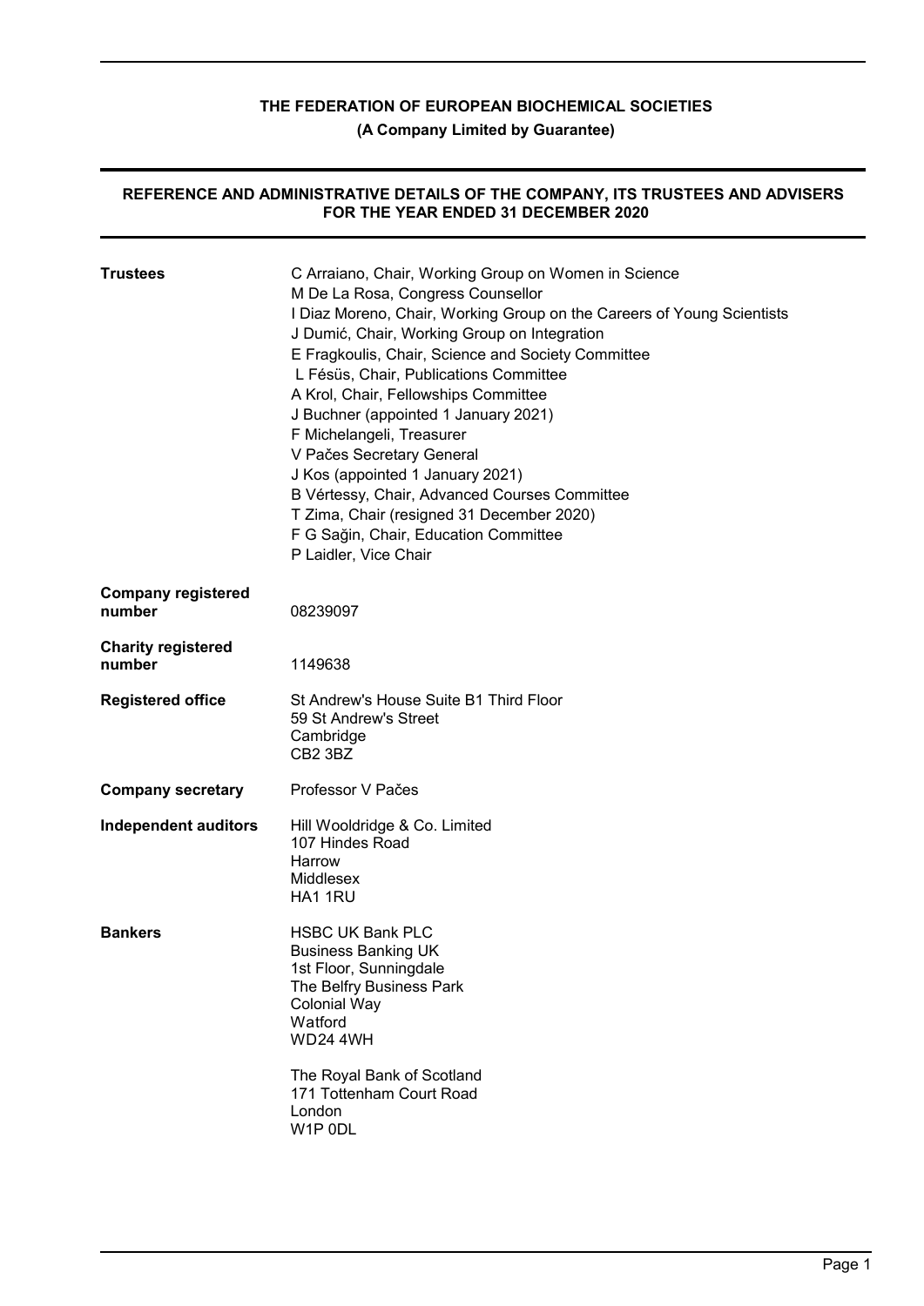# THE FEDERATION OF EUROPEAN BIOCHEMICAL SOCIETIES

**(A Company Limited by Guarantee)**

## REFERENCE AND ADMINISTRATIVE DETAILS OF THE COMPANY, ITS TRUSTEES AND ADVISERS FOR THE YEAR ENDED 31 DECEMBER 2020

**Trustees**

C Arraiano, Chair, Working Group on Women in Science
M De La Rosa, Congress Counsellor
I Diaz Moreno, Chair, Working Group on the Careers of Young Scientists
J Dumić, Chair, Working Group on Integration
E Fragkoulis, Chair, Science and Society Committee
L Fésüs, Chair, Publications Committee
A Krol, Chair, Fellowships Committee
J Buchner (appointed 1 January 2021)
F Michelangeli, Treasurer
V Pačes Secretary General
J Kos (appointed 1 January 2021)
B Vértessy, Chair, Advanced Courses Committee
T Zima, Chair (resigned 31 December 2020)
F G Sağin, Chair, Education Committee
P Laidler, Vice Chair

**Company registered number**

08239097

**Charity registered number**

1149638

**Registered office**

St Andrew's House Suite B1 Third Floor
59 St Andrew's Street
Cambridge
CB2 3BZ

**Company secretary**

Professor V Pačes

**Independent auditors**

Hill Wooldridge & Co. Limited
107 Hindes Road
Harrow
Middlesex
HA1 1RU

**Bankers**

HSBC UK Bank PLC
Business Banking UK
1st Floor, Sunningdale
The Belfry Business Park
Colonial Way
Watford
WD24 4WH

The Royal Bank of Scotland
171 Tottenham Court Road
London
W1P 0DL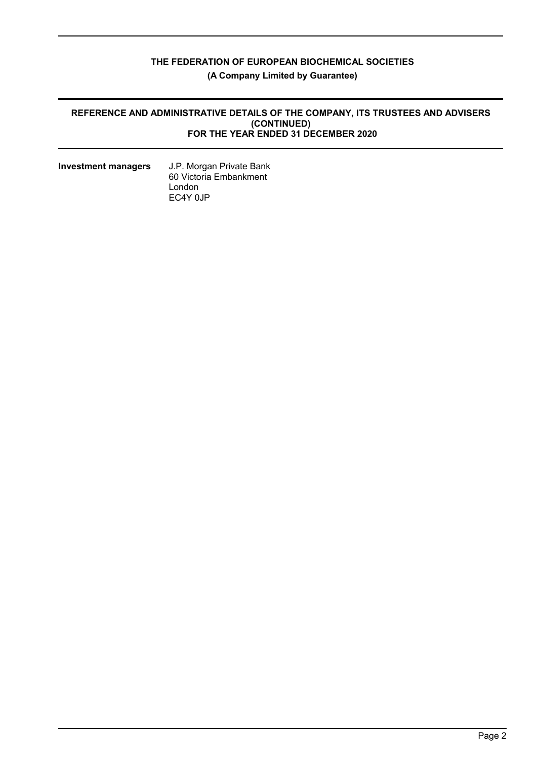# THE FEDERATION OF EUROPEAN BIOCHEMICAL SOCIETIES

**(A Company Limited by Guarantee)**

## REFERENCE AND ADMINISTRATIVE DETAILS OF THE COMPANY, ITS TRUSTEES AND ADVISERS (CONTINUED) FOR THE YEAR ENDED 31 DECEMBER 2020

| | |
|---|---|
| **Investment managers** | J.P. Morgan Private Bank<br>60 Victoria Embankment<br>London<br>EC4Y 0JP |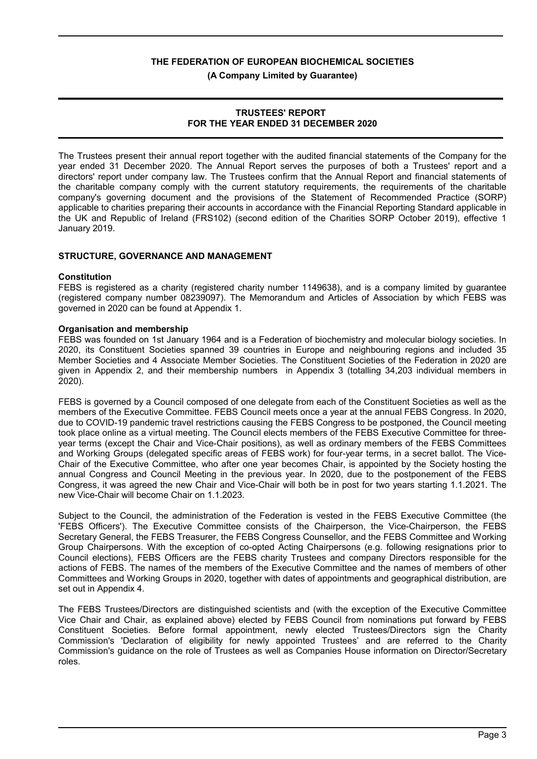# THE FEDERATION OF EUROPEAN BIOCHEMICAL SOCIETIES

**(A Company Limited by Guarantee)**

## TRUSTEES' REPORT
## FOR THE YEAR ENDED 31 DECEMBER 2020

The Trustees present their annual report together with the audited financial statements of the Company for the year ended 31 December 2020. The Annual Report serves the purposes of both a Trustees' report and a directors' report under company law. The Trustees confirm that the Annual Report and financial statements of the charitable company comply with the current statutory requirements, the requirements of the charitable company's governing document and the provisions of the Statement of Recommended Practice (SORP) applicable to charities preparing their accounts in accordance with the Financial Reporting Standard applicable in the UK and Republic of Ireland (FRS102) (second edition of the Charities SORP October 2019), effective 1 January 2019.

### STRUCTURE, GOVERNANCE AND MANAGEMENT

**Constitution**

FEBS is registered as a charity (registered charity number 1149638), and is a company limited by guarantee (registered company number 08239097). The Memorandum and Articles of Association by which FEBS was governed in 2020 can be found at Appendix 1.

**Organisation and membership**

FEBS was founded on 1st January 1964 and is a Federation of biochemistry and molecular biology societies. In 2020, its Constituent Societies spanned 39 countries in Europe and neighbouring regions and included 35 Member Societies and 4 Associate Member Societies. The Constituent Societies of the Federation in 2020 are given in Appendix 2, and their membership numbers in Appendix 3 (totalling 34,203 individual members in 2020).

FEBS is governed by a Council composed of one delegate from each of the Constituent Societies as well as the members of the Executive Committee. FEBS Council meets once a year at the annual FEBS Congress. In 2020, due to COVID-19 pandemic travel restrictions causing the FEBS Congress to be postponed, the Council meeting took place online as a virtual meeting. The Council elects members of the FEBS Executive Committee for three-year terms (except the Chair and Vice-Chair positions), as well as ordinary members of the FEBS Committees and Working Groups (delegated specific areas of FEBS work) for four-year terms, in a secret ballot. The Vice-Chair of the Executive Committee, who after one year becomes Chair, is appointed by the Society hosting the annual Congress and Council Meeting in the previous year. In 2020, due to the postponement of the FEBS Congress, it was agreed the new Chair and Vice-Chair will both be in post for two years starting 1.1.2021. The new Vice-Chair will become Chair on 1.1.2023.

Subject to the Council, the administration of the Federation is vested in the FEBS Executive Committee (the 'FEBS Officers'). The Executive Committee consists of the Chairperson, the Vice-Chairperson, the FEBS Secretary General, the FEBS Treasurer, the FEBS Congress Counsellor, and the FEBS Committee and Working Group Chairpersons. With the exception of co-opted Acting Chairpersons (e.g. following resignations prior to Council elections), FEBS Officers are the FEBS charity Trustees and company Directors responsible for the actions of FEBS. The names of the members of the Executive Committee and the names of members of other Committees and Working Groups in 2020, together with dates of appointments and geographical distribution, are set out in Appendix 4.

The FEBS Trustees/Directors are distinguished scientists and (with the exception of the Executive Committee Vice Chair and Chair, as explained above) elected by FEBS Council from nominations put forward by FEBS Constituent Societies. Before formal appointment, newly elected Trustees/Directors sign the Charity Commission's 'Declaration of eligibility for newly appointed Trustees' and are referred to the Charity Commission's guidance on the role of Trustees as well as Companies House information on Director/Secretary roles.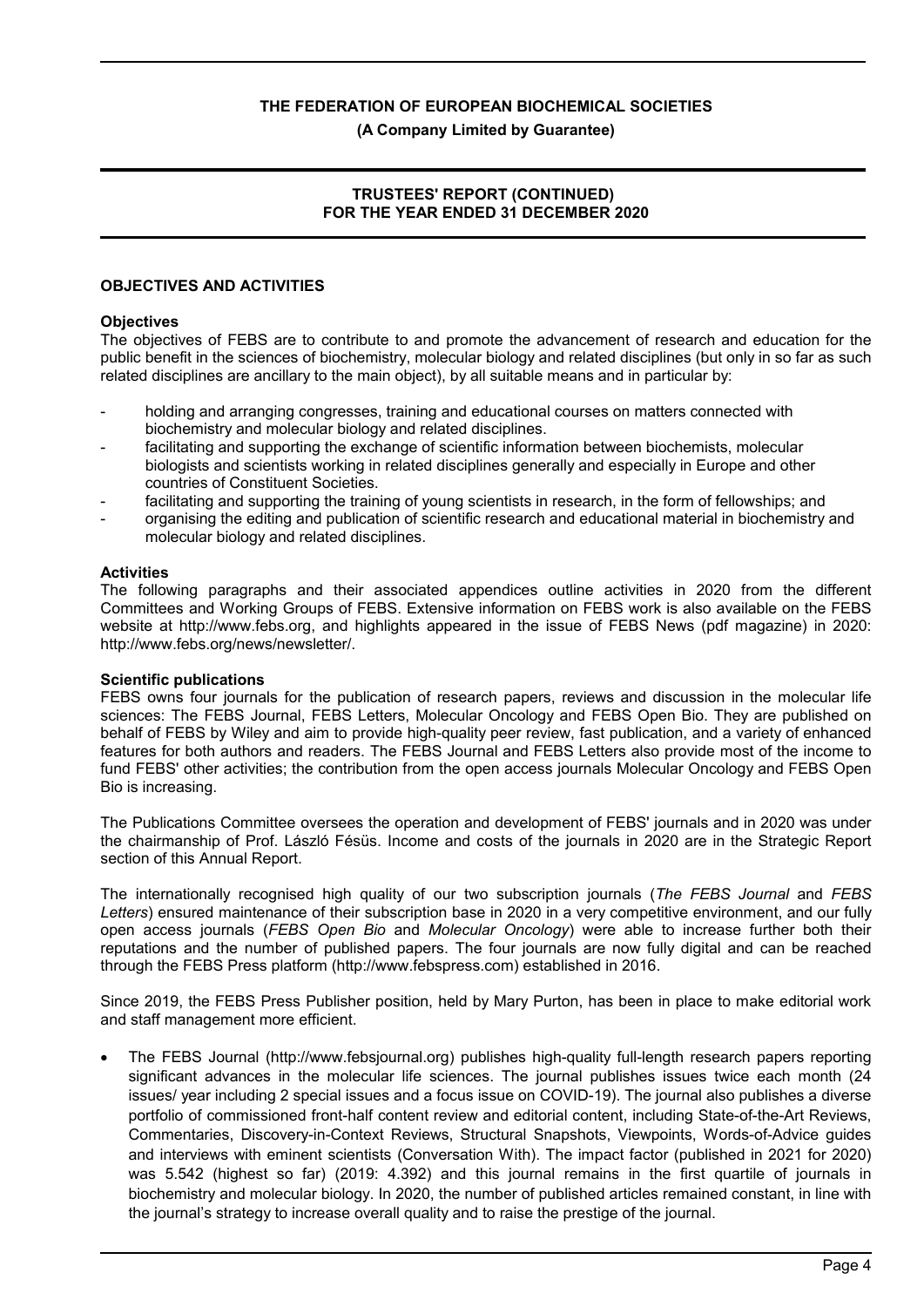THE FEDERATION OF EUROPEAN BIOCHEMICAL SOCIETIES

(A Company Limited by Guarantee)

## TRUSTEES' REPORT (CONTINUED) FOR THE YEAR ENDED 31 DECEMBER 2020

### OBJECTIVES AND ACTIVITIES

**Objectives**

The objectives of FEBS are to contribute to and promote the advancement of research and education for the public benefit in the sciences of biochemistry, molecular biology and related disciplines (but only in so far as such related disciplines are ancillary to the main object), by all suitable means and in particular by:

- holding and arranging congresses, training and educational courses on matters connected with biochemistry and molecular biology and related disciplines.
- facilitating and supporting the exchange of scientific information between biochemists, molecular biologists and scientists working in related disciplines generally and especially in Europe and other countries of Constituent Societies.
- facilitating and supporting the training of young scientists in research, in the form of fellowships; and
- organising the editing and publication of scientific research and educational material in biochemistry and molecular biology and related disciplines.

**Activities**

The following paragraphs and their associated appendices outline activities in 2020 from the different Committees and Working Groups of FEBS. Extensive information on FEBS work is also available on the FEBS website at http://www.febs.org, and highlights appeared in the issue of FEBS News (pdf magazine) in 2020: http://www.febs.org/news/newsletter/.

**Scientific publications**

FEBS owns four journals for the publication of research papers, reviews and discussion in the molecular life sciences: The FEBS Journal, FEBS Letters, Molecular Oncology and FEBS Open Bio. They are published on behalf of FEBS by Wiley and aim to provide high-quality peer review, fast publication, and a variety of enhanced features for both authors and readers. The FEBS Journal and FEBS Letters also provide most of the income to fund FEBS' other activities; the contribution from the open access journals Molecular Oncology and FEBS Open Bio is increasing.

The Publications Committee oversees the operation and development of FEBS' journals and in 2020 was under the chairmanship of Prof. László Fésüs. Income and costs of the journals in 2020 are in the Strategic Report section of this Annual Report.

The internationally recognised high quality of our two subscription journals (*The FEBS Journal* and *FEBS Letters*) ensured maintenance of their subscription base in 2020 in a very competitive environment, and our fully open access journals (*FEBS Open Bio* and *Molecular Oncology*) were able to increase further both their reputations and the number of published papers. The four journals are now fully digital and can be reached through the FEBS Press platform (http://www.febspress.com) established in 2016.

Since 2019, the FEBS Press Publisher position, held by Mary Purton, has been in place to make editorial work and staff management more efficient.

- The FEBS Journal (http://www.febsjournal.org) publishes high-quality full-length research papers reporting significant advances in the molecular life sciences. The journal publishes issues twice each month (24 issues/ year including 2 special issues and a focus issue on COVID-19). The journal also publishes a diverse portfolio of commissioned front-half content review and editorial content, including State-of-the-Art Reviews, Commentaries, Discovery-in-Context Reviews, Structural Snapshots, Viewpoints, Words-of-Advice guides and interviews with eminent scientists (Conversation With). The impact factor (published in 2021 for 2020) was 5.542 (highest so far) (2019: 4.392) and this journal remains in the first quartile of journals in biochemistry and molecular biology. In 2020, the number of published articles remained constant, in line with the journal's strategy to increase overall quality and to raise the prestige of the journal.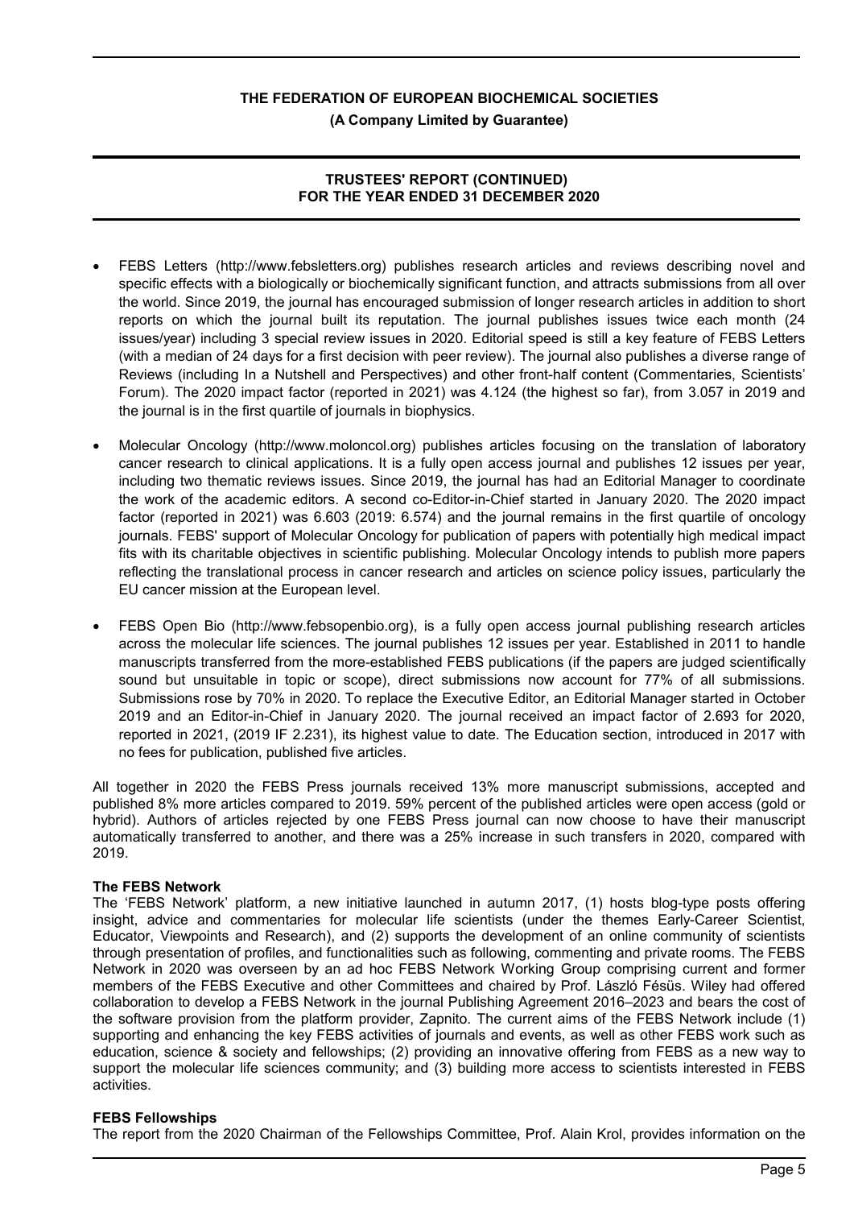- FEBS Letters (http://www.febsletters.org) publishes research articles and reviews describing novel and specific effects with a biologically or biochemically significant function, and attracts submissions from all over the world. Since 2019, the journal has encouraged submission of longer research articles in addition to short reports on which the journal built its reputation. The journal publishes issues twice each month (24 issues/year) including 3 special review issues in 2020. Editorial speed is still a key feature of FEBS Letters (with a median of 24 days for a first decision with peer review). The journal also publishes a diverse range of Reviews (including In a Nutshell and Perspectives) and other front-half content (Commentaries, Scientists' Forum). The 2020 impact factor (reported in 2021) was 4.124 (the highest so far), from 3.057 in 2019 and the journal is in the first quartile of journals in biophysics.

- Molecular Oncology (http://www.moloncol.org) publishes articles focusing on the translation of laboratory cancer research to clinical applications. It is a fully open access journal and publishes 12 issues per year, including two thematic reviews issues. Since 2019, the journal has had an Editorial Manager to coordinate the work of the academic editors. A second co-Editor-in-Chief started in January 2020. The 2020 impact factor (reported in 2021) was 6.603 (2019: 6.574) and the journal remains in the first quartile of oncology journals. FEBS' support of Molecular Oncology for publication of papers with potentially high medical impact fits with its charitable objectives in scientific publishing. Molecular Oncology intends to publish more papers reflecting the translational process in cancer research and articles on science policy issues, particularly the EU cancer mission at the European level.

- FEBS Open Bio (http://www.febsopenbio.org), is a fully open access journal publishing research articles across the molecular life sciences. The journal publishes 12 issues per year. Established in 2011 to handle manuscripts transferred from the more-established FEBS publications (if the papers are judged scientifically sound but unsuitable in topic or scope), direct submissions now account for 77% of all submissions. Submissions rose by 70% in 2020. To replace the Executive Editor, an Editorial Manager started in October 2019 and an Editor-in-Chief in January 2020. The journal received an impact factor of 2.693 for 2020, reported in 2021, (2019 IF 2.231), its highest value to date. The Education section, introduced in 2017 with no fees for publication, published five articles.

All together in 2020 the FEBS Press journals received 13% more manuscript submissions, accepted and published 8% more articles compared to 2019. 59% percent of the published articles were open access (gold or hybrid). Authors of articles rejected by one FEBS Press journal can now choose to have their manuscript automatically transferred to another, and there was a 25% increase in such transfers in 2020, compared with 2019.

**The FEBS Network**

The 'FEBS Network' platform, a new initiative launched in autumn 2017, (1) hosts blog-type posts offering insight, advice and commentaries for molecular life scientists (under the themes Early-Career Scientist, Educator, Viewpoints and Research), and (2) supports the development of an online community of scientists through presentation of profiles, and functionalities such as following, commenting and private rooms. The FEBS Network in 2020 was overseen by an ad hoc FEBS Network Working Group comprising current and former members of the FEBS Executive and other Committees and chaired by Prof. László Fésüs. Wiley had offered collaboration to develop a FEBS Network in the journal Publishing Agreement 2016–2023 and bears the cost of the software provision from the platform provider, Zapnito. The current aims of the FEBS Network include (1) supporting and enhancing the key FEBS activities of journals and events, as well as other FEBS work such as education, science & society and fellowships; (2) providing an innovative offering from FEBS as a new way to support the molecular life sciences community; and (3) building more access to scientists interested in FEBS activities.

**FEBS Fellowships**

The report from the 2020 Chairman of the Fellowships Committee, Prof. Alain Krol, provides information on the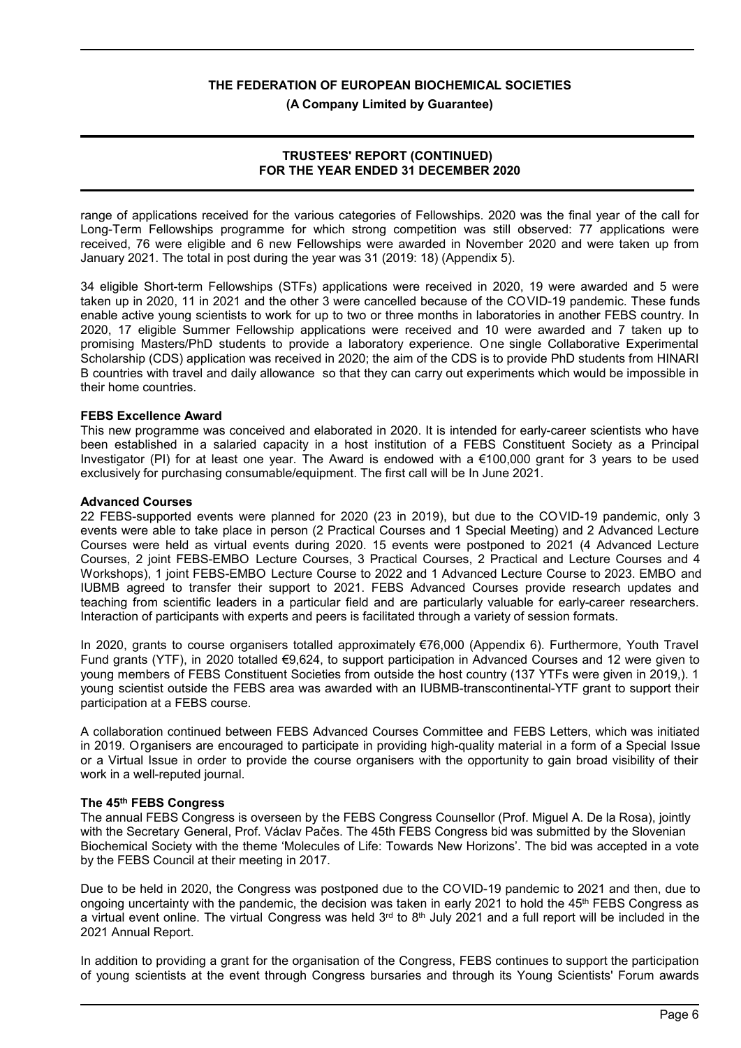range of applications received for the various categories of Fellowships. 2020 was the final year of the call for Long-Term Fellowships programme for which strong competition was still observed: 77 applications were received, 76 were eligible and 6 new Fellowships were awarded in November 2020 and were taken up from January 2021. The total in post during the year was 31 (2019: 18) (Appendix 5).

34 eligible Short-term Fellowships (STFs) applications were received in 2020, 19 were awarded and 5 were taken up in 2020, 11 in 2021 and the other 3 were cancelled because of the COVID-19 pandemic. These funds enable active young scientists to work for up to two or three months in laboratories in another FEBS country. In 2020, 17 eligible Summer Fellowship applications were received and 10 were awarded and 7 taken up to promising Masters/PhD students to provide a laboratory experience. One single Collaborative Experimental Scholarship (CDS) application was received in 2020; the aim of the CDS is to provide PhD students from HINARI B countries with travel and daily allowance so that they can carry out experiments which would be impossible in their home countries.

**FEBS Excellence Award**

This new programme was conceived and elaborated in 2020. It is intended for early-career scientists who have been established in a salaried capacity in a host institution of a FEBS Constituent Society as a Principal Investigator (PI) for at least one year. The Award is endowed with a €100,000 grant for 3 years to be used exclusively for purchasing consumable/equipment. The first call will be In June 2021.

**Advanced Courses**

22 FEBS-supported events were planned for 2020 (23 in 2019), but due to the COVID-19 pandemic, only 3 events were able to take place in person (2 Practical Courses and 1 Special Meeting) and 2 Advanced Lecture Courses were held as virtual events during 2020. 15 events were postponed to 2021 (4 Advanced Lecture Courses, 2 joint FEBS-EMBO Lecture Courses, 3 Practical Courses, 2 Practical and Lecture Courses and 4 Workshops), 1 joint FEBS-EMBO Lecture Course to 2022 and 1 Advanced Lecture Course to 2023. EMBO and IUBMB agreed to transfer their support to 2021. FEBS Advanced Courses provide research updates and teaching from scientific leaders in a particular field and are particularly valuable for early-career researchers. Interaction of participants with experts and peers is facilitated through a variety of session formats.

In 2020, grants to course organisers totalled approximately €76,000 (Appendix 6). Furthermore, Youth Travel Fund grants (YTF), in 2020 totalled €9,624, to support participation in Advanced Courses and 12 were given to young members of FEBS Constituent Societies from outside the host country (137 YTFs were given in 2019,). 1 young scientist outside the FEBS area was awarded with an IUBMB-transcontinental-YTF grant to support their participation at a FEBS course.

A collaboration continued between FEBS Advanced Courses Committee and FEBS Letters, which was initiated in 2019. Organisers are encouraged to participate in providing high-quality material in a form of a Special Issue or a Virtual Issue in order to provide the course organisers with the opportunity to gain broad visibility of their work in a well-reputed journal.

**The 45th FEBS Congress**

The annual FEBS Congress is overseen by the FEBS Congress Counsellor (Prof. Miguel A. De la Rosa), jointly with the Secretary General, Prof. Václav Pačes. The 45th FEBS Congress bid was submitted by the Slovenian Biochemical Society with the theme 'Molecules of Life: Towards New Horizons'. The bid was accepted in a vote by the FEBS Council at their meeting in 2017.

Due to be held in 2020, the Congress was postponed due to the COVID-19 pandemic to 2021 and then, due to ongoing uncertainty with the pandemic, the decision was taken in early 2021 to hold the 45th FEBS Congress as a virtual event online. The virtual Congress was held 3rd to 8th July 2021 and a full report will be included in the 2021 Annual Report.

In addition to providing a grant for the organisation of the Congress, FEBS continues to support the participation of young scientists at the event through Congress bursaries and through its Young Scientists' Forum awards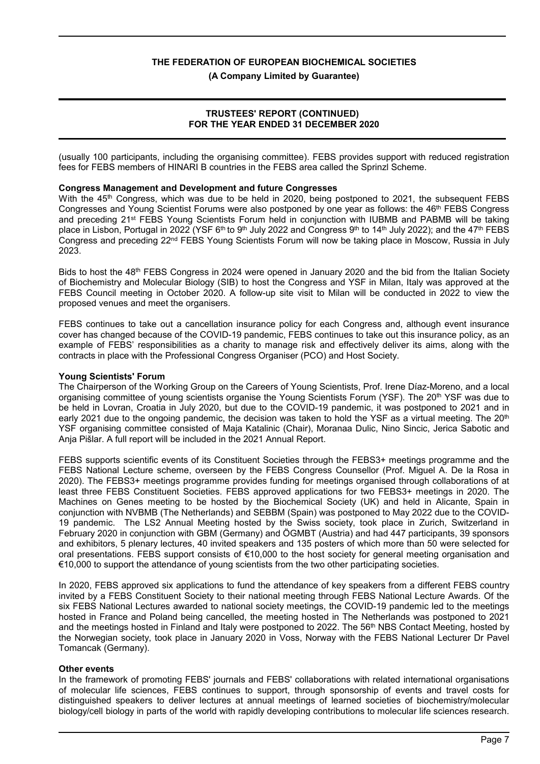(usually 100 participants, including the organising committee). FEBS provides support with reduced registration fees for FEBS members of HINARI B countries in the FEBS area called the Sprinzl Scheme.

**Congress Management and Development and future Congresses**

With the 45th Congress, which was due to be held in 2020, being postponed to 2021, the subsequent FEBS Congresses and Young Scientist Forums were also postponed by one year as follows: the 46th FEBS Congress and preceding 21st FEBS Young Scientists Forum held in conjunction with IUBMB and PABMB will be taking place in Lisbon, Portugal in 2022 (YSF 6th to 9th July 2022 and Congress 9th to 14th July 2022); and the 47th FEBS Congress and preceding 22nd FEBS Young Scientists Forum will now be taking place in Moscow, Russia in July 2023.

Bids to host the 48th FEBS Congress in 2024 were opened in January 2020 and the bid from the Italian Society of Biochemistry and Molecular Biology (SIB) to host the Congress and YSF in Milan, Italy was approved at the FEBS Council meeting in October 2020. A follow-up site visit to Milan will be conducted in 2022 to view the proposed venues and meet the organisers.

FEBS continues to take out a cancellation insurance policy for each Congress and, although event insurance cover has changed because of the COVID-19 pandemic, FEBS continues to take out this insurance policy, as an example of FEBS' responsibilities as a charity to manage risk and effectively deliver its aims, along with the contracts in place with the Professional Congress Organiser (PCO) and Host Society.

**Young Scientists' Forum**

The Chairperson of the Working Group on the Careers of Young Scientists, Prof. Irene Díaz-Moreno, and a local organising committee of young scientists organise the Young Scientists Forum (YSF). The 20th YSF was due to be held in Lovran, Croatia in July 2020, but due to the COVID-19 pandemic, it was postponed to 2021 and in early 2021 due to the ongoing pandemic, the decision was taken to hold the YSF as a virtual meeting. The 20th YSF organising committee consisted of Maja Katalinic (Chair), Moranaa Dulic, Nino Sincic, Jerica Sabotic and Anja Pišlar. A full report will be included in the 2021 Annual Report.

FEBS supports scientific events of its Constituent Societies through the FEBS3+ meetings programme and the FEBS National Lecture scheme, overseen by the FEBS Congress Counsellor (Prof. Miguel A. De la Rosa in 2020). The FEBS3+ meetings programme provides funding for meetings organised through collaborations of at least three FEBS Constituent Societies. FEBS approved applications for two FEBS3+ meetings in 2020. The Machines on Genes meeting to be hosted by the Biochemical Society (UK) and held in Alicante, Spain in conjunction with NVBMB (The Netherlands) and SEBBM (Spain) was postponed to May 2022 due to the COVID-19 pandemic. The LS2 Annual Meeting hosted by the Swiss society, took place in Zurich, Switzerland in February 2020 in conjunction with GBM (Germany) and ÖGMBT (Austria) and had 447 participants, 39 sponsors and exhibitors, 5 plenary lectures, 40 invited speakers and 135 posters of which more than 50 were selected for oral presentations. FEBS support consists of €10,000 to the host society for general meeting organisation and €10,000 to support the attendance of young scientists from the two other participating societies.

In 2020, FEBS approved six applications to fund the attendance of key speakers from a different FEBS country invited by a FEBS Constituent Society to their national meeting through FEBS National Lecture Awards. Of the six FEBS National Lectures awarded to national society meetings, the COVID-19 pandemic led to the meetings hosted in France and Poland being cancelled, the meeting hosted in The Netherlands was postponed to 2021 and the meetings hosted in Finland and Italy were postponed to 2022. The 56th NBS Contact Meeting, hosted by the Norwegian society, took place in January 2020 in Voss, Norway with the FEBS National Lecturer Dr Pavel Tomancak (Germany).

**Other events**

In the framework of promoting FEBS' journals and FEBS' collaborations with related international organisations of molecular life sciences, FEBS continues to support, through sponsorship of events and travel costs for distinguished speakers to deliver lectures at annual meetings of learned societies of biochemistry/molecular biology/cell biology in parts of the world with rapidly developing contributions to molecular life sciences research.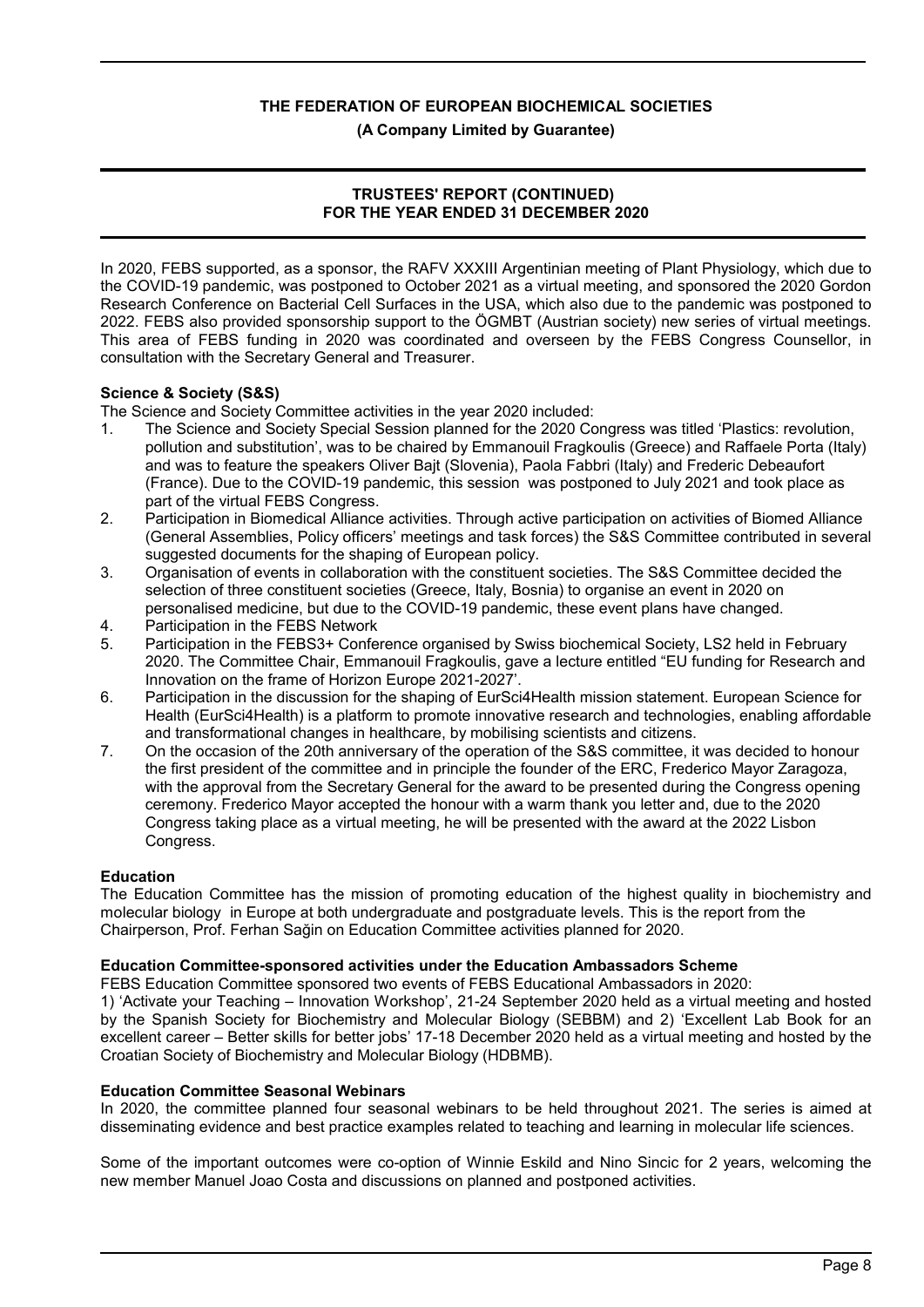In 2020, FEBS supported, as a sponsor, the RAFV XXXIII Argentinian meeting of Plant Physiology, which due to the COVID-19 pandemic, was postponed to October 2021 as a virtual meeting, and sponsored the 2020 Gordon Research Conference on Bacterial Cell Surfaces in the USA, which also due to the pandemic was postponed to 2022. FEBS also provided sponsorship support to the ÖGMBT (Austrian society) new series of virtual meetings. This area of FEBS funding in 2020 was coordinated and overseen by the FEBS Congress Counsellor, in consultation with the Secretary General and Treasurer.

**Science & Society (S&S)**

The Science and Society Committee activities in the year 2020 included:

1. The Science and Society Special Session planned for the 2020 Congress was titled 'Plastics: revolution, pollution and substitution', was to be chaired by Emmanouil Fragkoulis (Greece) and Raffaele Porta (Italy) and was to feature the speakers Oliver Bajt (Slovenia), Paola Fabbri (Italy) and Frederic Debeaufort (France). Due to the COVID-19 pandemic, this session was postponed to July 2021 and took place as part of the virtual FEBS Congress.
2. Participation in Biomedical Alliance activities. Through active participation on activities of Biomed Alliance (General Assemblies, Policy officers' meetings and task forces) the S&S Committee contributed in several suggested documents for the shaping of European policy.
3. Organisation of events in collaboration with the constituent societies. The S&S Committee decided the selection of three constituent societies (Greece, Italy, Bosnia) to organise an event in 2020 on personalised medicine, but due to the COVID-19 pandemic, these event plans have changed.
4. Participation in the FEBS Network
5. Participation in the FEBS3+ Conference organised by Swiss biochemical Society, LS2 held in February 2020. The Committee Chair, Emmanouil Fragkoulis, gave a lecture entitled "EU funding for Research and Innovation on the frame of Horizon Europe 2021-2027'.
6. Participation in the discussion for the shaping of EurSci4Health mission statement. European Science for Health (EurSci4Health) is a platform to promote innovative research and technologies, enabling affordable and transformational changes in healthcare, by mobilising scientists and citizens.
7. On the occasion of the 20th anniversary of the operation of the S&S committee, it was decided to honour the first president of the committee and in principle the founder of the ERC, Frederico Mayor Zaragoza, with the approval from the Secretary General for the award to be presented during the Congress opening ceremony. Frederico Mayor accepted the honour with a warm thank you letter and, due to the 2020 Congress taking place as a virtual meeting, he will be presented with the award at the 2022 Lisbon Congress.

**Education**

The Education Committee has the mission of promoting education of the highest quality in biochemistry and molecular biology in Europe at both undergraduate and postgraduate levels. This is the report from the Chairperson, Prof. Ferhan Sağin on Education Committee activities planned for 2020.

**Education Committee-sponsored activities under the Education Ambassadors Scheme**

FEBS Education Committee sponsored two events of FEBS Educational Ambassadors in 2020:
1) 'Activate your Teaching – Innovation Workshop', 21-24 September 2020 held as a virtual meeting and hosted by the Spanish Society for Biochemistry and Molecular Biology (SEBBM) and 2) 'Excellent Lab Book for an excellent career – Better skills for better jobs' 17-18 December 2020 held as a virtual meeting and hosted by the Croatian Society of Biochemistry and Molecular Biology (HDBMB).

**Education Committee Seasonal Webinars**

In 2020, the committee planned four seasonal webinars to be held throughout 2021. The series is aimed at disseminating evidence and best practice examples related to teaching and learning in molecular life sciences.

Some of the important outcomes were co-option of Winnie Eskild and Nino Sincic for 2 years, welcoming the new member Manuel Joao Costa and discussions on planned and postponed activities.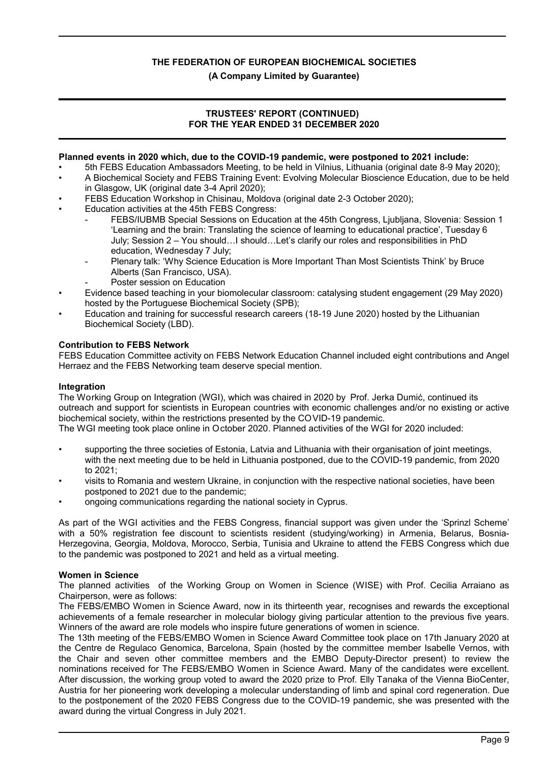**Planned events in 2020 which, due to the COVID-19 pandemic, were postponed to 2021 include:**

- 5th FEBS Education Ambassadors Meeting, to be held in Vilnius, Lithuania (original date 8-9 May 2020);
- A Biochemical Society and FEBS Training Event: Evolving Molecular Bioscience Education, due to be held in Glasgow, UK (original date 3-4 April 2020);
- FEBS Education Workshop in Chisinau, Moldova (original date 2-3 October 2020);
- Education activities at the 45th FEBS Congress:
  - FEBS/IUBMB Special Sessions on Education at the 45th Congress, Ljubljana, Slovenia: Session 1 'Learning and the brain: Translating the science of learning to educational practice', Tuesday 6 July; Session 2 – You should…I should…Let's clarify our roles and responsibilities in PhD education, Wednesday 7 July;
  - Plenary talk: 'Why Science Education is More Important Than Most Scientists Think' by Bruce Alberts (San Francisco, USA).
  - Poster session on Education
- Evidence based teaching in your biomolecular classroom: catalysing student engagement (29 May 2020) hosted by the Portuguese Biochemical Society (SPB);
- Education and training for successful research careers (18-19 June 2020) hosted by the Lithuanian Biochemical Society (LBD).

**Contribution to FEBS Network**

FEBS Education Committee activity on FEBS Network Education Channel included eight contributions and Angel Herraez and the FEBS Networking team deserve special mention.

**Integration**

The Working Group on Integration (WGI), which was chaired in 2020 by Prof. Jerka Dumić, continued its outreach and support for scientists in European countries with economic challenges and/or no existing or active biochemical society, within the restrictions presented by the COVID-19 pandemic.

The WGI meeting took place online in October 2020. Planned activities of the WGI for 2020 included:

- supporting the three societies of Estonia, Latvia and Lithuania with their organisation of joint meetings, with the next meeting due to be held in Lithuania postponed, due to the COVID-19 pandemic, from 2020 to 2021;
- visits to Romania and western Ukraine, in conjunction with the respective national societies, have been postponed to 2021 due to the pandemic;
- ongoing communications regarding the national society in Cyprus.

As part of the WGI activities and the FEBS Congress, financial support was given under the 'Sprinzl Scheme' with a 50% registration fee discount to scientists resident (studying/working) in Armenia, Belarus, Bosnia-Herzegovina, Georgia, Moldova, Morocco, Serbia, Tunisia and Ukraine to attend the FEBS Congress which due to the pandemic was postponed to 2021 and held as a virtual meeting.

**Women in Science**

The planned activities of the Working Group on Women in Science (WISE) with Prof. Cecilia Arraiano as Chairperson, were as follows:

The FEBS/EMBO Women in Science Award, now in its thirteenth year, recognises and rewards the exceptional achievements of a female researcher in molecular biology giving particular attention to the previous five years. Winners of the award are role models who inspire future generations of women in science.

The 13th meeting of the FEBS/EMBO Women in Science Award Committee took place on 17th January 2020 at the Centre de Regulaco Genomica, Barcelona, Spain (hosted by the committee member Isabelle Vernos, with the Chair and seven other committee members and the EMBO Deputy-Director present) to review the nominations received for The FEBS/EMBO Women in Science Award. Many of the candidates were excellent. After discussion, the working group voted to award the 2020 prize to Prof. Elly Tanaka of the Vienna BioCenter, Austria for her pioneering work developing a molecular understanding of limb and spinal cord regeneration. Due to the postponement of the 2020 FEBS Congress due to the COVID-19 pandemic, she was presented with the award during the virtual Congress in July 2021.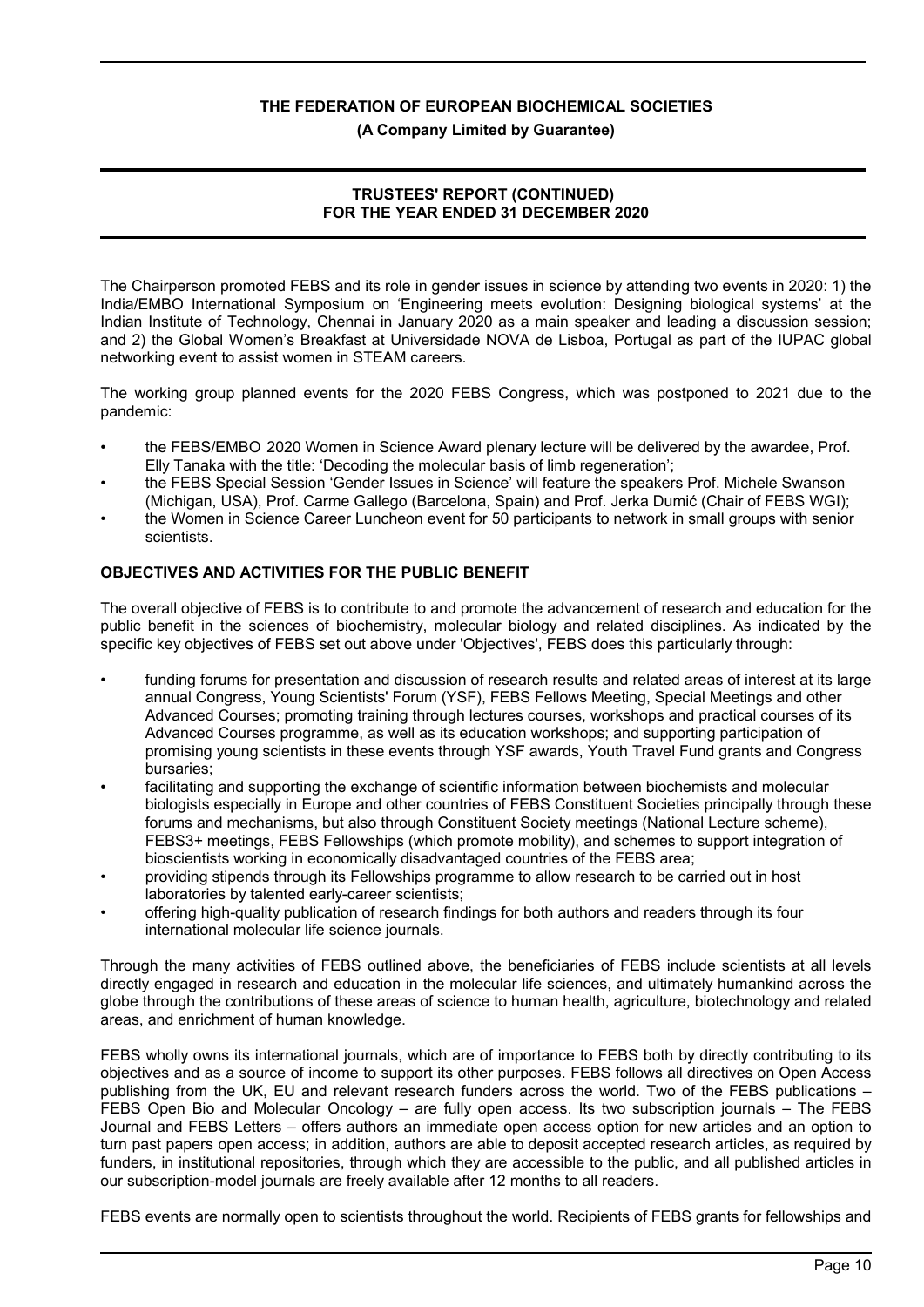The Chairperson promoted FEBS and its role in gender issues in science by attending two events in 2020: 1) the India/EMBO International Symposium on 'Engineering meets evolution: Designing biological systems' at the Indian Institute of Technology, Chennai in January 2020 as a main speaker and leading a discussion session; and 2) the Global Women's Breakfast at Universidade NOVA de Lisboa, Portugal as part of the IUPAC global networking event to assist women in STEAM careers.

The working group planned events for the 2020 FEBS Congress, which was postponed to 2021 due to the pandemic:

- the FEBS/EMBO 2020 Women in Science Award plenary lecture will be delivered by the awardee, Prof. Elly Tanaka with the title: 'Decoding the molecular basis of limb regeneration';
- the FEBS Special Session 'Gender Issues in Science' will feature the speakers Prof. Michele Swanson (Michigan, USA), Prof. Carme Gallego (Barcelona, Spain) and Prof. Jerka Dumić (Chair of FEBS WGI);
- the Women in Science Career Luncheon event for 50 participants to network in small groups with senior scientists.

## OBJECTIVES AND ACTIVITIES FOR THE PUBLIC BENEFIT

The overall objective of FEBS is to contribute to and promote the advancement of research and education for the public benefit in the sciences of biochemistry, molecular biology and related disciplines. As indicated by the specific key objectives of FEBS set out above under 'Objectives', FEBS does this particularly through:

- funding forums for presentation and discussion of research results and related areas of interest at its large annual Congress, Young Scientists' Forum (YSF), FEBS Fellows Meeting, Special Meetings and other Advanced Courses; promoting training through lectures courses, workshops and practical courses of its Advanced Courses programme, as well as its education workshops; and supporting participation of promising young scientists in these events through YSF awards, Youth Travel Fund grants and Congress bursaries;
- facilitating and supporting the exchange of scientific information between biochemists and molecular biologists especially in Europe and other countries of FEBS Constituent Societies principally through these forums and mechanisms, but also through Constituent Society meetings (National Lecture scheme), FEBS3+ meetings, FEBS Fellowships (which promote mobility), and schemes to support integration of bioscientists working in economically disadvantaged countries of the FEBS area;
- providing stipends through its Fellowships programme to allow research to be carried out in host laboratories by talented early-career scientists;
- offering high-quality publication of research findings for both authors and readers through its four international molecular life science journals.

Through the many activities of FEBS outlined above, the beneficiaries of FEBS include scientists at all levels directly engaged in research and education in the molecular life sciences, and ultimately humankind across the globe through the contributions of these areas of science to human health, agriculture, biotechnology and related areas, and enrichment of human knowledge.

FEBS wholly owns its international journals, which are of importance to FEBS both by directly contributing to its objectives and as a source of income to support its other purposes. FEBS follows all directives on Open Access publishing from the UK, EU and relevant research funders across the world. Two of the FEBS publications – FEBS Open Bio and Molecular Oncology – are fully open access. Its two subscription journals – The FEBS Journal and FEBS Letters – offers authors an immediate open access option for new articles and an option to turn past papers open access; in addition, authors are able to deposit accepted research articles, as required by funders, in institutional repositories, through which they are accessible to the public, and all published articles in our subscription-model journals are freely available after 12 months to all readers.

FEBS events are normally open to scientists throughout the world. Recipients of FEBS grants for fellowships and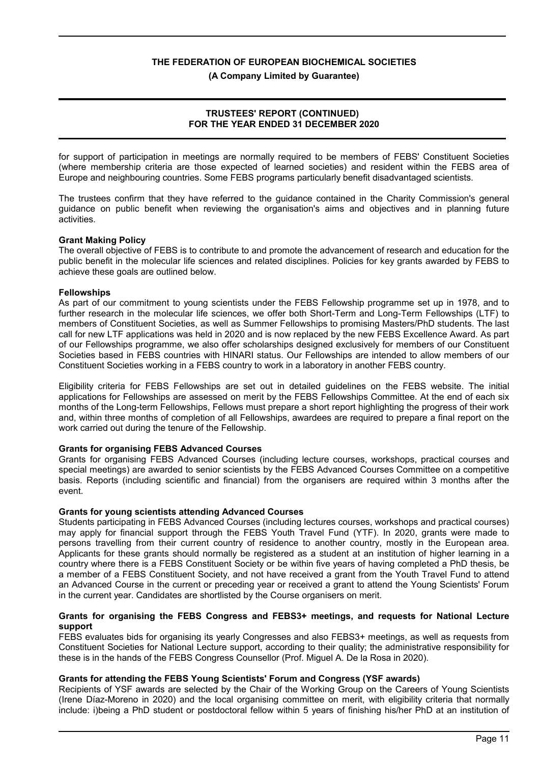for support of participation in meetings are normally required to be members of FEBS' Constituent Societies (where membership criteria are those expected of learned societies) and resident within the FEBS area of Europe and neighbouring countries. Some FEBS programs particularly benefit disadvantaged scientists.

The trustees confirm that they have referred to the guidance contained in the Charity Commission's general guidance on public benefit when reviewing the organisation's aims and objectives and in planning future activities.

**Grant Making Policy**

The overall objective of FEBS is to contribute to and promote the advancement of research and education for the public benefit in the molecular life sciences and related disciplines. Policies for key grants awarded by FEBS to achieve these goals are outlined below.

**Fellowships**

As part of our commitment to young scientists under the FEBS Fellowship programme set up in 1978, and to further research in the molecular life sciences, we offer both Short-Term and Long-Term Fellowships (LTF) to members of Constituent Societies, as well as Summer Fellowships to promising Masters/PhD students. The last call for new LTF applications was held in 2020 and is now replaced by the new FEBS Excellence Award. As part of our Fellowships programme, we also offer scholarships designed exclusively for members of our Constituent Societies based in FEBS countries with HINARI status. Our Fellowships are intended to allow members of our Constituent Societies working in a FEBS country to work in a laboratory in another FEBS country.

Eligibility criteria for FEBS Fellowships are set out in detailed guidelines on the FEBS website. The initial applications for Fellowships are assessed on merit by the FEBS Fellowships Committee. At the end of each six months of the Long-term Fellowships, Fellows must prepare a short report highlighting the progress of their work and, within three months of completion of all Fellowships, awardees are required to prepare a final report on the work carried out during the tenure of the Fellowship.

**Grants for organising FEBS Advanced Courses**

Grants for organising FEBS Advanced Courses (including lecture courses, workshops, practical courses and special meetings) are awarded to senior scientists by the FEBS Advanced Courses Committee on a competitive basis. Reports (including scientific and financial) from the organisers are required within 3 months after the event.

**Grants for young scientists attending Advanced Courses**

Students participating in FEBS Advanced Courses (including lectures courses, workshops and practical courses) may apply for financial support through the FEBS Youth Travel Fund (YTF). In 2020, grants were made to persons travelling from their current country of residence to another country, mostly in the European area. Applicants for these grants should normally be registered as a student at an institution of higher learning in a country where there is a FEBS Constituent Society or be within five years of having completed a PhD thesis, be a member of a FEBS Constituent Society, and not have received a grant from the Youth Travel Fund to attend an Advanced Course in the current or preceding year or received a grant to attend the Young Scientists' Forum in the current year. Candidates are shortlisted by the Course organisers on merit.

**Grants for organising the FEBS Congress and FEBS3+ meetings, and requests for National Lecture support**

FEBS evaluates bids for organising its yearly Congresses and also FEBS3+ meetings, as well as requests from Constituent Societies for National Lecture support, according to their quality; the administrative responsibility for these is in the hands of the FEBS Congress Counsellor (Prof. Miguel A. De la Rosa in 2020).

**Grants for attending the FEBS Young Scientists' Forum and Congress (YSF awards)**

Recipients of YSF awards are selected by the Chair of the Working Group on the Careers of Young Scientists (Irene Díaz-Moreno in 2020) and the local organising committee on merit, with eligibility criteria that normally include: i)being a PhD student or postdoctoral fellow within 5 years of finishing his/her PhD at an institution of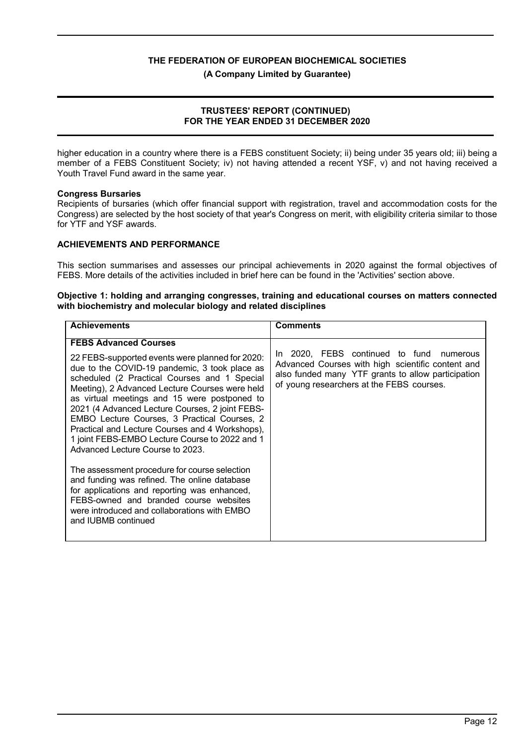higher education in a country where there is a FEBS constituent Society; ii) being under 35 years old; iii) being a member of a FEBS Constituent Society; iv) not having attended a recent YSF, v) and not having received a Youth Travel Fund award in the same year.

**Congress Bursaries**

Recipients of bursaries (which offer financial support with registration, travel and accommodation costs for the Congress) are selected by the host society of that year's Congress on merit, with eligibility criteria similar to those for YTF and YSF awards.

## ACHIEVEMENTS AND PERFORMANCE

This section summarises and assesses our principal achievements in 2020 against the formal objectives of FEBS. More details of the activities included in brief here can be found in the 'Activities' section above.

**Objective 1: holding and arranging congresses, training and educational courses on matters connected with biochemistry and molecular biology and related disciplines**

| Achievements | Comments |
|---|---|
| **FEBS Advanced Courses**<br><br>22 FEBS-supported events were planned for 2020: due to the COVID-19 pandemic, 3 took place as scheduled (2 Practical Courses and 1 Special Meeting), 2 Advanced Lecture Courses were held as virtual meetings and 15 were postponed to 2021 (4 Advanced Lecture Courses, 2 joint FEBS-EMBO Lecture Courses, 3 Practical Courses, 2 Practical and Lecture Courses and 4 Workshops), 1 joint FEBS-EMBO Lecture Course to 2022 and 1 Advanced Lecture Course to 2023.<br><br>The assessment procedure for course selection and funding was refined. The online database for applications and reporting was enhanced, FEBS-owned and branded course websites were introduced and collaborations with EMBO and IUBMB continued | In 2020, FEBS continued to fund numerous Advanced Courses with high scientific content and also funded many YTF grants to allow participation of young researchers at the FEBS courses. |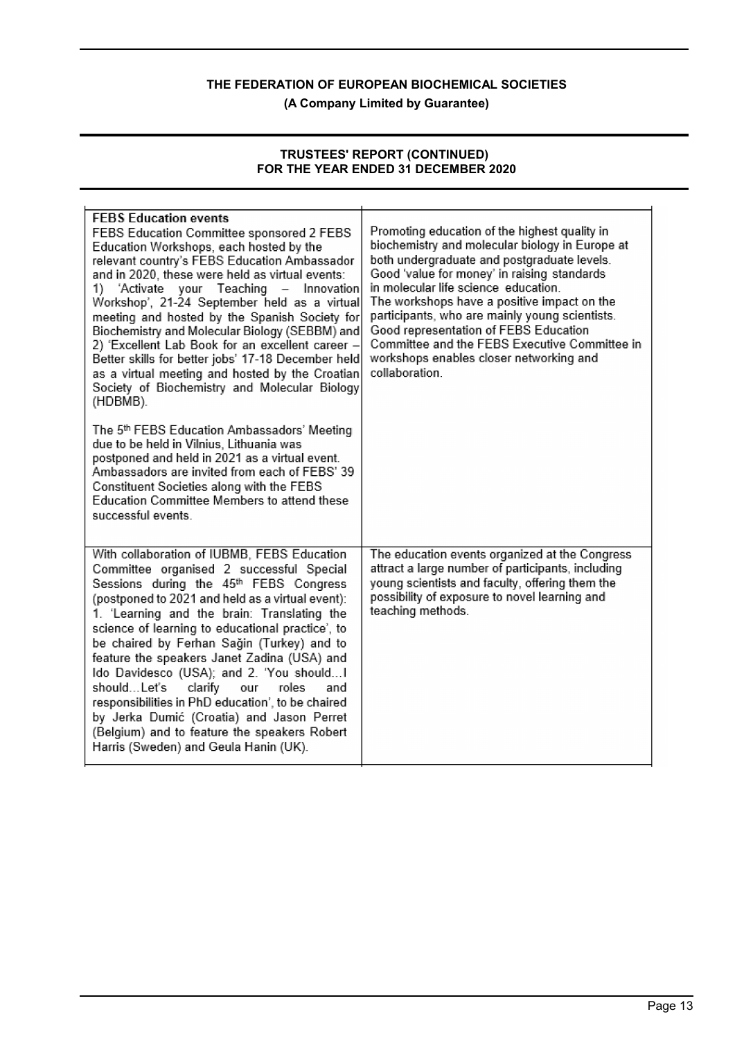**THE FEDERATION OF EUROPEAN BIOCHEMICAL SOCIETIES**

**(A Company Limited by Guarantee)**

**TRUSTEES' REPORT (CONTINUED)**
**FOR THE YEAR ENDED 31 DECEMBER 2020**

| | |
|---|---|
| **FEBS Education events**<br>FEBS Education Committee sponsored 2 FEBS Education Workshops, each hosted by the relevant country's FEBS Education Ambassador and in 2020, these were held as virtual events:<br>1) 'Activate your Teaching – Innovation Workshop', 21-24 September held as a virtual meeting and hosted by the Spanish Society for Biochemistry and Molecular Biology (SEBBM) and 2) 'Excellent Lab Book for an excellent career – Better skills for better jobs' 17-18 December held as a virtual meeting and hosted by the Croatian Society of Biochemistry and Molecular Biology (HDBMB).<br><br>The 5th FEBS Education Ambassadors' Meeting due to be held in Vilnius, Lithuania was postponed and held in 2021 as a virtual event. Ambassadors are invited from each of FEBS' 39 Constituent Societies along with the FEBS Education Committee Members to attend these successful events. | Promoting education of the highest quality in biochemistry and molecular biology in Europe at both undergraduate and postgraduate levels. Good 'value for money' in raising standards in molecular life science education.<br>The workshops have a positive impact on the participants, who are mainly young scientists. Good representation of FEBS Education Committee and the FEBS Executive Committee in workshops enables closer networking and collaboration. |
| With collaboration of IUBMB, FEBS Education Committee organised 2 successful Special Sessions during the 45th FEBS Congress (postponed to 2021 and held as a virtual event):<br>1. 'Learning and the brain: Translating the science of learning to educational practice', to be chaired by Ferhan Sağin (Turkey) and to feature the speakers Janet Zadina (USA) and Ido Davidesco (USA); and 2. 'You should…I should…Let's clarify our roles and responsibilities in PhD education', to be chaired by Jerka Dumić (Croatia) and Jason Perret (Belgium) and to feature the speakers Robert Harris (Sweden) and Geula Hanin (UK). | The education events organized at the Congress attract a large number of participants, including young scientists and faculty, offering them the possibility of exposure to novel learning and teaching methods. |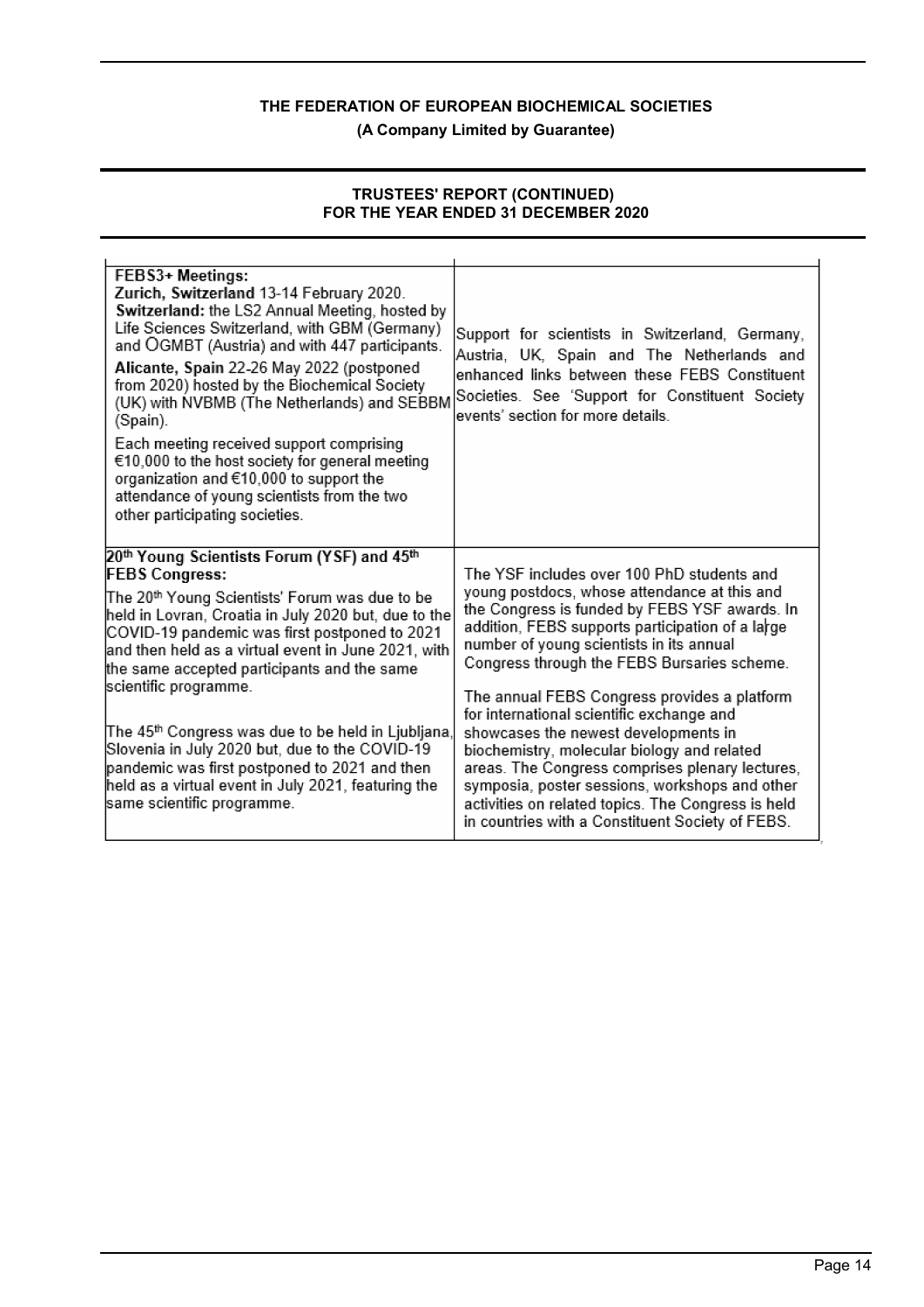# THE FEDERATION OF EUROPEAN BIOCHEMICAL SOCIETIES

**(A Company Limited by Guarantee)**

## TRUSTEES' REPORT (CONTINUED) FOR THE YEAR ENDED 31 DECEMBER 2020

| | |
|---|---|
| **FEBS3+ Meetings:** <br> **Zurich, Switzerland** 13-14 February 2020. **Switzerland:** the LS2 Annual Meeting, hosted by Life Sciences Switzerland, with GBM (Germany) and ÖGMBT (Austria) and with 447 participants. <br> **Alicante, Spain** 22-26 May 2022 (postponed from 2020) hosted by the Biochemical Society (UK) with NVBMB (The Netherlands) and SEBBM (Spain). <br> Each meeting received support comprising €10,000 to the host society for general meeting organization and €10,000 to support the attendance of young scientists from the two other participating societies. | Support for scientists in Switzerland, Germany, Austria, UK, Spain and The Netherlands and enhanced links between these FEBS Constituent Societies. See 'Support for Constituent Society events' section for more details. |
| **20th Young Scientists Forum (YSF) and 45th FEBS Congress:** <br> The 20th Young Scientists' Forum was due to be held in Lovran, Croatia in July 2020 but, due to the COVID-19 pandemic was first postponed to 2021 and then held as a virtual event in June 2021, with the same accepted participants and the same scientific programme. <br> The 45th Congress was due to be held in Ljubljana, Slovenia in July 2020 but, due to the COVID-19 pandemic was first postponed to 2021 and then held as a virtual event in July 2021, featuring the same scientific programme. | The YSF includes over 100 PhD students and young postdocs, whose attendance at this and the Congress is funded by FEBS YSF awards. In addition, FEBS supports participation of a large number of young scientists in its annual Congress through the FEBS Bursaries scheme. <br> The annual FEBS Congress provides a platform for international scientific exchange and showcases the newest developments in biochemistry, molecular biology and related areas. The Congress comprises plenary lectures, symposia, poster sessions, workshops and other activities on related topics. The Congress is held in countries with a Constituent Society of FEBS. |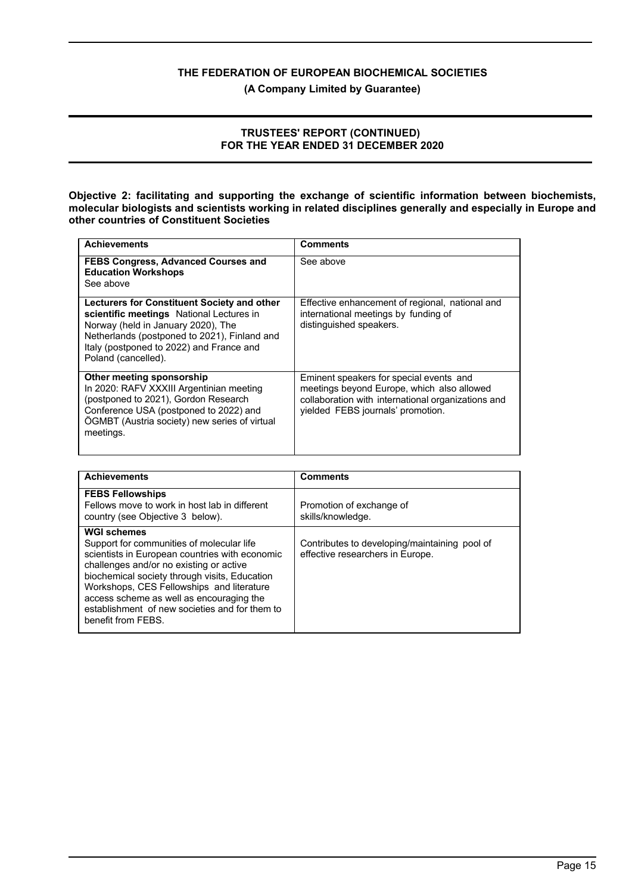**Objective 2: facilitating and supporting the exchange of scientific information between biochemists, molecular biologists and scientists working in related disciplines generally and especially in Europe and other countries of Constituent Societies**

| Achievements | Comments |
|---|---|
| **FEBS Congress, Advanced Courses and Education Workshops** See above | See above |
| **Lecturers for Constituent Society and other scientific meetings** National Lectures in Norway (held in January 2020), The Netherlands (postponed to 2021), Finland and Italy (postponed to 2022) and France and Poland (cancelled). | Effective enhancement of regional, national and international meetings by funding of distinguished speakers. |
| **Other meeting sponsorship** In 2020: RAFV XXXIII Argentinian meeting (postponed to 2021), Gordon Research Conference USA (postponed to 2022) and ÖGMBT (Austria society) new series of virtual meetings. | Eminent speakers for special events and meetings beyond Europe, which also allowed collaboration with international organizations and yielded FEBS journals' promotion. |

| Achievements | Comments |
|---|---|
| **FEBS Fellowships** Fellows move to work in host lab in different country (see Objective 3 below). | Promotion of exchange of skills/knowledge. |
| **WGI schemes** Support for communities of molecular life scientists in European countries with economic challenges and/or no existing or active biochemical society through visits, Education Workshops, CES Fellowships and literature access scheme as well as encouraging the establishment of new societies and for them to benefit from FEBS. | Contributes to developing/maintaining pool of effective researchers in Europe. |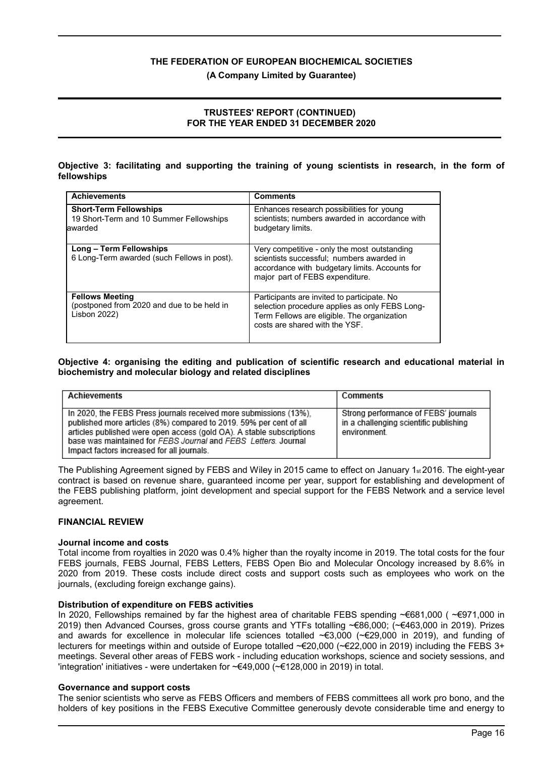**Objective 3: facilitating and supporting the training of young scientists in research, in the form of fellowships**

| Achievements | Comments |
|---|---|
| **Short-Term Fellowships**<br>19 Short-Term and 10 Summer Fellowships awarded | Enhances research possibilities for young scientists; numbers awarded in accordance with budgetary limits. |
| **Long – Term Fellowships**<br>6 Long-Term awarded (such Fellows in post). | Very competitive - only the most outstanding scientists successful; numbers awarded in accordance with budgetary limits. Accounts for major part of FEBS expenditure. |
| **Fellows Meeting**<br>(postponed from 2020 and due to be held in Lisbon 2022) | Participants are invited to participate. No selection procedure applies as only FEBS Long-Term Fellows are eligible. The organization costs are shared with the YSF. |

**Objective 4: organising the editing and publication of scientific research and educational material in biochemistry and molecular biology and related disciplines**

| Achievements | Comments |
|---|---|
| In 2020, the FEBS Press journals received more submissions (13%), published more articles (8%) compared to 2019. 59% per cent of all articles published were open access (gold OA). A stable subscriptions base was maintained for *FEBS Journal* and *FEBS Letters*. Journal Impact factors increased for all journals. | Strong performance of FEBS' journals in a challenging scientific publishing environment. |

The Publishing Agreement signed by FEBS and Wiley in 2015 came to effect on January 1st 2016. The eight-year contract is based on revenue share, guaranteed income per year, support for establishing and development of the FEBS publishing platform, joint development and special support for the FEBS Network and a service level agreement.

## FINANCIAL REVIEW

### Journal income and costs

Total income from royalties in 2020 was 0.4% higher than the royalty income in 2019. The total costs for the four FEBS journals, FEBS Journal, FEBS Letters, FEBS Open Bio and Molecular Oncology increased by 8.6% in 2020 from 2019. These costs include direct costs and support costs such as employees who work on the journals, (excluding foreign exchange gains).

### Distribution of expenditure on FEBS activities

In 2020, Fellowships remained by far the highest area of charitable FEBS spending ~€681,000 ( ~€971,000 in 2019) then Advanced Courses, gross course grants and YTFs totalling ~€86,000; (~€463,000 in 2019). Prizes and awards for excellence in molecular life sciences totalled ~€3,000 (~€29,000 in 2019), and funding of lecturers for meetings within and outside of Europe totalled ~€20,000 (~€22,000 in 2019) including the FEBS 3+ meetings. Several other areas of FEBS work - including education workshops, science and society sessions, and 'integration' initiatives - were undertaken for ~€49,000 (~€128,000 in 2019) in total.

### Governance and support costs

The senior scientists who serve as FEBS Officers and members of FEBS committees all work pro bono, and the holders of key positions in the FEBS Executive Committee generously devote considerable time and energy to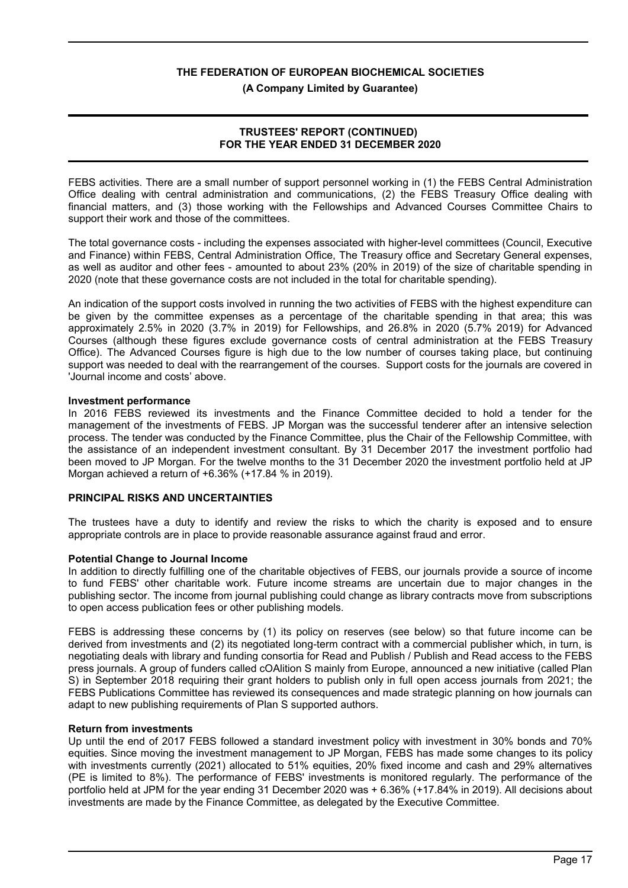FEBS activities. There are a small number of support personnel working in (1) the FEBS Central Administration Office dealing with central administration and communications, (2) the FEBS Treasury Office dealing with financial matters, and (3) those working with the Fellowships and Advanced Courses Committee Chairs to support their work and those of the committees.

The total governance costs - including the expenses associated with higher-level committees (Council, Executive and Finance) within FEBS, Central Administration Office, The Treasury office and Secretary General expenses, as well as auditor and other fees - amounted to about 23% (20% in 2019) of the size of charitable spending in 2020 (note that these governance costs are not included in the total for charitable spending).

An indication of the support costs involved in running the two activities of FEBS with the highest expenditure can be given by the committee expenses as a percentage of the charitable spending in that area; this was approximately 2.5% in 2020 (3.7% in 2019) for Fellowships, and 26.8% in 2020 (5.7% 2019) for Advanced Courses (although these figures exclude governance costs of central administration at the FEBS Treasury Office). The Advanced Courses figure is high due to the low number of courses taking place, but continuing support was needed to deal with the rearrangement of the courses. Support costs for the journals are covered in 'Journal income and costs' above.

**Investment performance**

In 2016 FEBS reviewed its investments and the Finance Committee decided to hold a tender for the management of the investments of FEBS. JP Morgan was the successful tenderer after an intensive selection process. The tender was conducted by the Finance Committee, plus the Chair of the Fellowship Committee, with the assistance of an independent investment consultant. By 31 December 2017 the investment portfolio had been moved to JP Morgan. For the twelve months to the 31 December 2020 the investment portfolio held at JP Morgan achieved a return of +6.36% (+17.84 % in 2019).

## PRINCIPAL RISKS AND UNCERTAINTIES

The trustees have a duty to identify and review the risks to which the charity is exposed and to ensure appropriate controls are in place to provide reasonable assurance against fraud and error.

**Potential Change to Journal Income**

In addition to directly fulfilling one of the charitable objectives of FEBS, our journals provide a source of income to fund FEBS' other charitable work. Future income streams are uncertain due to major changes in the publishing sector. The income from journal publishing could change as library contracts move from subscriptions to open access publication fees or other publishing models.

FEBS is addressing these concerns by (1) its policy on reserves (see below) so that future income can be derived from investments and (2) its negotiated long-term contract with a commercial publisher which, in turn, is negotiating deals with library and funding consortia for Read and Publish / Publish and Read access to the FEBS press journals. A group of funders called cOAlition S mainly from Europe, announced a new initiative (called Plan S) in September 2018 requiring their grant holders to publish only in full open access journals from 2021; the FEBS Publications Committee has reviewed its consequences and made strategic planning on how journals can adapt to new publishing requirements of Plan S supported authors.

**Return from investments**

Up until the end of 2017 FEBS followed a standard investment policy with investment in 30% bonds and 70% equities. Since moving the investment management to JP Morgan, FEBS has made some changes to its policy with investments currently (2021) allocated to 51% equities, 20% fixed income and cash and 29% alternatives (PE is limited to 8%). The performance of FEBS' investments is monitored regularly. The performance of the portfolio held at JPM for the year ending 31 December 2020 was + 6.36% (+17.84% in 2019). All decisions about investments are made by the Finance Committee, as delegated by the Executive Committee.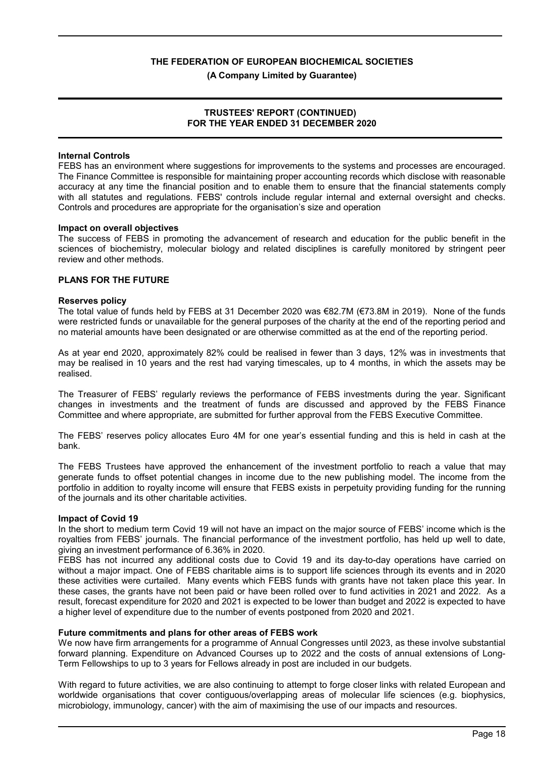**Internal Controls**

FEBS has an environment where suggestions for improvements to the systems and processes are encouraged. The Finance Committee is responsible for maintaining proper accounting records which disclose with reasonable accuracy at any time the financial position and to enable them to ensure that the financial statements comply with all statutes and regulations. FEBS' controls include regular internal and external oversight and checks. Controls and procedures are appropriate for the organisation's size and operation

**Impact on overall objectives**

The success of FEBS in promoting the advancement of research and education for the public benefit in the sciences of biochemistry, molecular biology and related disciplines is carefully monitored by stringent peer review and other methods.

## PLANS FOR THE FUTURE

**Reserves policy**

The total value of funds held by FEBS at 31 December 2020 was €82.7M (€73.8M in 2019). None of the funds were restricted funds or unavailable for the general purposes of the charity at the end of the reporting period and no material amounts have been designated or are otherwise committed as at the end of the reporting period.

As at year end 2020, approximately 82% could be realised in fewer than 3 days, 12% was in investments that may be realised in 10 years and the rest had varying timescales, up to 4 months, in which the assets may be realised.

The Treasurer of FEBS' regularly reviews the performance of FEBS investments during the year. Significant changes in investments and the treatment of funds are discussed and approved by the FEBS Finance Committee and where appropriate, are submitted for further approval from the FEBS Executive Committee.

The FEBS' reserves policy allocates Euro 4M for one year's essential funding and this is held in cash at the bank.

The FEBS Trustees have approved the enhancement of the investment portfolio to reach a value that may generate funds to offset potential changes in income due to the new publishing model. The income from the portfolio in addition to royalty income will ensure that FEBS exists in perpetuity providing funding for the running of the journals and its other charitable activities.

**Impact of Covid 19**

In the short to medium term Covid 19 will not have an impact on the major source of FEBS' income which is the royalties from FEBS' journals. The financial performance of the investment portfolio, has held up well to date, giving an investment performance of 6.36% in 2020.

FEBS has not incurred any additional costs due to Covid 19 and its day-to-day operations have carried on without a major impact. One of FEBS charitable aims is to support life sciences through its events and in 2020 these activities were curtailed. Many events which FEBS funds with grants have not taken place this year. In these cases, the grants have not been paid or have been rolled over to fund activities in 2021 and 2022. As a result, forecast expenditure for 2020 and 2021 is expected to be lower than budget and 2022 is expected to have a higher level of expenditure due to the number of events postponed from 2020 and 2021.

**Future commitments and plans for other areas of FEBS work**

We now have firm arrangements for a programme of Annual Congresses until 2023, as these involve substantial forward planning. Expenditure on Advanced Courses up to 2022 and the costs of annual extensions of Long-Term Fellowships to up to 3 years for Fellows already in post are included in our budgets.

With regard to future activities, we are also continuing to attempt to forge closer links with related European and worldwide organisations that cover contiguous/overlapping areas of molecular life sciences (e.g. biophysics, microbiology, immunology, cancer) with the aim of maximising the use of our impacts and resources.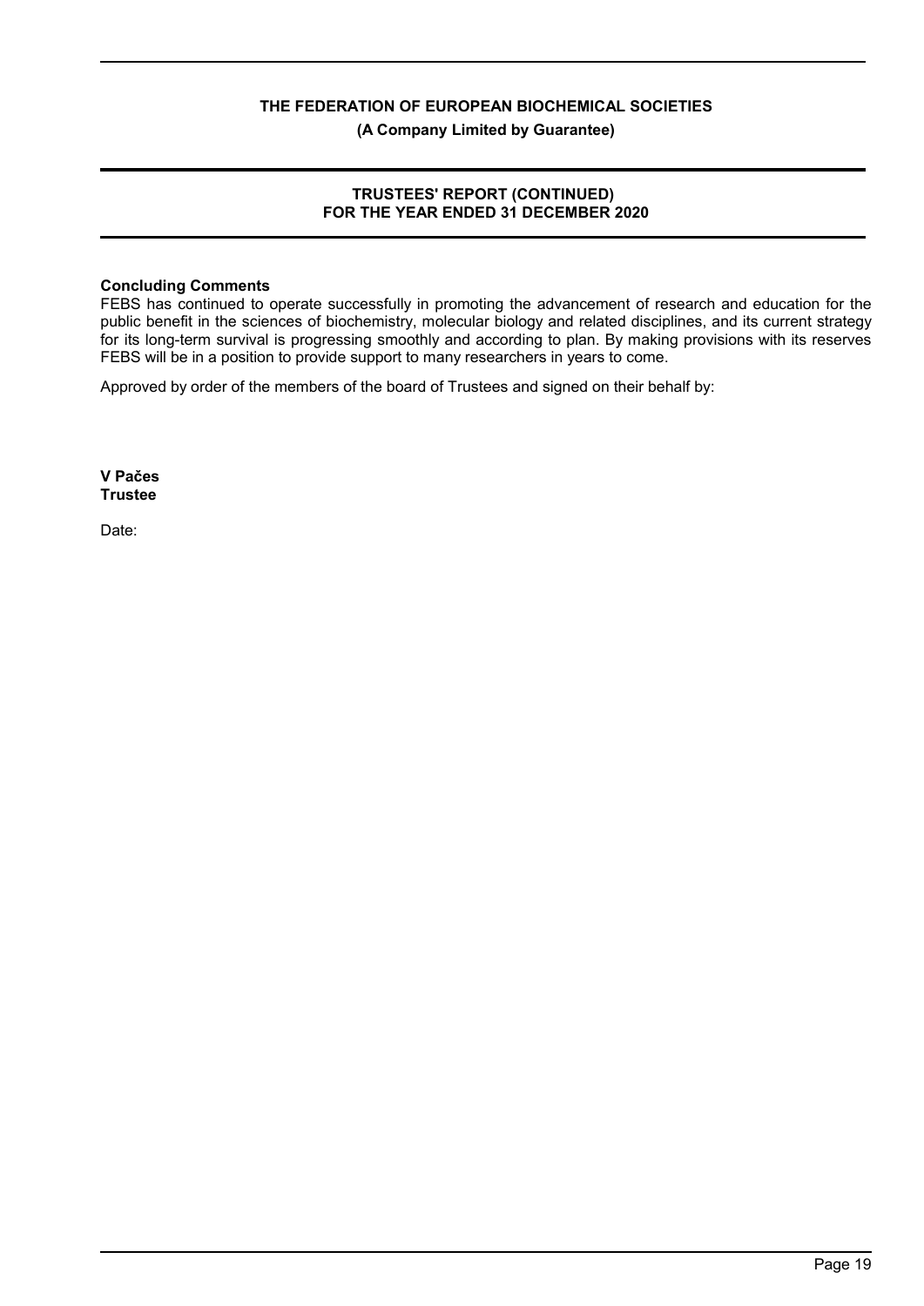**Concluding Comments**

FEBS has continued to operate successfully in promoting the advancement of research and education for the public benefit in the sciences of biochemistry, molecular biology and related disciplines, and its current strategy for its long-term survival is progressing smoothly and according to plan. By making provisions with its reserves FEBS will be in a position to provide support to many researchers in years to come.

Approved by order of the members of the board of Trustees and signed on their behalf by:

**V Pačes**
**Trustee**

Date: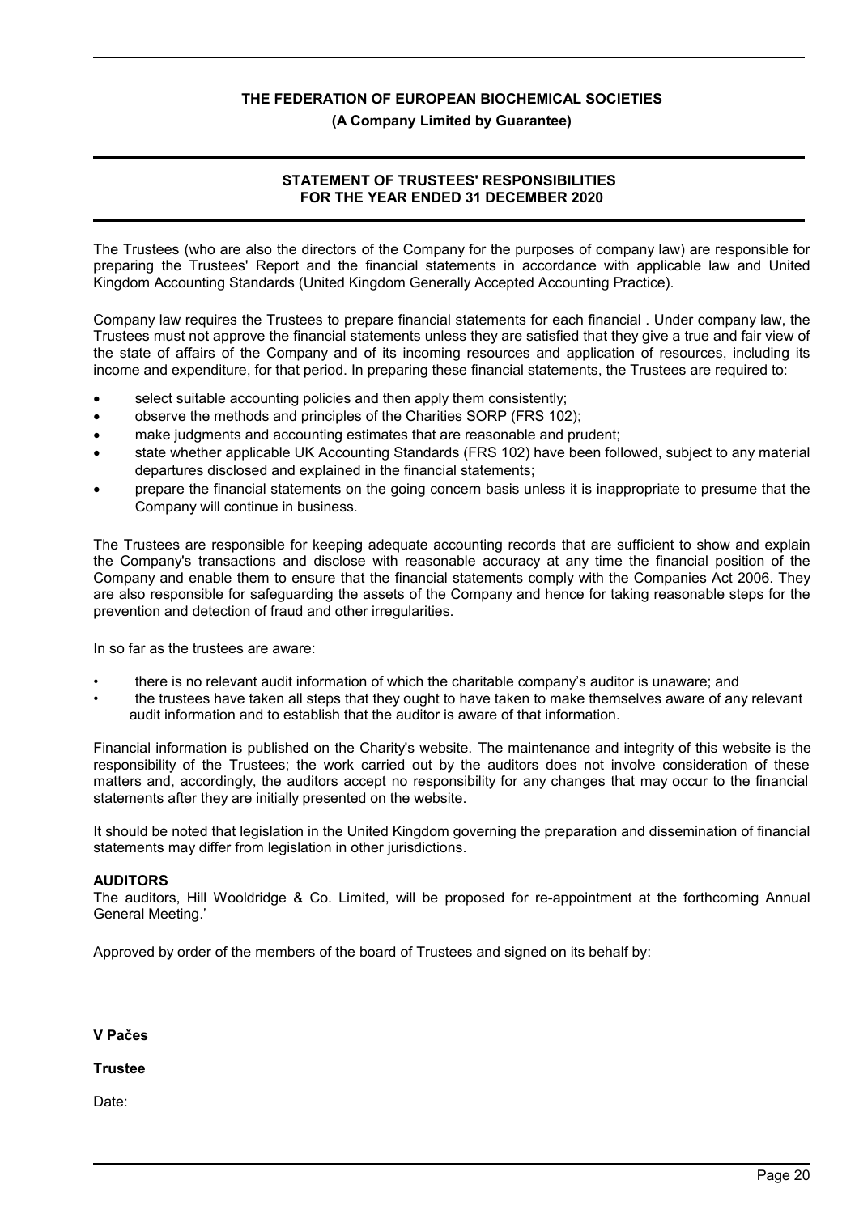**THE FEDERATION OF EUROPEAN BIOCHEMICAL SOCIETIES**

**(A Company Limited by Guarantee)**

## STATEMENT OF TRUSTEES' RESPONSIBILITIES FOR THE YEAR ENDED 31 DECEMBER 2020

The Trustees (who are also the directors of the Company for the purposes of company law) are responsible for preparing the Trustees' Report and the financial statements in accordance with applicable law and United Kingdom Accounting Standards (United Kingdom Generally Accepted Accounting Practice).

Company law requires the Trustees to prepare financial statements for each financial . Under company law, the Trustees must not approve the financial statements unless they are satisfied that they give a true and fair view of the state of affairs of the Company and of its incoming resources and application of resources, including its income and expenditure, for that period. In preparing these financial statements, the Trustees are required to:

- select suitable accounting policies and then apply them consistently;
- observe the methods and principles of the Charities SORP (FRS 102);
- make judgments and accounting estimates that are reasonable and prudent;
- state whether applicable UK Accounting Standards (FRS 102) have been followed, subject to any material departures disclosed and explained in the financial statements;
- prepare the financial statements on the going concern basis unless it is inappropriate to presume that the Company will continue in business.

The Trustees are responsible for keeping adequate accounting records that are sufficient to show and explain the Company's transactions and disclose with reasonable accuracy at any time the financial position of the Company and enable them to ensure that the financial statements comply with the Companies Act 2006. They are also responsible for safeguarding the assets of the Company and hence for taking reasonable steps for the prevention and detection of fraud and other irregularities.

In so far as the trustees are aware:

- there is no relevant audit information of which the charitable company's auditor is unaware; and
- the trustees have taken all steps that they ought to have taken to make themselves aware of any relevant audit information and to establish that the auditor is aware of that information.

Financial information is published on the Charity's website. The maintenance and integrity of this website is the responsibility of the Trustees; the work carried out by the auditors does not involve consideration of these matters and, accordingly, the auditors accept no responsibility for any changes that may occur to the financial statements after they are initially presented on the website.

It should be noted that legislation in the United Kingdom governing the preparation and dissemination of financial statements may differ from legislation in other jurisdictions.

**AUDITORS**

The auditors, Hill Wooldridge & Co. Limited, will be proposed for re-appointment at the forthcoming Annual General Meeting.'

Approved by order of the members of the board of Trustees and signed on its behalf by:

**V Pačes**

**Trustee**

Date: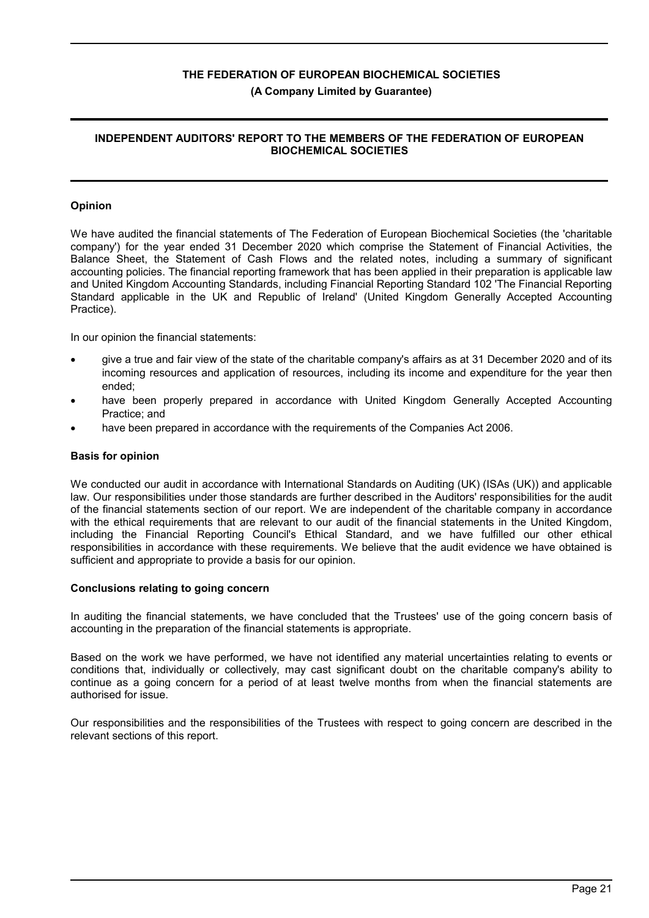# THE FEDERATION OF EUROPEAN BIOCHEMICAL SOCIETIES

**(A Company Limited by Guarantee)**

## INDEPENDENT AUDITORS' REPORT TO THE MEMBERS OF THE FEDERATION OF EUROPEAN BIOCHEMICAL SOCIETIES

### Opinion

We have audited the financial statements of The Federation of European Biochemical Societies (the 'charitable company') for the year ended 31 December 2020 which comprise the Statement of Financial Activities, the Balance Sheet, the Statement of Cash Flows and the related notes, including a summary of significant accounting policies. The financial reporting framework that has been applied in their preparation is applicable law and United Kingdom Accounting Standards, including Financial Reporting Standard 102 'The Financial Reporting Standard applicable in the UK and Republic of Ireland' (United Kingdom Generally Accepted Accounting Practice).

In our opinion the financial statements:

- give a true and fair view of the state of the charitable company's affairs as at 31 December 2020 and of its incoming resources and application of resources, including its income and expenditure for the year then ended;
- have been properly prepared in accordance with United Kingdom Generally Accepted Accounting Practice; and
- have been prepared in accordance with the requirements of the Companies Act 2006.

### Basis for opinion

We conducted our audit in accordance with International Standards on Auditing (UK) (ISAs (UK)) and applicable law. Our responsibilities under those standards are further described in the Auditors' responsibilities for the audit of the financial statements section of our report. We are independent of the charitable company in accordance with the ethical requirements that are relevant to our audit of the financial statements in the United Kingdom, including the Financial Reporting Council's Ethical Standard, and we have fulfilled our other ethical responsibilities in accordance with these requirements. We believe that the audit evidence we have obtained is sufficient and appropriate to provide a basis for our opinion.

### Conclusions relating to going concern

In auditing the financial statements, we have concluded that the Trustees' use of the going concern basis of accounting in the preparation of the financial statements is appropriate.

Based on the work we have performed, we have not identified any material uncertainties relating to events or conditions that, individually or collectively, may cast significant doubt on the charitable company's ability to continue as a going concern for a period of at least twelve months from when the financial statements are authorised for issue.

Our responsibilities and the responsibilities of the Trustees with respect to going concern are described in the relevant sections of this report.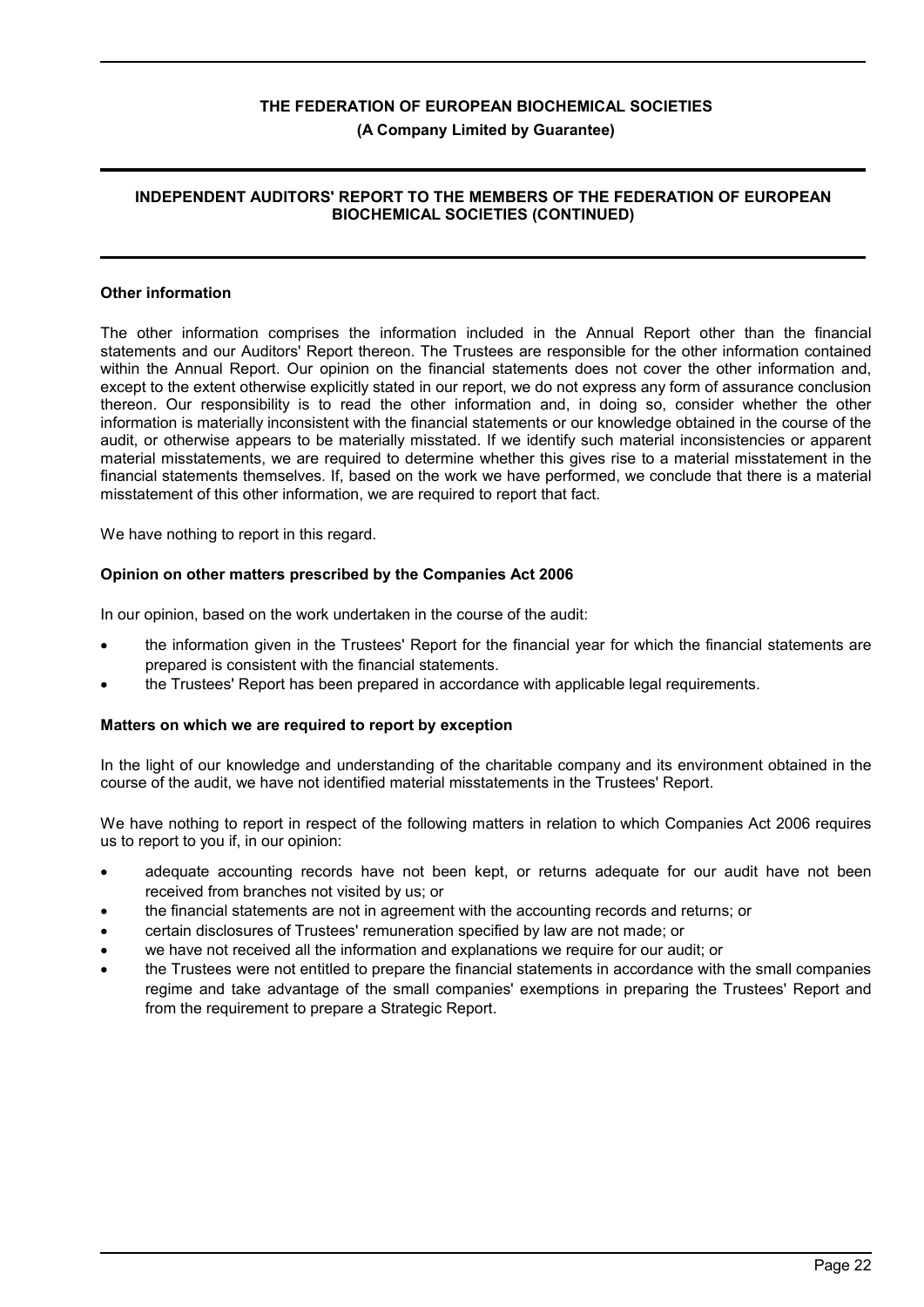### Other information

The other information comprises the information included in the Annual Report other than the financial statements and our Auditors' Report thereon. The Trustees are responsible for the other information contained within the Annual Report. Our opinion on the financial statements does not cover the other information and, except to the extent otherwise explicitly stated in our report, we do not express any form of assurance conclusion thereon. Our responsibility is to read the other information and, in doing so, consider whether the other information is materially inconsistent with the financial statements or our knowledge obtained in the course of the audit, or otherwise appears to be materially misstated. If we identify such material inconsistencies or apparent material misstatements, we are required to determine whether this gives rise to a material misstatement in the financial statements themselves. If, based on the work we have performed, we conclude that there is a material misstatement of this other information, we are required to report that fact.

We have nothing to report in this regard.

### Opinion on other matters prescribed by the Companies Act 2006

In our opinion, based on the work undertaken in the course of the audit:

- the information given in the Trustees' Report for the financial year for which the financial statements are prepared is consistent with the financial statements.
- the Trustees' Report has been prepared in accordance with applicable legal requirements.

### Matters on which we are required to report by exception

In the light of our knowledge and understanding of the charitable company and its environment obtained in the course of the audit, we have not identified material misstatements in the Trustees' Report.

We have nothing to report in respect of the following matters in relation to which Companies Act 2006 requires us to report to you if, in our opinion:

- adequate accounting records have not been kept, or returns adequate for our audit have not been received from branches not visited by us; or
- the financial statements are not in agreement with the accounting records and returns; or
- certain disclosures of Trustees' remuneration specified by law are not made; or
- we have not received all the information and explanations we require for our audit; or
- the Trustees were not entitled to prepare the financial statements in accordance with the small companies regime and take advantage of the small companies' exemptions in preparing the Trustees' Report and from the requirement to prepare a Strategic Report.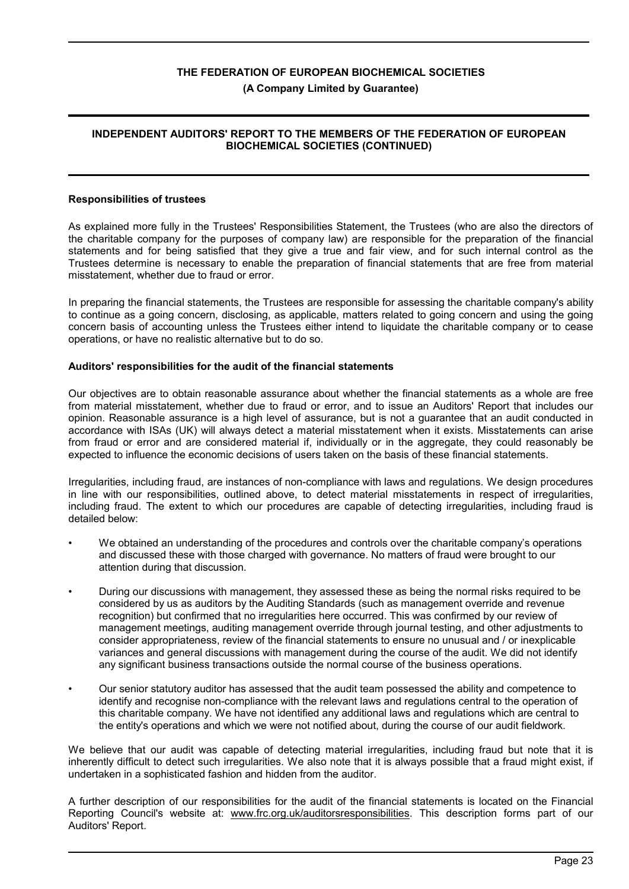**THE FEDERATION OF EUROPEAN BIOCHEMICAL SOCIETIES**

**(A Company Limited by Guarantee)**

## INDEPENDENT AUDITORS' REPORT TO THE MEMBERS OF THE FEDERATION OF EUROPEAN BIOCHEMICAL SOCIETIES (CONTINUED)

### Responsibilities of trustees

As explained more fully in the Trustees' Responsibilities Statement, the Trustees (who are also the directors of the charitable company for the purposes of company law) are responsible for the preparation of the financial statements and for being satisfied that they give a true and fair view, and for such internal control as the Trustees determine is necessary to enable the preparation of financial statements that are free from material misstatement, whether due to fraud or error.

In preparing the financial statements, the Trustees are responsible for assessing the charitable company's ability to continue as a going concern, disclosing, as applicable, matters related to going concern and using the going concern basis of accounting unless the Trustees either intend to liquidate the charitable company or to cease operations, or have no realistic alternative but to do so.

### Auditors' responsibilities for the audit of the financial statements

Our objectives are to obtain reasonable assurance about whether the financial statements as a whole are free from material misstatement, whether due to fraud or error, and to issue an Auditors' Report that includes our opinion. Reasonable assurance is a high level of assurance, but is not a guarantee that an audit conducted in accordance with ISAs (UK) will always detect a material misstatement when it exists. Misstatements can arise from fraud or error and are considered material if, individually or in the aggregate, they could reasonably be expected to influence the economic decisions of users taken on the basis of these financial statements.

Irregularities, including fraud, are instances of non-compliance with laws and regulations. We design procedures in line with our responsibilities, outlined above, to detect material misstatements in respect of irregularities, including fraud. The extent to which our procedures are capable of detecting irregularities, including fraud is detailed below:

- We obtained an understanding of the procedures and controls over the charitable company's operations and discussed these with those charged with governance. No matters of fraud were brought to our attention during that discussion.
- During our discussions with management, they assessed these as being the normal risks required to be considered by us as auditors by the Auditing Standards (such as management override and revenue recognition) but confirmed that no irregularities here occurred. This was confirmed by our review of management meetings, auditing management override through journal testing, and other adjustments to consider appropriateness, review of the financial statements to ensure no unusual and / or inexplicable variances and general discussions with management during the course of the audit. We did not identify any significant business transactions outside the normal course of the business operations.
- Our senior statutory auditor has assessed that the audit team possessed the ability and competence to identify and recognise non-compliance with the relevant laws and regulations central to the operation of this charitable company. We have not identified any additional laws and regulations which are central to the entity's operations and which we were not notified about, during the course of our audit fieldwork.

We believe that our audit was capable of detecting material irregularities, including fraud but note that it is inherently difficult to detect such irregularities. We also note that it is always possible that a fraud might exist, if undertaken in a sophisticated fashion and hidden from the auditor.

A further description of our responsibilities for the audit of the financial statements is located on the Financial Reporting Council's website at: www.frc.org.uk/auditorsresponsibilities. This description forms part of our Auditors' Report.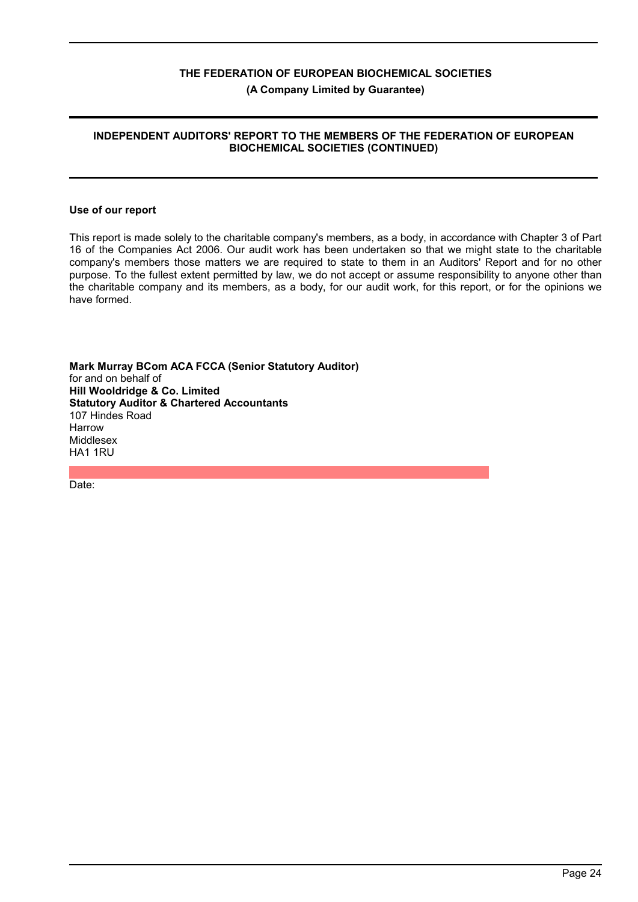# THE FEDERATION OF EUROPEAN BIOCHEMICAL SOCIETIES

**(A Company Limited by Guarantee)**

## INDEPENDENT AUDITORS' REPORT TO THE MEMBERS OF THE FEDERATION OF EUROPEAN BIOCHEMICAL SOCIETIES (CONTINUED)

### Use of our report

This report is made solely to the charitable company's members, as a body, in accordance with Chapter 3 of Part 16 of the Companies Act 2006. Our audit work has been undertaken so that we might state to the charitable company's members those matters we are required to state to them in an Auditors' Report and for no other purpose. To the fullest extent permitted by law, we do not accept or assume responsibility to anyone other than the charitable company and its members, as a body, for our audit work, for this report, or for the opinions we have formed.

**Mark Murray BCom ACA FCCA (Senior Statutory Auditor)**
for and on behalf of
**Hill Wooldridge & Co. Limited**
**Statutory Auditor & Chartered Accountants**
107 Hindes Road
Harrow
Middlesex
HA1 1RU

Date: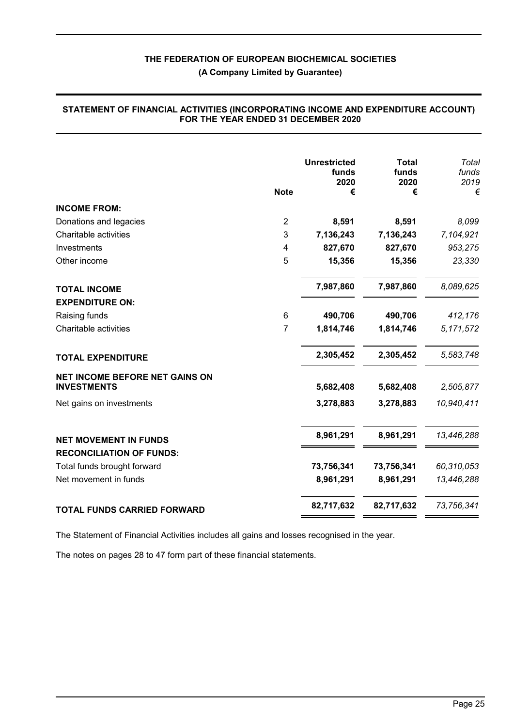# THE FEDERATION OF EUROPEAN BIOCHEMICAL SOCIETIES

**(A Company Limited by Guarantee)**

## STATEMENT OF FINANCIAL ACTIVITIES (INCORPORATING INCOME AND EXPENDITURE ACCOUNT) FOR THE YEAR ENDED 31 DECEMBER 2020

| | Note | Unrestricted funds 2020 € | Total funds 2020 € | *Total funds 2019 €* |
|---|---|---|---|---|
| **INCOME FROM:** | | | | |
| Donations and legacies | 2 | **8,591** | **8,591** | *8,099* |
| Charitable activities | 3 | **7,136,243** | **7,136,243** | *7,104,921* |
| Investments | 4 | **827,670** | **827,670** | *953,275* |
| Other income | 5 | **15,356** | **15,356** | *23,330* |
| **TOTAL INCOME** | | **7,987,860** | **7,987,860** | *8,089,625* |
| **EXPENDITURE ON:** | | | | |
| Raising funds | 6 | **490,706** | **490,706** | *412,176* |
| Charitable activities | 7 | **1,814,746** | **1,814,746** | *5,171,572* |
| **TOTAL EXPENDITURE** | | **2,305,452** | **2,305,452** | *5,583,748* |
| **NET INCOME BEFORE NET GAINS ON INVESTMENTS** | | **5,682,408** | **5,682,408** | *2,505,877* |
| Net gains on investments | | **3,278,883** | **3,278,883** | *10,940,411* |
| **NET MOVEMENT IN FUNDS** | | **8,961,291** | **8,961,291** | *13,446,288* |
| **RECONCILIATION OF FUNDS:** | | | | |
| Total funds brought forward | | **73,756,341** | **73,756,341** | *60,310,053* |
| Net movement in funds | | **8,961,291** | **8,961,291** | *13,446,288* |
| **TOTAL FUNDS CARRIED FORWARD** | | **82,717,632** | **82,717,632** | *73,756,341* |

The Statement of Financial Activities includes all gains and losses recognised in the year.

The notes on pages 28 to 47 form part of these financial statements.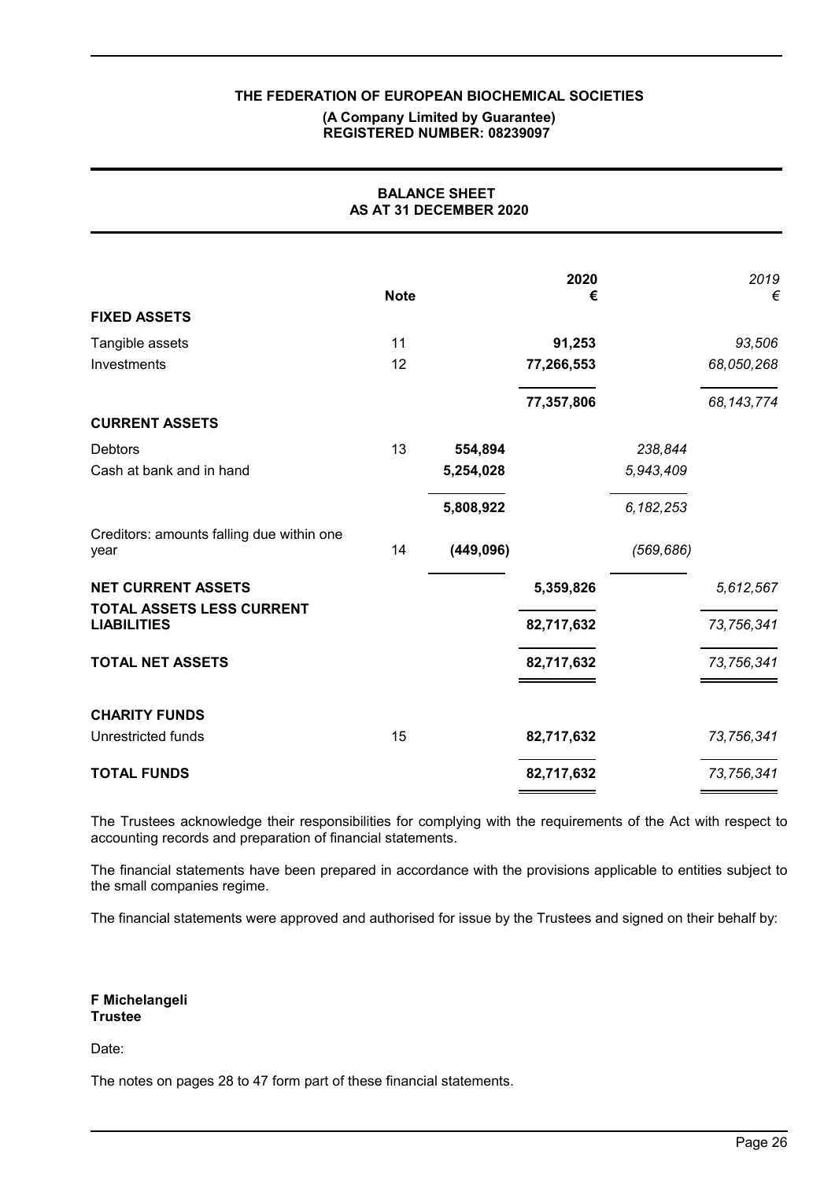**THE FEDERATION OF EUROPEAN BIOCHEMICAL SOCIETIES**
**(A Company Limited by Guarantee)**
**REGISTERED NUMBER: 08239097**

# BALANCE SHEET
## AS AT 31 DECEMBER 2020

| | Note | | 2020 € | | *2019 €* |
|---|---|---|---|---|---|
| **FIXED ASSETS** | | | | | |
| Tangible assets | 11 | | **91,253** | | *93,506* |
| Investments | 12 | | **77,266,553** | | *68,050,268* |
| | | | **77,357,806** | | *68,143,774* |
| **CURRENT ASSETS** | | | | | |
| Debtors | 13 | **554,894** | | *238,844* | |
| Cash at bank and in hand | | **5,254,028** | | *5,943,409* | |
| | | **5,808,922** | | *6,182,253* | |
| Creditors: amounts falling due within one year | 14 | **(449,096)** | | *(569,686)* | |
| **NET CURRENT ASSETS** | | | **5,359,826** | | *5,612,567* |
| **TOTAL ASSETS LESS CURRENT LIABILITIES** | | | **82,717,632** | | *73,756,341* |
| **TOTAL NET ASSETS** | | | **82,717,632** | | *73,756,341* |
| **CHARITY FUNDS** | | | | | |
| Unrestricted funds | 15 | | **82,717,632** | | *73,756,341* |
| **TOTAL FUNDS** | | | **82,717,632** | | *73,756,341* |

The Trustees acknowledge their responsibilities for complying with the requirements of the Act with respect to accounting records and preparation of financial statements.

The financial statements have been prepared in accordance with the provisions applicable to entities subject to the small companies regime.

The financial statements were approved and authorised for issue by the Trustees and signed on their behalf by:

**F Michelangeli**
**Trustee**

Date:

The notes on pages 28 to 47 form part of these financial statements.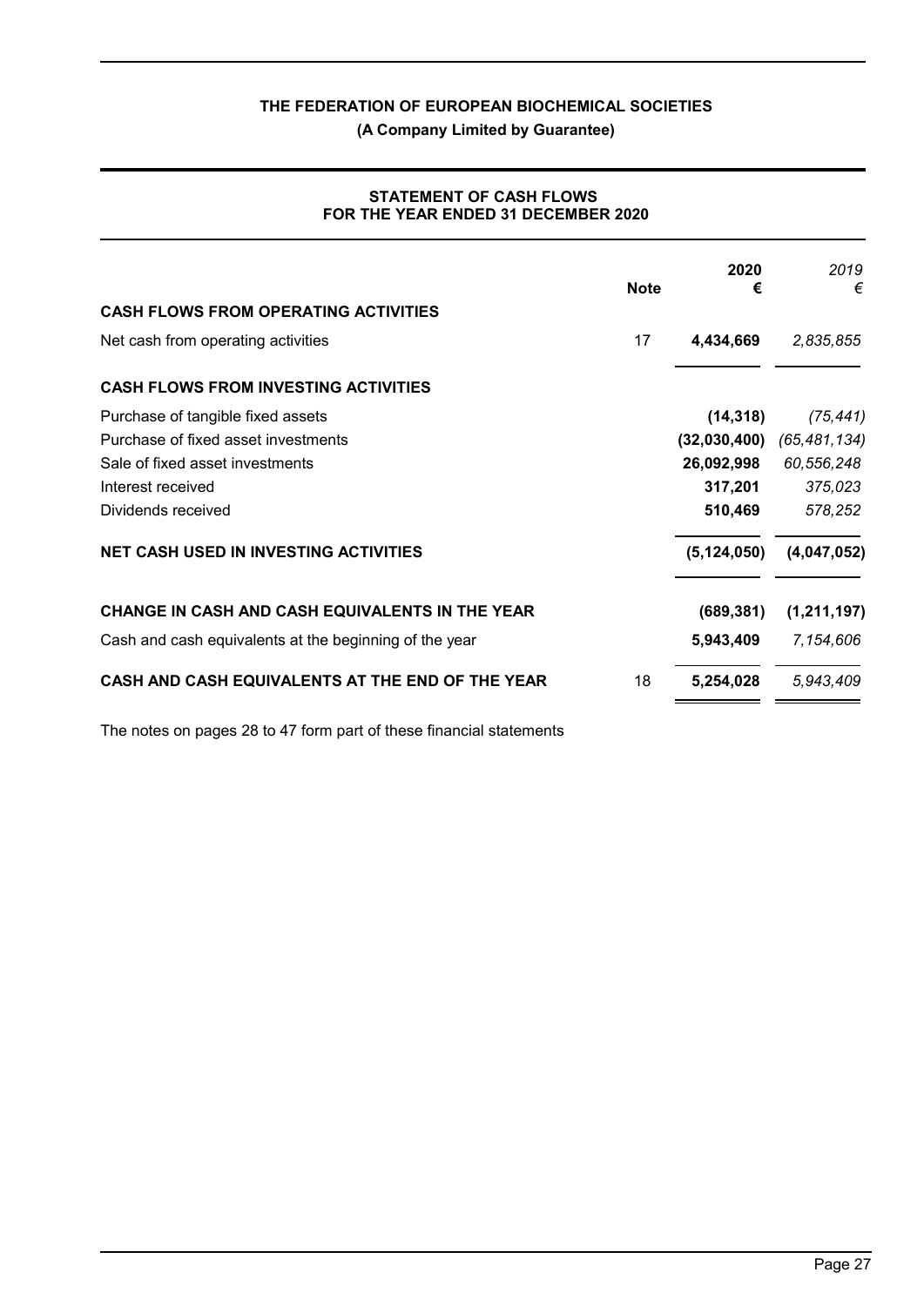# THE FEDERATION OF EUROPEAN BIOCHEMICAL SOCIETIES

**(A Company Limited by Guarantee)**

## STATEMENT OF CASH FLOWS
## FOR THE YEAR ENDED 31 DECEMBER 2020

| | Note | 2020 € | *2019 €* |
|---|---|---|---|
| **CASH FLOWS FROM OPERATING ACTIVITIES** | | | |
| Net cash from operating activities | 17 | **4,434,669** | *2,835,855* |
| **CASH FLOWS FROM INVESTING ACTIVITIES** | | | |
| Purchase of tangible fixed assets | | **(14,318)** | *(75,441)* |
| Purchase of fixed asset investments | | **(32,030,400)** | *(65,481,134)* |
| Sale of fixed asset investments | | **26,092,998** | *60,556,248* |
| Interest received | | **317,201** | *375,023* |
| Dividends received | | **510,469** | *578,252* |
| **NET CASH USED IN INVESTING ACTIVITIES** | | **(5,124,050)** | **(4,047,052)** |
| **CHANGE IN CASH AND CASH EQUIVALENTS IN THE YEAR** | | **(689,381)** | **(1,211,197)** |
| Cash and cash equivalents at the beginning of the year | | **5,943,409** | *7,154,606* |
| **CASH AND CASH EQUIVALENTS AT THE END OF THE YEAR** | 18 | **5,254,028** | *5,943,409* |

The notes on pages 28 to 47 form part of these financial statements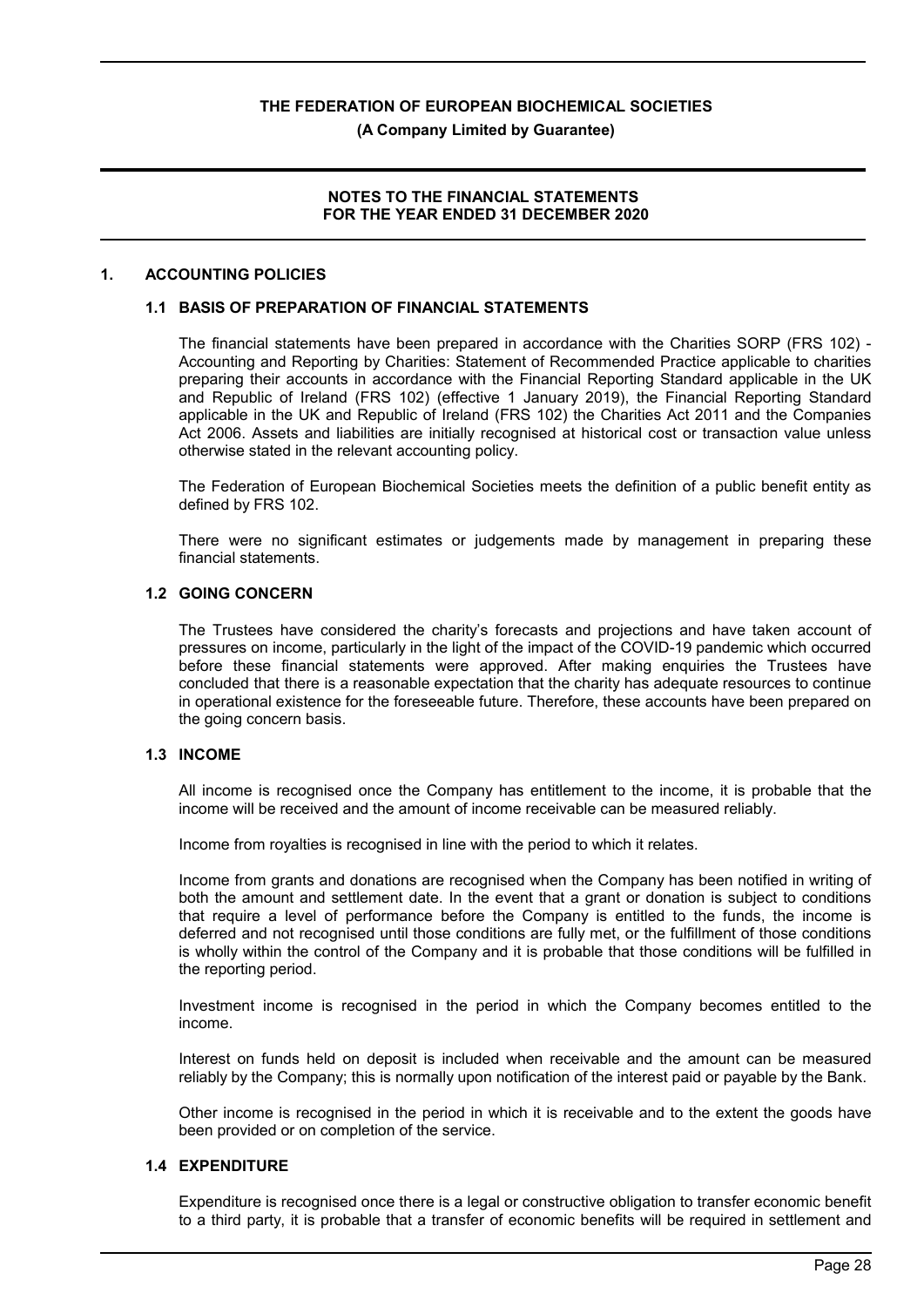# NOTES TO THE FINANCIAL STATEMENTS
## FOR THE YEAR ENDED 31 DECEMBER 2020

## 1. ACCOUNTING POLICIES

### 1.1 BASIS OF PREPARATION OF FINANCIAL STATEMENTS

The financial statements have been prepared in accordance with the Charities SORP (FRS 102) - Accounting and Reporting by Charities: Statement of Recommended Practice applicable to charities preparing their accounts in accordance with the Financial Reporting Standard applicable in the UK and Republic of Ireland (FRS 102) (effective 1 January 2019), the Financial Reporting Standard applicable in the UK and Republic of Ireland (FRS 102) the Charities Act 2011 and the Companies Act 2006. Assets and liabilities are initially recognised at historical cost or transaction value unless otherwise stated in the relevant accounting policy.

The Federation of European Biochemical Societies meets the definition of a public benefit entity as defined by FRS 102.

There were no significant estimates or judgements made by management in preparing these financial statements.

### 1.2 GOING CONCERN

The Trustees have considered the charity's forecasts and projections and have taken account of pressures on income, particularly in the light of the impact of the COVID-19 pandemic which occurred before these financial statements were approved. After making enquiries the Trustees have concluded that there is a reasonable expectation that the charity has adequate resources to continue in operational existence for the foreseeable future. Therefore, these accounts have been prepared on the going concern basis.

### 1.3 INCOME

All income is recognised once the Company has entitlement to the income, it is probable that the income will be received and the amount of income receivable can be measured reliably.

Income from royalties is recognised in line with the period to which it relates.

Income from grants and donations are recognised when the Company has been notified in writing of both the amount and settlement date. In the event that a grant or donation is subject to conditions that require a level of performance before the Company is entitled to the funds, the income is deferred and not recognised until those conditions are fully met, or the fulfillment of those conditions is wholly within the control of the Company and it is probable that those conditions will be fulfilled in the reporting period.

Investment income is recognised in the period in which the Company becomes entitled to the income.

Interest on funds held on deposit is included when receivable and the amount can be measured reliably by the Company; this is normally upon notification of the interest paid or payable by the Bank.

Other income is recognised in the period in which it is receivable and to the extent the goods have been provided or on completion of the service.

### 1.4 EXPENDITURE

Expenditure is recognised once there is a legal or constructive obligation to transfer economic benefit to a third party, it is probable that a transfer of economic benefits will be required in settlement and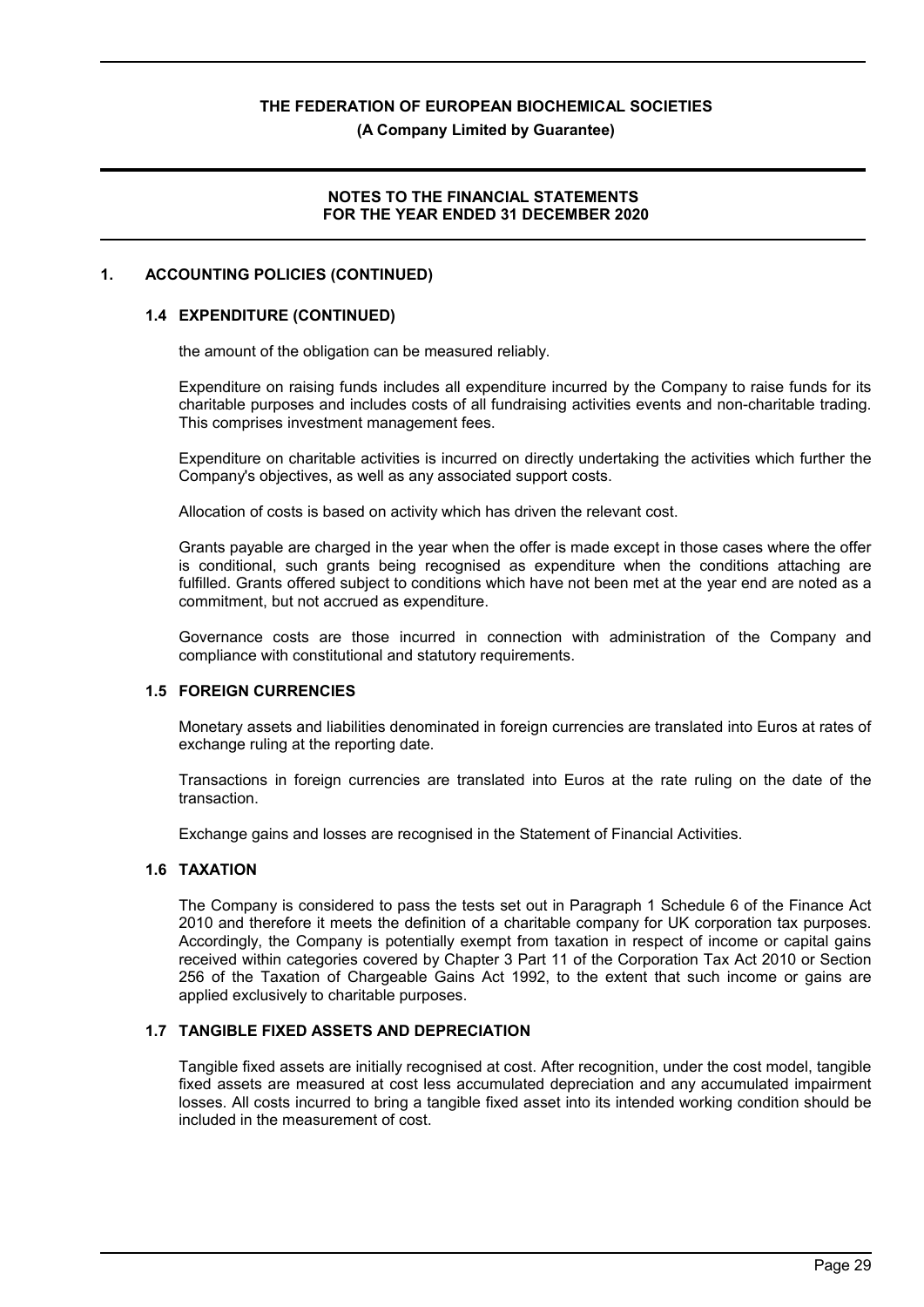## 1. ACCOUNTING POLICIES (CONTINUED)

### 1.4 EXPENDITURE (CONTINUED)

the amount of the obligation can be measured reliably.

Expenditure on raising funds includes all expenditure incurred by the Company to raise funds for its charitable purposes and includes costs of all fundraising activities events and non-charitable trading. This comprises investment management fees.

Expenditure on charitable activities is incurred on directly undertaking the activities which further the Company's objectives, as well as any associated support costs.

Allocation of costs is based on activity which has driven the relevant cost.

Grants payable are charged in the year when the offer is made except in those cases where the offer is conditional, such grants being recognised as expenditure when the conditions attaching are fulfilled. Grants offered subject to conditions which have not been met at the year end are noted as a commitment, but not accrued as expenditure.

Governance costs are those incurred in connection with administration of the Company and compliance with constitutional and statutory requirements.

### 1.5 FOREIGN CURRENCIES

Monetary assets and liabilities denominated in foreign currencies are translated into Euros at rates of exchange ruling at the reporting date.

Transactions in foreign currencies are translated into Euros at the rate ruling on the date of the transaction.

Exchange gains and losses are recognised in the Statement of Financial Activities.

### 1.6 TAXATION

The Company is considered to pass the tests set out in Paragraph 1 Schedule 6 of the Finance Act 2010 and therefore it meets the definition of a charitable company for UK corporation tax purposes. Accordingly, the Company is potentially exempt from taxation in respect of income or capital gains received within categories covered by Chapter 3 Part 11 of the Corporation Tax Act 2010 or Section 256 of the Taxation of Chargeable Gains Act 1992, to the extent that such income or gains are applied exclusively to charitable purposes.

### 1.7 TANGIBLE FIXED ASSETS AND DEPRECIATION

Tangible fixed assets are initially recognised at cost. After recognition, under the cost model, tangible fixed assets are measured at cost less accumulated depreciation and any accumulated impairment losses. All costs incurred to bring a tangible fixed asset into its intended working condition should be included in the measurement of cost.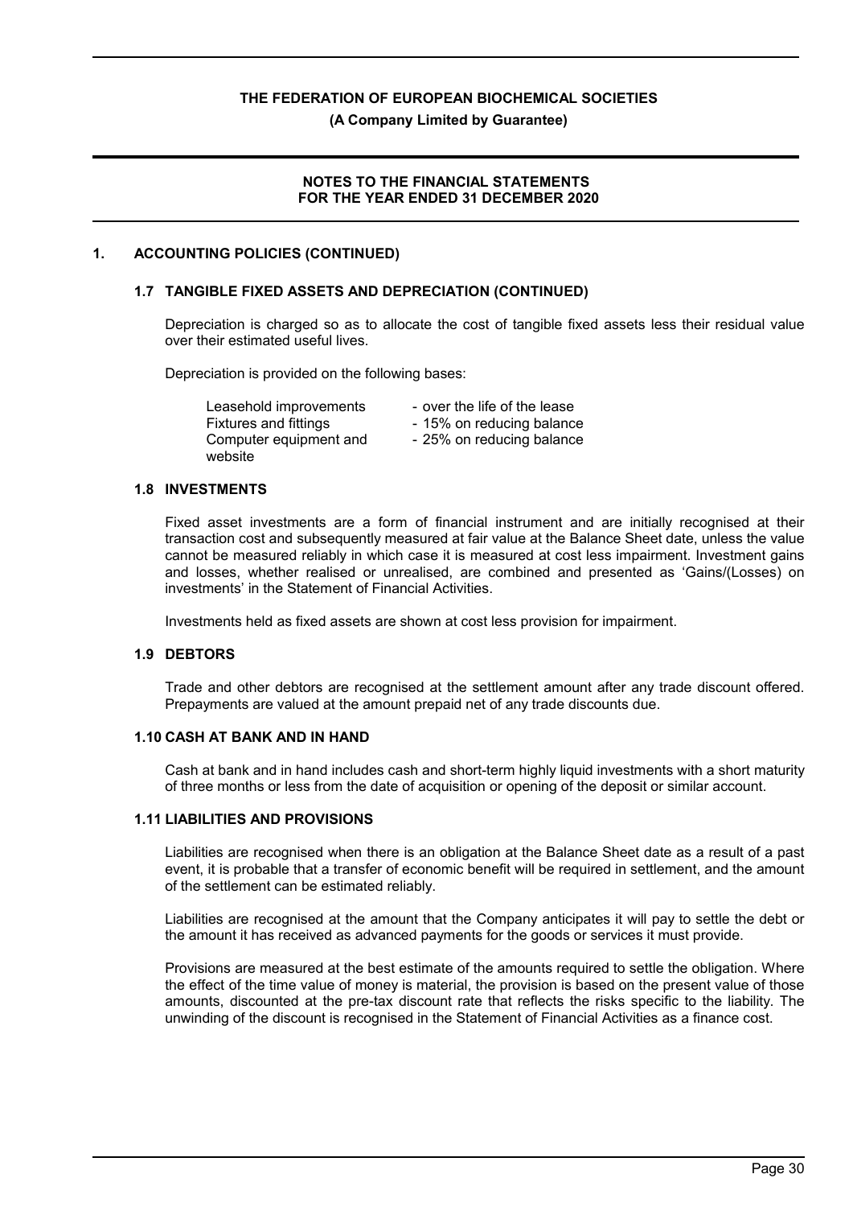## 1. ACCOUNTING POLICIES (CONTINUED)

### 1.7 TANGIBLE FIXED ASSETS AND DEPRECIATION (CONTINUED)

Depreciation is charged so as to allocate the cost of tangible fixed assets less their residual value over their estimated useful lives.

Depreciation is provided on the following bases:

| | |
|---|---|
| Leasehold improvements | - over the life of the lease |
| Fixtures and fittings | - 15% on reducing balance |
| Computer equipment and website | - 25% on reducing balance |

### 1.8 INVESTMENTS

Fixed asset investments are a form of financial instrument and are initially recognised at their transaction cost and subsequently measured at fair value at the Balance Sheet date, unless the value cannot be measured reliably in which case it is measured at cost less impairment. Investment gains and losses, whether realised or unrealised, are combined and presented as 'Gains/(Losses) on investments' in the Statement of Financial Activities.

Investments held as fixed assets are shown at cost less provision for impairment.

### 1.9 DEBTORS

Trade and other debtors are recognised at the settlement amount after any trade discount offered. Prepayments are valued at the amount prepaid net of any trade discounts due.

### 1.10 CASH AT BANK AND IN HAND

Cash at bank and in hand includes cash and short-term highly liquid investments with a short maturity of three months or less from the date of acquisition or opening of the deposit or similar account.

### 1.11 LIABILITIES AND PROVISIONS

Liabilities are recognised when there is an obligation at the Balance Sheet date as a result of a past event, it is probable that a transfer of economic benefit will be required in settlement, and the amount of the settlement can be estimated reliably.

Liabilities are recognised at the amount that the Company anticipates it will pay to settle the debt or the amount it has received as advanced payments for the goods or services it must provide.

Provisions are measured at the best estimate of the amounts required to settle the obligation. Where the effect of the time value of money is material, the provision is based on the present value of those amounts, discounted at the pre-tax discount rate that reflects the risks specific to the liability. The unwinding of the discount is recognised in the Statement of Financial Activities as a finance cost.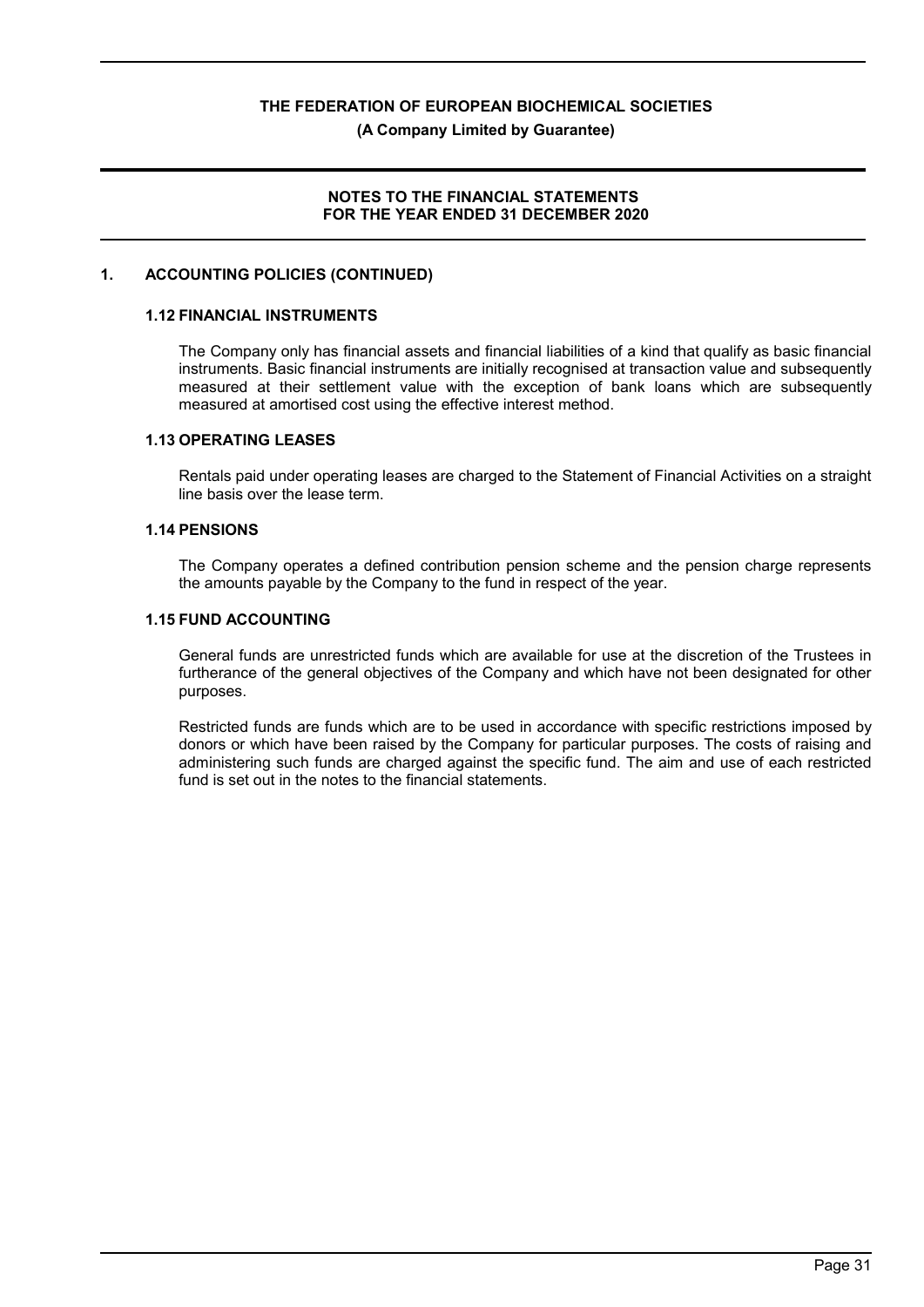## 1. ACCOUNTING POLICIES (CONTINUED)

### 1.12 FINANCIAL INSTRUMENTS

The Company only has financial assets and financial liabilities of a kind that qualify as basic financial instruments. Basic financial instruments are initially recognised at transaction value and subsequently measured at their settlement value with the exception of bank loans which are subsequently measured at amortised cost using the effective interest method.

### 1.13 OPERATING LEASES

Rentals paid under operating leases are charged to the Statement of Financial Activities on a straight line basis over the lease term.

### 1.14 PENSIONS

The Company operates a defined contribution pension scheme and the pension charge represents the amounts payable by the Company to the fund in respect of the year.

### 1.15 FUND ACCOUNTING

General funds are unrestricted funds which are available for use at the discretion of the Trustees in furtherance of the general objectives of the Company and which have not been designated for other purposes.

Restricted funds are funds which are to be used in accordance with specific restrictions imposed by donors or which have been raised by the Company for particular purposes. The costs of raising and administering such funds are charged against the specific fund. The aim and use of each restricted fund is set out in the notes to the financial statements.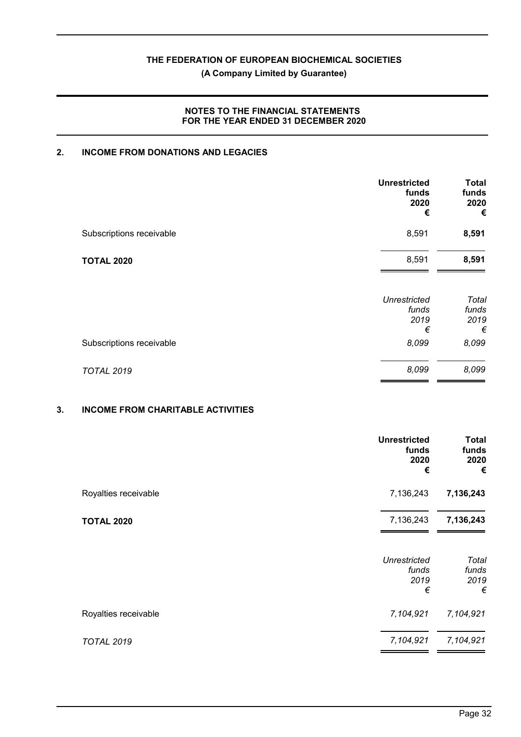**THE FEDERATION OF EUROPEAN BIOCHEMICAL SOCIETIES**
**(A Company Limited by Guarantee)**

**NOTES TO THE FINANCIAL STATEMENTS**
**FOR THE YEAR ENDED 31 DECEMBER 2020**

## 2. INCOME FROM DONATIONS AND LEGACIES

| | Unrestricted funds 2020 € | Total funds 2020 € |
|---|---|---|
| Subscriptions receivable | 8,591 | **8,591** |
| **TOTAL 2020** | 8,591 | **8,591** |

| | *Unrestricted funds 2019 €* | *Total funds 2019 €* |
|---|---|---|
| Subscriptions receivable | *8,099* | *8,099* |
| *TOTAL 2019* | *8,099* | *8,099* |

## 3. INCOME FROM CHARITABLE ACTIVITIES

| | Unrestricted funds 2020 € | Total funds 2020 € |
|---|---|---|
| Royalties receivable | 7,136,243 | **7,136,243** |
| **TOTAL 2020** | 7,136,243 | **7,136,243** |

| | *Unrestricted funds 2019 €* | *Total funds 2019 €* |
|---|---|---|
| Royalties receivable | *7,104,921* | *7,104,921* |
| *TOTAL 2019* | *7,104,921* | *7,104,921* |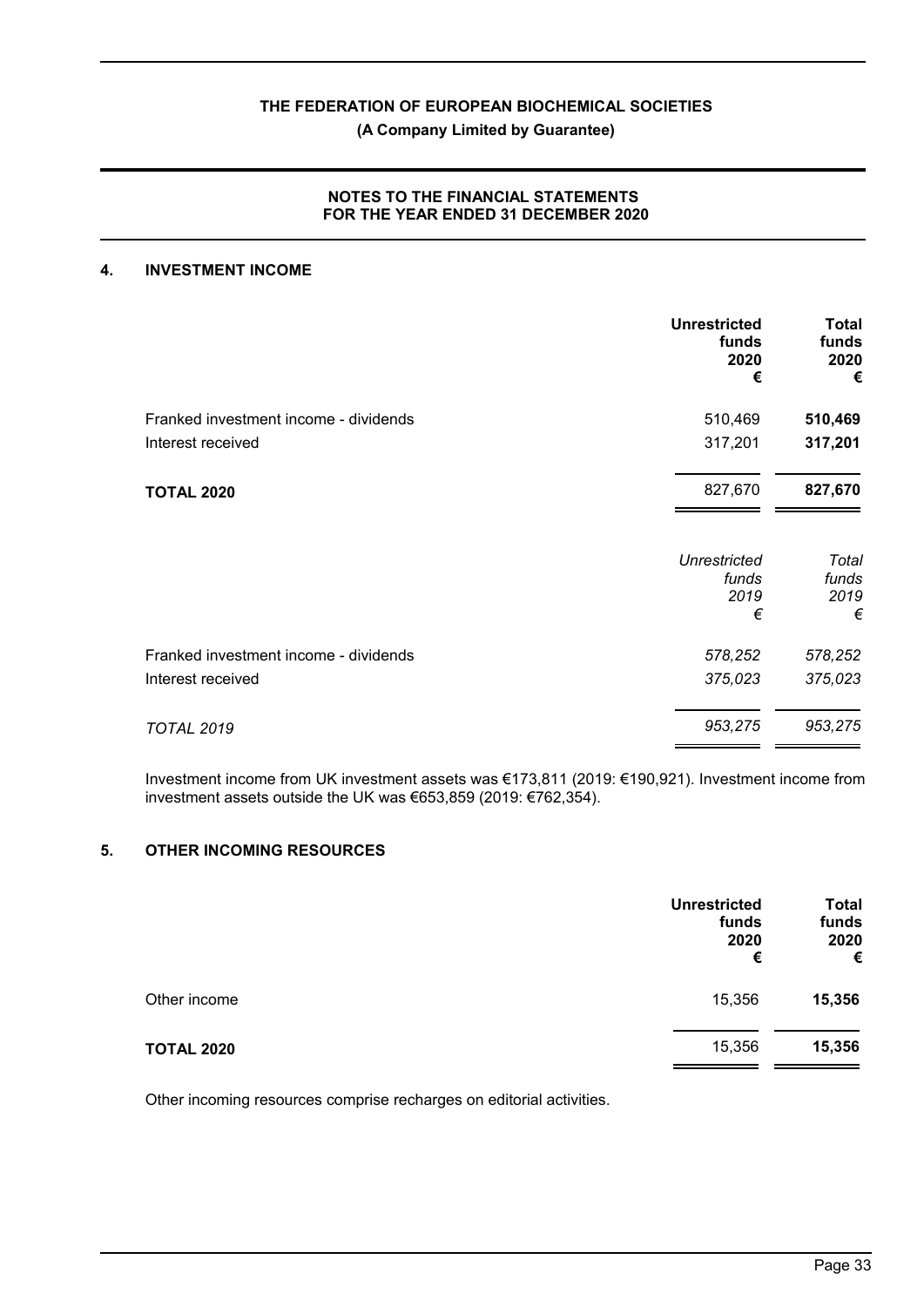**THE FEDERATION OF EUROPEAN BIOCHEMICAL SOCIETIES**

**(A Company Limited by Guarantee)**

**NOTES TO THE FINANCIAL STATEMENTS FOR THE YEAR ENDED 31 DECEMBER 2020**

## 4. INVESTMENT INCOME

| | Unrestricted funds 2020 € | Total funds 2020 € |
|---|---|---|
| Franked investment income - dividends | 510,469 | **510,469** |
| Interest received | 317,201 | **317,201** |
| **TOTAL 2020** | 827,670 | **827,670** |

| | *Unrestricted funds 2019 €* | *Total funds 2019 €* |
|---|---|---|
| Franked investment income - dividends | *578,252* | *578,252* |
| Interest received | *375,023* | *375,023* |
| *TOTAL 2019* | *953,275* | *953,275* |

Investment income from UK investment assets was €173,811 (2019: €190,921). Investment income from investment assets outside the UK was €653,859 (2019: €762,354).

## 5. OTHER INCOMING RESOURCES

| | Unrestricted funds 2020 € | Total funds 2020 € |
|---|---|---|
| Other income | 15,356 | **15,356** |
| **TOTAL 2020** | 15,356 | **15,356** |

Other incoming resources comprise recharges on editorial activities.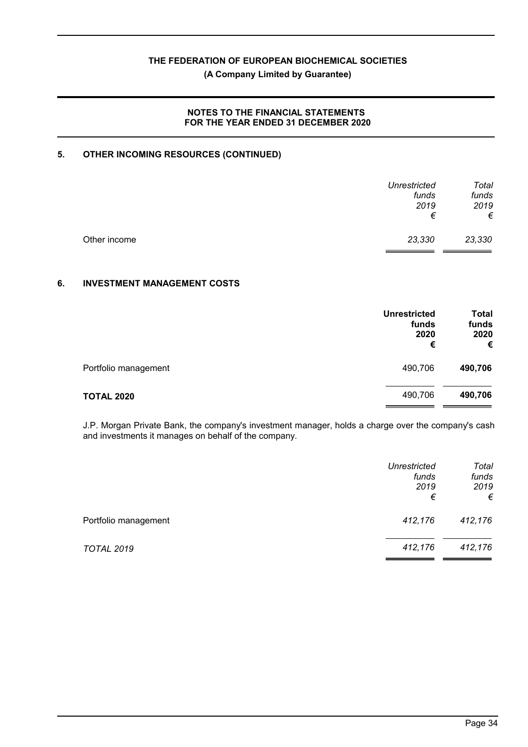## 5. OTHER INCOMING RESOURCES (CONTINUED)

| | *Unrestricted funds 2019 €* | *Total funds 2019 €* |
|---|---|---|
| Other income | *23,330* | *23,330* |

## 6. INVESTMENT MANAGEMENT COSTS

| | **Unrestricted funds 2020 €** | **Total funds 2020 €** |
|---|---|---|
| Portfolio management | 490,706 | **490,706** |
| **TOTAL 2020** | 490,706 | **490,706** |

J.P. Morgan Private Bank, the company's investment manager, holds a charge over the company's cash and investments it manages on behalf of the company.

| | *Unrestricted funds 2019 €* | *Total funds 2019 €* |
|---|---|---|
| Portfolio management | *412,176* | *412,176* |
| *TOTAL 2019* | *412,176* | *412,176* |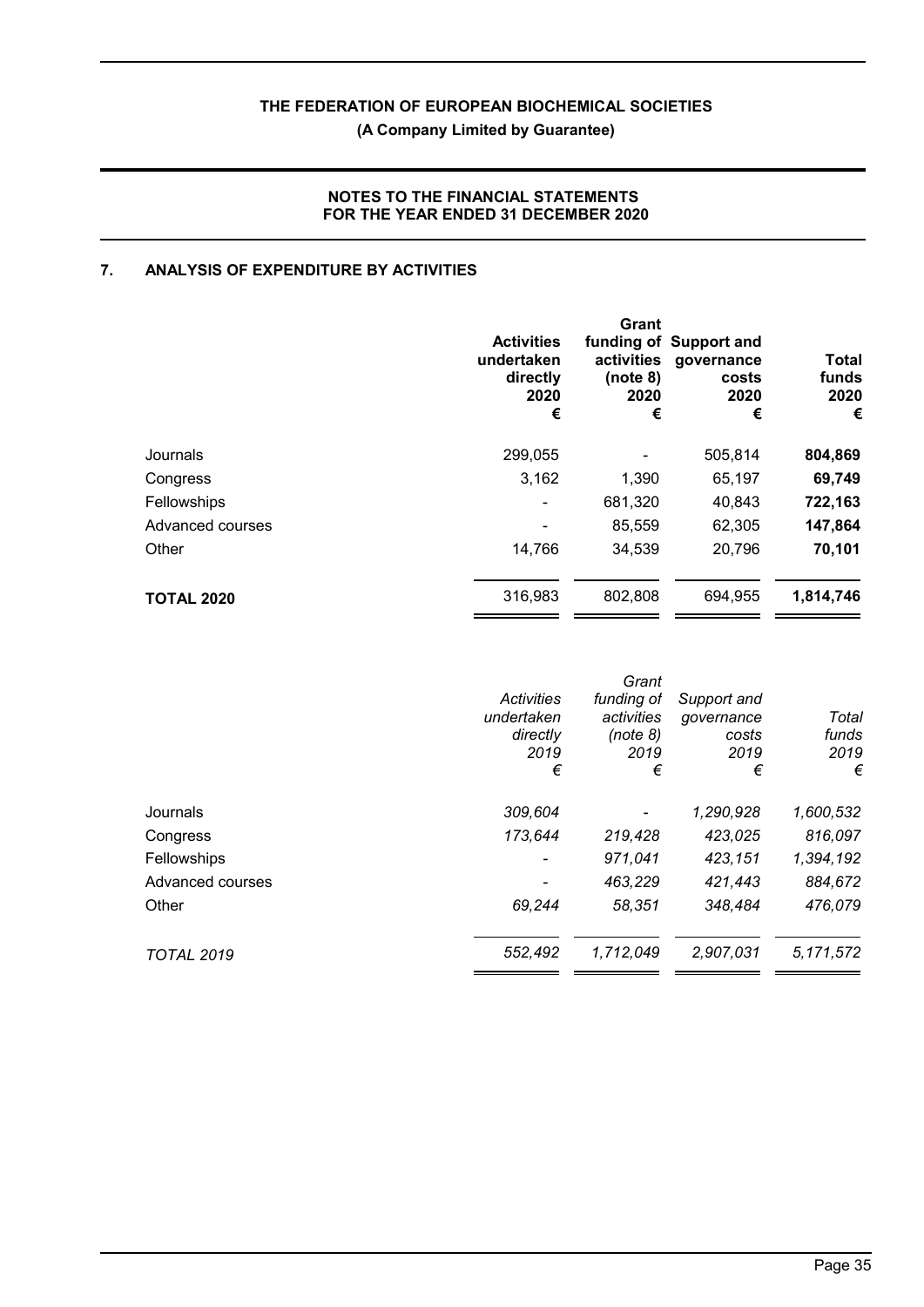# THE FEDERATION OF EUROPEAN BIOCHEMICAL SOCIETIES

**(A Company Limited by Guarantee)**

**NOTES TO THE FINANCIAL STATEMENTS**
**FOR THE YEAR ENDED 31 DECEMBER 2020**

## 7. ANALYSIS OF EXPENDITURE BY ACTIVITIES

| | **Activities undertaken directly 2020 €** | **Grant funding of activities (note 8) 2020 €** | **Support and governance costs 2020 €** | **Total funds 2020 €** |
|---|---|---|---|---|
| Journals | 299,055 | - | 505,814 | **804,869** |
| Congress | 3,162 | 1,390 | 65,197 | **69,749** |
| Fellowships | - | 681,320 | 40,843 | **722,163** |
| Advanced courses | - | 85,559 | 62,305 | **147,864** |
| Other | 14,766 | 34,539 | 20,796 | **70,101** |
| **TOTAL 2020** | 316,983 | 802,808 | 694,955 | **1,814,746** |

| | *Activities undertaken directly 2019 €* | *Grant funding of activities (note 8) 2019 €* | *Support and governance costs 2019 €* | *Total funds 2019 €* |
|---|---|---|---|---|
| Journals | *309,604* | *-* | *1,290,928* | *1,600,532* |
| Congress | *173,644* | *219,428* | *423,025* | *816,097* |
| Fellowships | *-* | *971,041* | *423,151* | *1,394,192* |
| Advanced courses | *-* | *463,229* | *421,443* | *884,672* |
| Other | *69,244* | *58,351* | *348,484* | *476,079* |
| *TOTAL 2019* | *552,492* | *1,712,049* | *2,907,031* | *5,171,572* |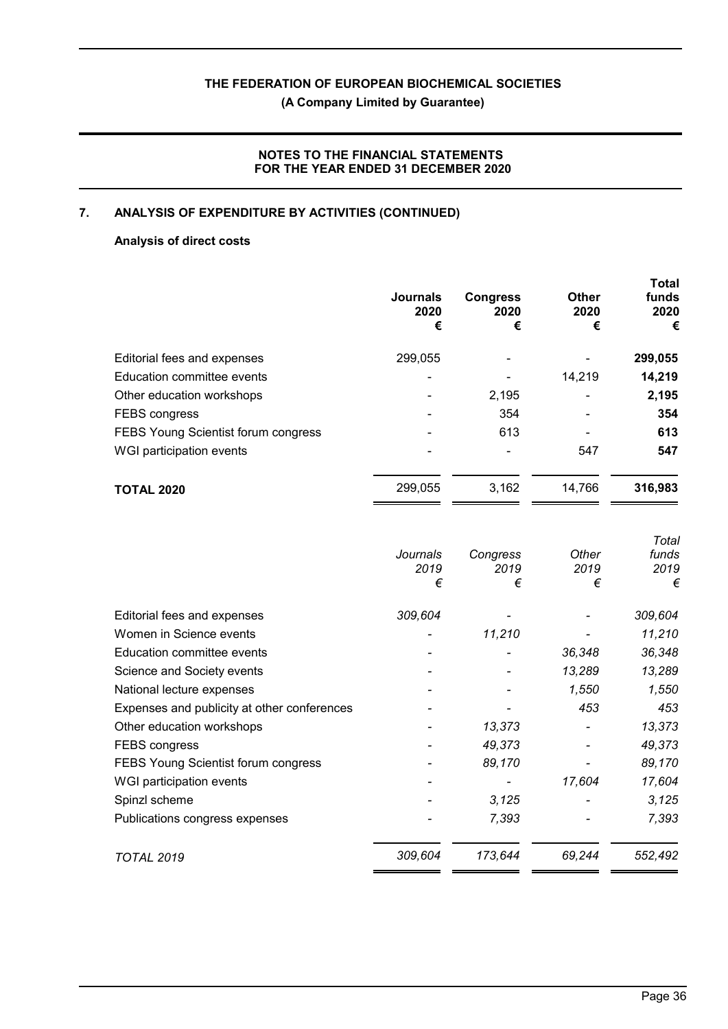# THE FEDERATION OF EUROPEAN BIOCHEMICAL SOCIETIES

**(A Company Limited by Guarantee)**

**NOTES TO THE FINANCIAL STATEMENTS FOR THE YEAR ENDED 31 DECEMBER 2020**

## 7. ANALYSIS OF EXPENDITURE BY ACTIVITIES (CONTINUED)

### Analysis of direct costs

| | Journals 2020 € | Congress 2020 € | Other 2020 € | Total funds 2020 € |
|---|---|---|---|---|
| Editorial fees and expenses | 299,055 | - | - | **299,055** |
| Education committee events | - | - | 14,219 | **14,219** |
| Other education workshops | - | 2,195 | - | **2,195** |
| FEBS congress | - | 354 | - | **354** |
| FEBS Young Scientist forum congress | - | 613 | - | **613** |
| WGI participation events | - | - | 547 | **547** |
| **TOTAL 2020** | 299,055 | 3,162 | 14,766 | **316,983** |

| | *Journals 2019 €* | *Congress 2019 €* | *Other 2019 €* | *Total funds 2019 €* |
|---|---|---|---|---|
| Editorial fees and expenses | *309,604* | *-* | *-* | *309,604* |
| Women in Science events | *-* | *11,210* | *-* | *11,210* |
| Education committee events | *-* | *-* | *36,348* | *36,348* |
| Science and Society events | *-* | *-* | *13,289* | *13,289* |
| National lecture expenses | *-* | *-* | *1,550* | *1,550* |
| Expenses and publicity at other conferences | *-* | *-* | *453* | *453* |
| Other education workshops | *-* | *13,373* | *-* | *13,373* |
| FEBS congress | *-* | *49,373* | *-* | *49,373* |
| FEBS Young Scientist forum congress | *-* | *89,170* | *-* | *89,170* |
| WGI participation events | *-* | *-* | *17,604* | *17,604* |
| Spinzl scheme | *-* | *3,125* | *-* | *3,125* |
| Publications congress expenses | *-* | *7,393* | *-* | *7,393* |
| *TOTAL 2019* | *309,604* | *173,644* | *69,244* | *552,492* |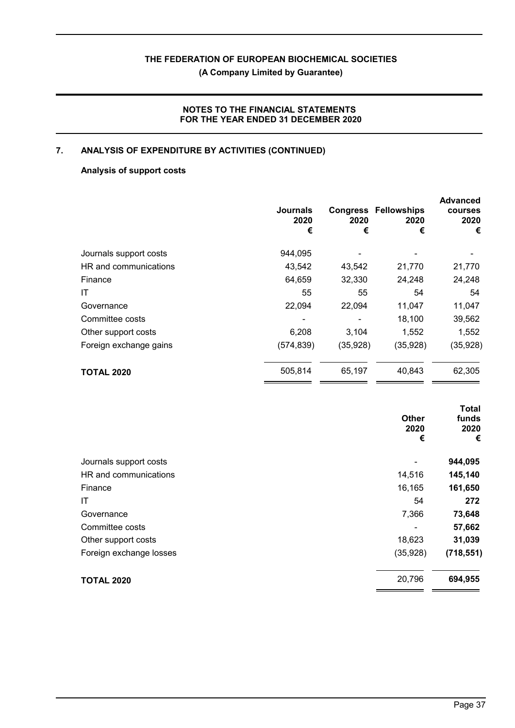THE FEDERATION OF EUROPEAN BIOCHEMICAL SOCIETIES

(A Company Limited by Guarantee)

NOTES TO THE FINANCIAL STATEMENTS
FOR THE YEAR ENDED 31 DECEMBER 2020

## 7. ANALYSIS OF EXPENDITURE BY ACTIVITIES (CONTINUED)

### Analysis of support costs

| | Journals 2020 € | Congress 2020 € | Fellowships 2020 € | Advanced courses 2020 € |
|---|---|---|---|---|
| Journals support costs | 944,095 | - | - | - |
| HR and communications | 43,542 | 43,542 | 21,770 | 21,770 |
| Finance | 64,659 | 32,330 | 24,248 | 24,248 |
| IT | 55 | 55 | 54 | 54 |
| Governance | 22,094 | 22,094 | 11,047 | 11,047 |
| Committee costs | - | - | 18,100 | 39,562 |
| Other support costs | 6,208 | 3,104 | 1,552 | 1,552 |
| Foreign exchange gains | (574,839) | (35,928) | (35,928) | (35,928) |
| **TOTAL 2020** | 505,814 | 65,197 | 40,843 | 62,305 |

| | Other 2020 € | Total funds 2020 € |
|---|---|---|
| Journals support costs | - | **944,095** |
| HR and communications | 14,516 | **145,140** |
| Finance | 16,165 | **161,650** |
| IT | 54 | **272** |
| Governance | 7,366 | **73,648** |
| Committee costs | - | **57,662** |
| Other support costs | 18,623 | **31,039** |
| Foreign exchange losses | (35,928) | **(718,551)** |
| **TOTAL 2020** | 20,796 | **694,955** |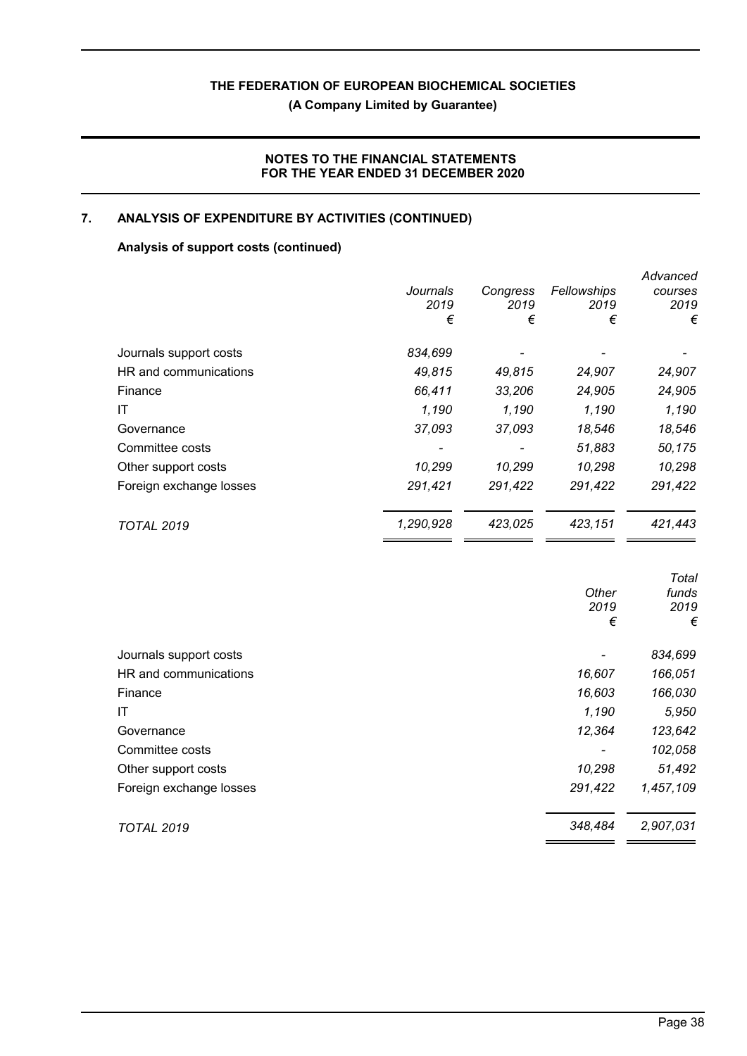## 7. ANALYSIS OF EXPENDITURE BY ACTIVITIES (CONTINUED)

### Analysis of support costs (continued)

| | *Journals 2019 €* | *Congress 2019 €* | *Fellowships 2019 €* | *Advanced courses 2019 €* |
|---|---|---|---|---|
| Journals support costs | *834,699* | *-* | *-* | *-* |
| HR and communications | *49,815* | *49,815* | *24,907* | *24,907* |
| Finance | *66,411* | *33,206* | *24,905* | *24,905* |
| IT | *1,190* | *1,190* | *1,190* | *1,190* |
| Governance | *37,093* | *37,093* | *18,546* | *18,546* |
| Committee costs | *-* | *-* | *51,883* | *50,175* |
| Other support costs | *10,299* | *10,299* | *10,298* | *10,298* |
| Foreign exchange losses | *291,421* | *291,422* | *291,422* | *291,422* |
| *TOTAL 2019* | *1,290,928* | *423,025* | *423,151* | *421,443* |

| | *Other 2019 €* | *Total funds 2019 €* |
|---|---|---|
| Journals support costs | *-* | *834,699* |
| HR and communications | *16,607* | *166,051* |
| Finance | *16,603* | *166,030* |
| IT | *1,190* | *5,950* |
| Governance | *12,364* | *123,642* |
| Committee costs | *-* | *102,058* |
| Other support costs | *10,298* | *51,492* |
| Foreign exchange losses | *291,422* | *1,457,109* |
| *TOTAL 2019* | *348,484* | *2,907,031* |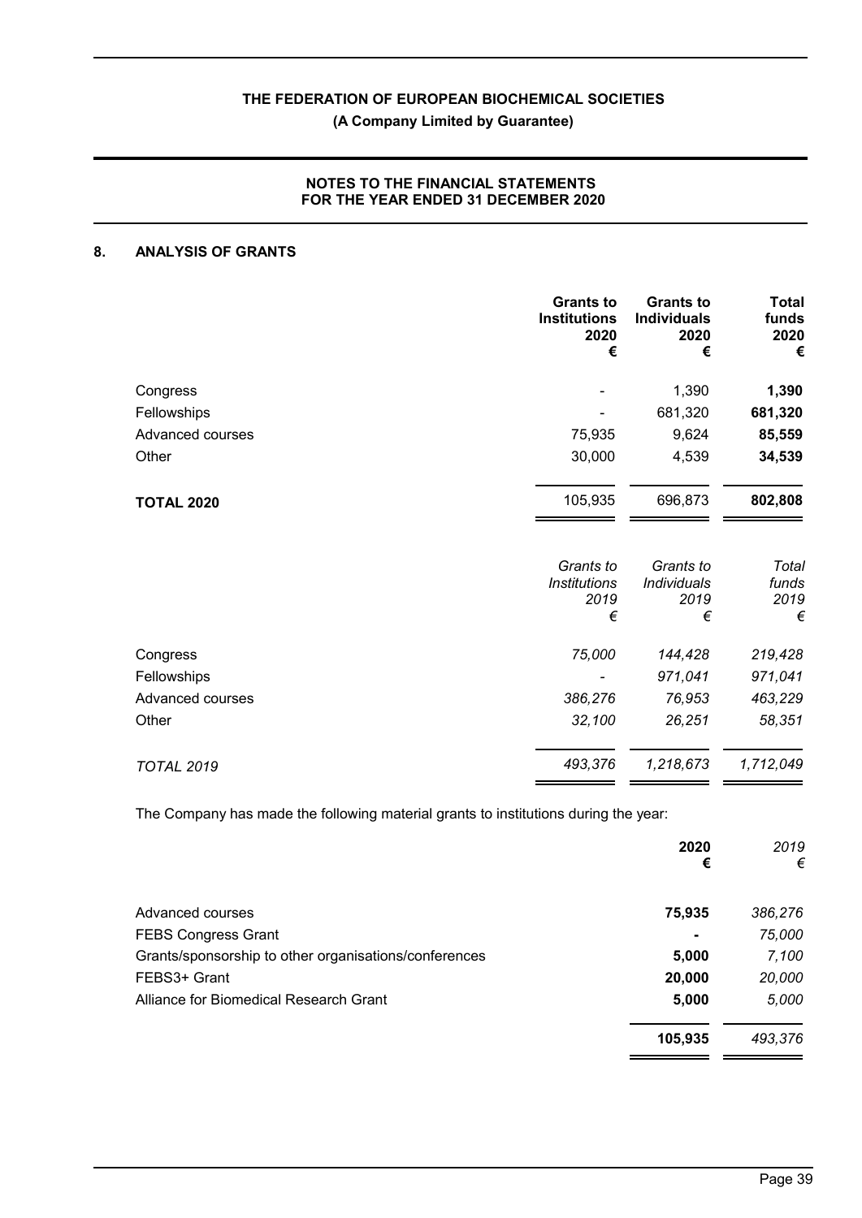THE FEDERATION OF EUROPEAN BIOCHEMICAL SOCIETIES

(A Company Limited by Guarantee)

**NOTES TO THE FINANCIAL STATEMENTS**
**FOR THE YEAR ENDED 31 DECEMBER 2020**

## 8. ANALYSIS OF GRANTS

| | **Grants to Institutions 2020 €** | **Grants to Individuals 2020 €** | **Total funds 2020 €** |
|---|---|---|---|
| Congress | - | 1,390 | **1,390** |
| Fellowships | - | 681,320 | **681,320** |
| Advanced courses | 75,935 | 9,624 | **85,559** |
| Other | 30,000 | 4,539 | **34,539** |
| **TOTAL 2020** | 105,935 | 696,873 | **802,808** |

| | *Grants to Institutions 2019 €* | *Grants to Individuals 2019 €* | *Total funds 2019 €* |
|---|---|---|---|
| Congress | *75,000* | *144,428* | *219,428* |
| Fellowships | *-* | *971,041* | *971,041* |
| Advanced courses | *386,276* | *76,953* | *463,229* |
| Other | *32,100* | *26,251* | *58,351* |
| *TOTAL 2019* | *493,376* | *1,218,673* | *1,712,049* |

The Company has made the following material grants to institutions during the year:

| | **2020 €** | *2019 €* |
|---|---|---|
| Advanced courses | **75,935** | *386,276* |
| FEBS Congress Grant | **-** | *75,000* |
| Grants/sponsorship to other organisations/conferences | **5,000** | *7,100* |
| FEBS3+ Grant | **20,000** | *20,000* |
| Alliance for Biomedical Research Grant | **5,000** | *5,000* |
| | **105,935** | *493,376* |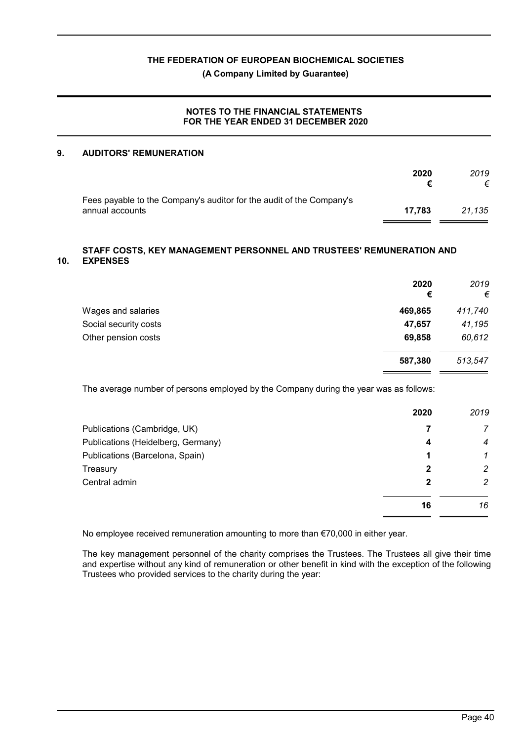## 9. AUDITORS' REMUNERATION

| | 2020 € | 2019 € |
|---|---|---|
| Fees payable to the Company's auditor for the audit of the Company's annual accounts | **17,783** | *21,135* |

## 10. STAFF COSTS, KEY MANAGEMENT PERSONNEL AND TRUSTEES' REMUNERATION AND EXPENSES

| | 2020 € | 2019 € |
|---|---|---|
| Wages and salaries | **469,865** | *411,740* |
| Social security costs | **47,657** | *41,195* |
| Other pension costs | **69,858** | *60,612* |
| | **587,380** | *513,547* |

The average number of persons employed by the Company during the year was as follows:

| | 2020 | 2019 |
|---|---|---|
| Publications (Cambridge, UK) | **7** | *7* |
| Publications (Heidelberg, Germany) | **4** | *4* |
| Publications (Barcelona, Spain) | **1** | *1* |
| Treasury | **2** | *2* |
| Central admin | **2** | *2* |
| | **16** | *16* |

No employee received remuneration amounting to more than €70,000 in either year.

The key management personnel of the charity comprises the Trustees. The Trustees all give their time and expertise without any kind of remuneration or other benefit in kind with the exception of the following Trustees who provided services to the charity during the year: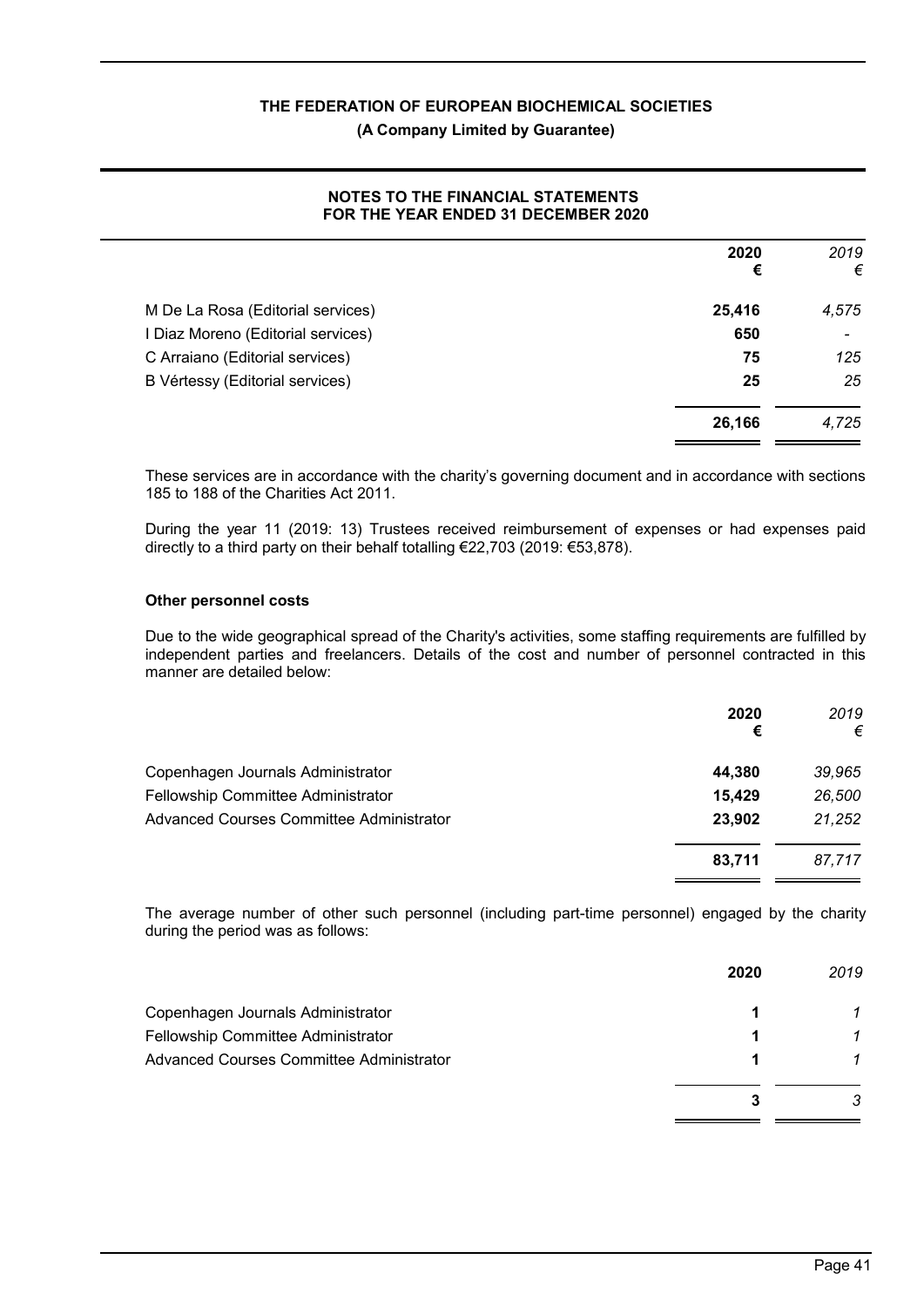| | 2020<br>€ | 2019<br>€ |
|---|---|---|
| M De La Rosa (Editorial services) | **25,416** | *4,575* |
| I Diaz Moreno (Editorial services) | **650** | *-* |
| C Arraiano (Editorial services) | **75** | *125* |
| B Vértessy (Editorial services) | **25** | *25* |
| | **26,166** | *4,725* |

These services are in accordance with the charity's governing document and in accordance with sections 185 to 188 of the Charities Act 2011.

During the year 11 (2019: 13) Trustees received reimbursement of expenses or had expenses paid directly to a third party on their behalf totalling €22,703 (2019: €53,878).

**Other personnel costs**

Due to the wide geographical spread of the Charity's activities, some staffing requirements are fulfilled by independent parties and freelancers. Details of the cost and number of personnel contracted in this manner are detailed below:

| | 2020<br>€ | 2019<br>€ |
|---|---|---|
| Copenhagen Journals Administrator | **44,380** | *39,965* |
| Fellowship Committee Administrator | **15,429** | *26,500* |
| Advanced Courses Committee Administrator | **23,902** | *21,252* |
| | **83,711** | *87,717* |

The average number of other such personnel (including part-time personnel) engaged by the charity during the period was as follows:

| | 2020 | 2019 |
|---|---|---|
| Copenhagen Journals Administrator | **1** | *1* |
| Fellowship Committee Administrator | **1** | *1* |
| Advanced Courses Committee Administrator | **1** | *1* |
| | **3** | *3* |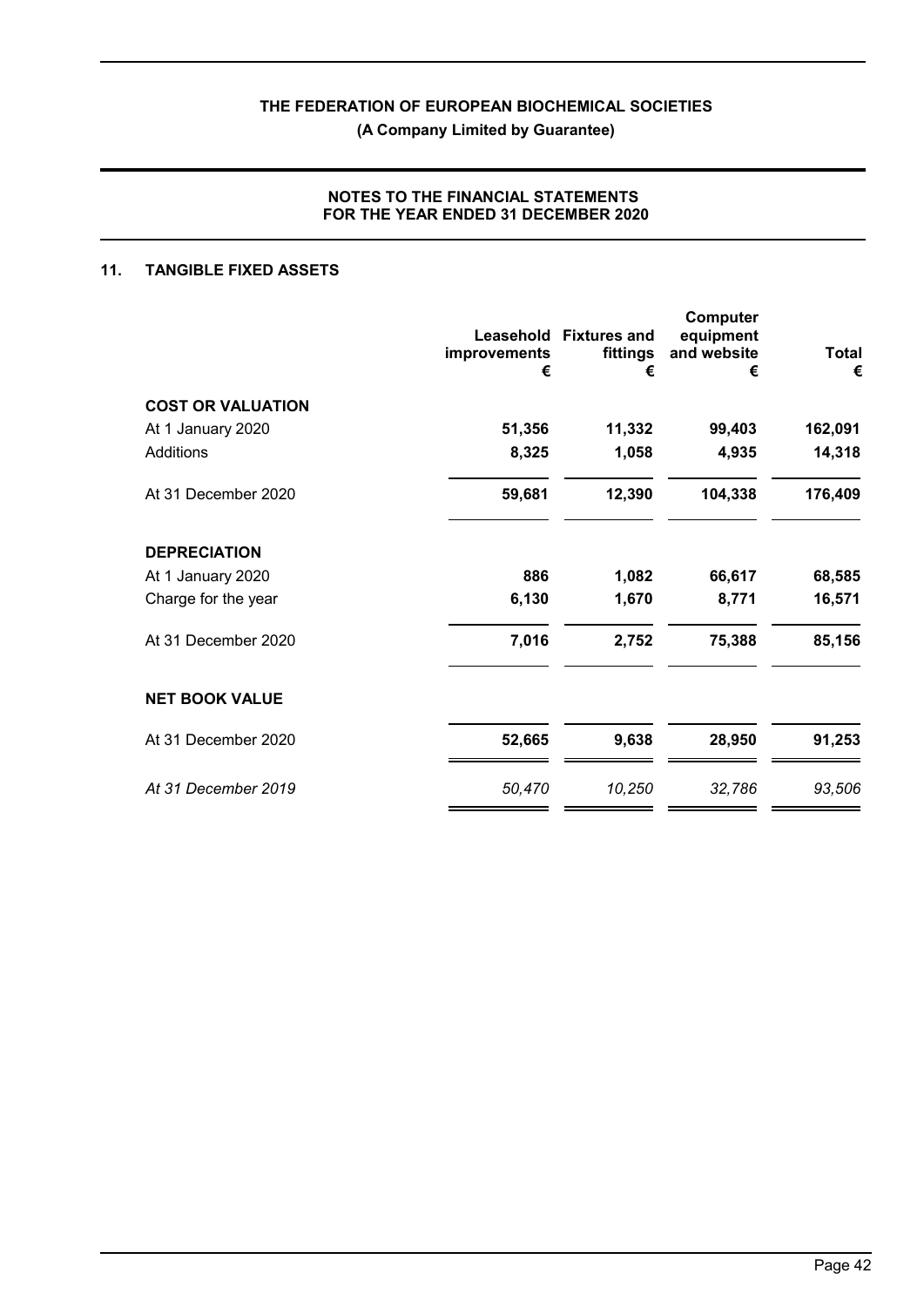THE FEDERATION OF EUROPEAN BIOCHEMICAL SOCIETIES

(A Company Limited by Guarantee)

**NOTES TO THE FINANCIAL STATEMENTS FOR THE YEAR ENDED 31 DECEMBER 2020**

## 11. TANGIBLE FIXED ASSETS

| | Leasehold improvements € | Fixtures and fittings € | Computer equipment and website € | Total € |
|---|---|---|---|---|
| **COST OR VALUATION** | | | | |
| At 1 January 2020 | 51,356 | 11,332 | 99,403 | 162,091 |
| Additions | 8,325 | 1,058 | 4,935 | 14,318 |
| At 31 December 2020 | 59,681 | 12,390 | 104,338 | 176,409 |
| **DEPRECIATION** | | | | |
| At 1 January 2020 | 886 | 1,082 | 66,617 | 68,585 |
| Charge for the year | 6,130 | 1,670 | 8,771 | 16,571 |
| At 31 December 2020 | 7,016 | 2,752 | 75,388 | 85,156 |
| **NET BOOK VALUE** | | | | |
| At 31 December 2020 | 52,665 | 9,638 | 28,950 | 91,253 |
| *At 31 December 2019* | *50,470* | *10,250* | *32,786* | *93,506* |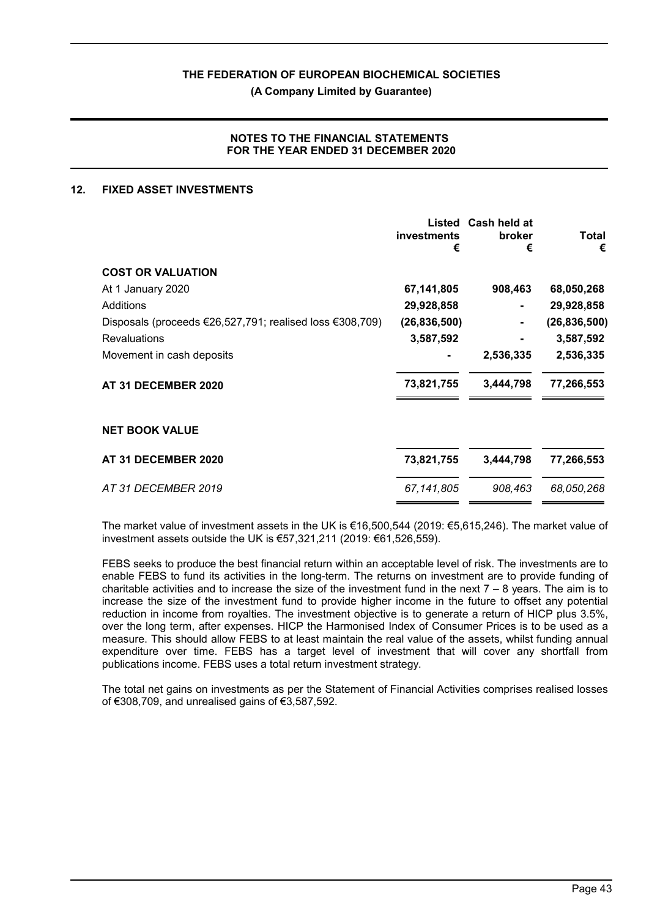## 12. FIXED ASSET INVESTMENTS

| | Listed investments € | Cash held at broker € | Total € |
|---|---|---|---|
| **COST OR VALUATION** | | | |
| At 1 January 2020 | **67,141,805** | **908,463** | **68,050,268** |
| Additions | **29,928,858** | **-** | **29,928,858** |
| Disposals (proceeds €26,527,791; realised loss €308,709) | **(26,836,500)** | **-** | **(26,836,500)** |
| Revaluations | **3,587,592** | **-** | **3,587,592** |
| Movement in cash deposits | **-** | **2,536,335** | **2,536,335** |
| **AT 31 DECEMBER 2020** | **73,821,755** | **3,444,798** | **77,266,553** |
| **NET BOOK VALUE** | | | |
| **AT 31 DECEMBER 2020** | **73,821,755** | **3,444,798** | **77,266,553** |
| *AT 31 DECEMBER 2019* | *67,141,805* | *908,463* | *68,050,268* |

The market value of investment assets in the UK is €16,500,544 (2019: €5,615,246). The market value of investment assets outside the UK is €57,321,211 (2019: €61,526,559).

FEBS seeks to produce the best financial return within an acceptable level of risk. The investments are to enable FEBS to fund its activities in the long-term. The returns on investment are to provide funding of charitable activities and to increase the size of the investment fund in the next 7 – 8 years. The aim is to increase the size of the investment fund to provide higher income in the future to offset any potential reduction in income from royalties. The investment objective is to generate a return of HICP plus 3.5%, over the long term, after expenses. HICP the Harmonised Index of Consumer Prices is to be used as a measure. This should allow FEBS to at least maintain the real value of the assets, whilst funding annual expenditure over time. FEBS has a target level of investment that will cover any shortfall from publications income. FEBS uses a total return investment strategy.

The total net gains on investments as per the Statement of Financial Activities comprises realised losses of €308,709, and unrealised gains of €3,587,592.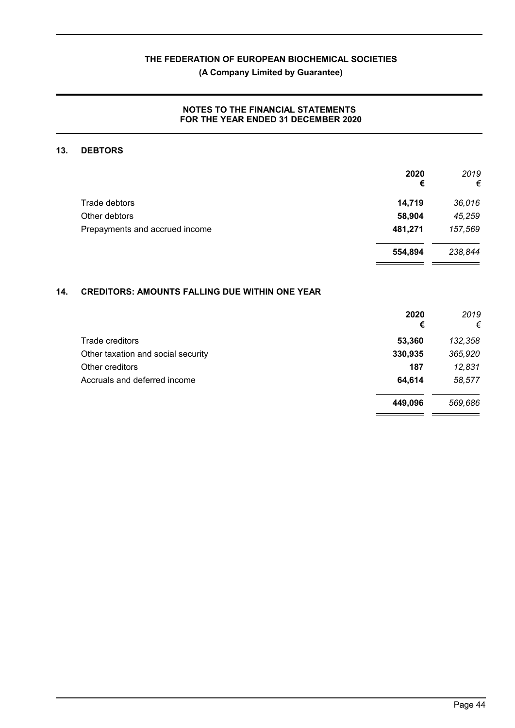## NOTES TO THE FINANCIAL STATEMENTS FOR THE YEAR ENDED 31 DECEMBER 2020

### 13. DEBTORS

| | **2020 €** | *2019 €* |
|---|---|---|
| Trade debtors | **14,719** | *36,016* |
| Other debtors | **58,904** | *45,259* |
| Prepayments and accrued income | **481,271** | *157,569* |
| | **554,894** | *238,844* |

### 14. CREDITORS: AMOUNTS FALLING DUE WITHIN ONE YEAR

| | **2020 €** | *2019 €* |
|---|---|---|
| Trade creditors | **53,360** | *132,358* |
| Other taxation and social security | **330,935** | *365,920* |
| Other creditors | **187** | *12,831* |
| Accruals and deferred income | **64,614** | *58,577* |
| | **449,096** | *569,686* |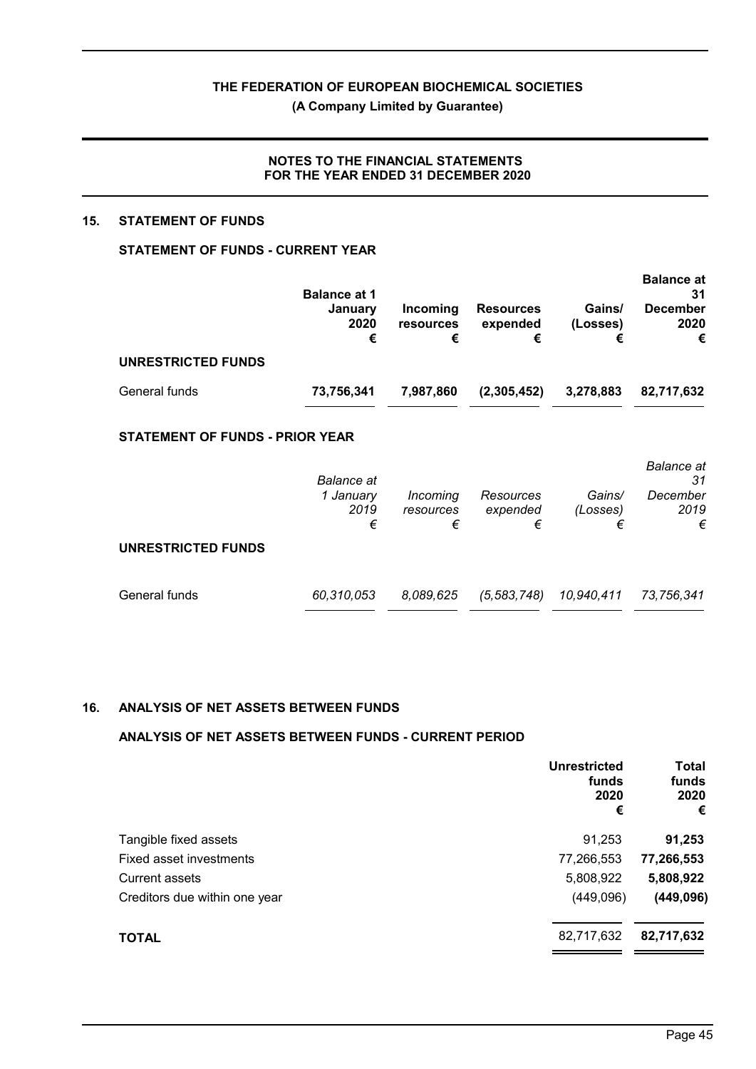# THE FEDERATION OF EUROPEAN BIOCHEMICAL SOCIETIES

**(A Company Limited by Guarantee)**

**NOTES TO THE FINANCIAL STATEMENTS FOR THE YEAR ENDED 31 DECEMBER 2020**

## 15. STATEMENT OF FUNDS

### STATEMENT OF FUNDS - CURRENT YEAR

| | Balance at 1 January 2020 € | Incoming resources € | Resources expended € | Gains/ (Losses) € | Balance at 31 December 2020 € |
|---|---|---|---|---|---|
| **UNRESTRICTED FUNDS** | | | | | |
| General funds | **73,756,341** | **7,987,860** | **(2,305,452)** | **3,278,883** | **82,717,632** |

### STATEMENT OF FUNDS - PRIOR YEAR

| | *Balance at 1 January 2019 €* | *Incoming resources €* | *Resources expended €* | *Gains/ (Losses) €* | *Balance at 31 December 2019 €* |
|---|---|---|---|---|---|
| **UNRESTRICTED FUNDS** | | | | | |
| General funds | *60,310,053* | *8,089,625* | *(5,583,748)* | *10,940,411* | *73,756,341* |

## 16. ANALYSIS OF NET ASSETS BETWEEN FUNDS

### ANALYSIS OF NET ASSETS BETWEEN FUNDS - CURRENT PERIOD

| | Unrestricted funds 2020 € | Total funds 2020 € |
|---|---|---|
| Tangible fixed assets | 91,253 | **91,253** |
| Fixed asset investments | 77,266,553 | **77,266,553** |
| Current assets | 5,808,922 | **5,808,922** |
| Creditors due within one year | (449,096) | **(449,096)** |
| **TOTAL** | 82,717,632 | **82,717,632** |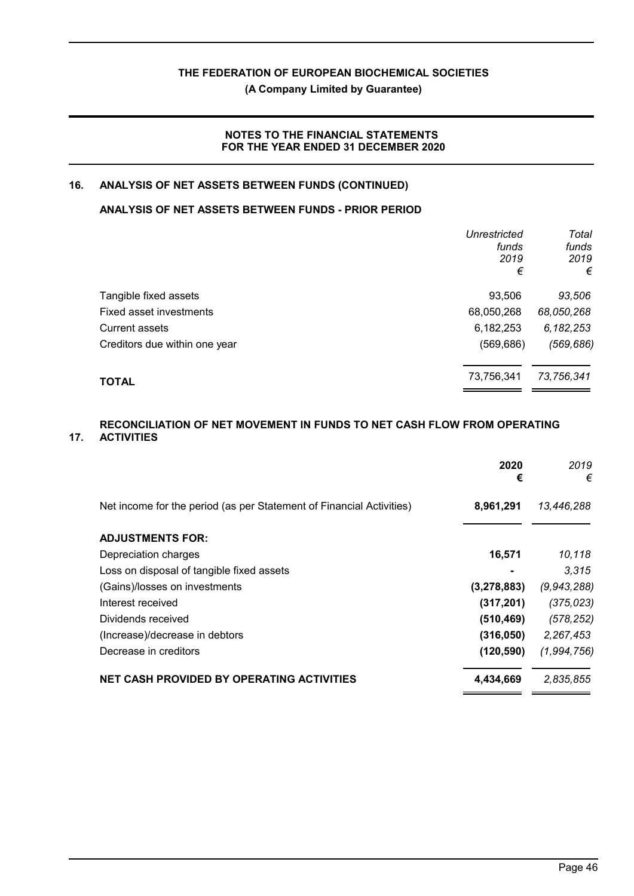# THE FEDERATION OF EUROPEAN BIOCHEMICAL SOCIETIES

**(A Company Limited by Guarantee)**

**NOTES TO THE FINANCIAL STATEMENTS FOR THE YEAR ENDED 31 DECEMBER 2020**

## 16. ANALYSIS OF NET ASSETS BETWEEN FUNDS (CONTINUED)

### ANALYSIS OF NET ASSETS BETWEEN FUNDS - PRIOR PERIOD

| | *Unrestricted funds 2019 €* | *Total funds 2019 €* |
|---|---|---|
| Tangible fixed assets | 93,506 | *93,506* |
| Fixed asset investments | 68,050,268 | *68,050,268* |
| Current assets | 6,182,253 | *6,182,253* |
| Creditors due within one year | (569,686) | *(569,686)* |
| **TOTAL** | 73,756,341 | *73,756,341* |

## 17. RECONCILIATION OF NET MOVEMENT IN FUNDS TO NET CASH FLOW FROM OPERATING ACTIVITIES

| | **2020 €** | *2019 €* |
|---|---|---|
| Net income for the period (as per Statement of Financial Activities) | **8,961,291** | *13,446,288* |
| **ADJUSTMENTS FOR:** | | |
| Depreciation charges | **16,571** | *10,118* |
| Loss on disposal of tangible fixed assets | **-** | *3,315* |
| (Gains)/losses on investments | **(3,278,883)** | *(9,943,288)* |
| Interest received | **(317,201)** | *(375,023)* |
| Dividends received | **(510,469)** | *(578,252)* |
| (Increase)/decrease in debtors | **(316,050)** | *2,267,453* |
| Decrease in creditors | **(120,590)** | *(1,994,756)* |
| **NET CASH PROVIDED BY OPERATING ACTIVITIES** | **4,434,669** | *2,835,855* |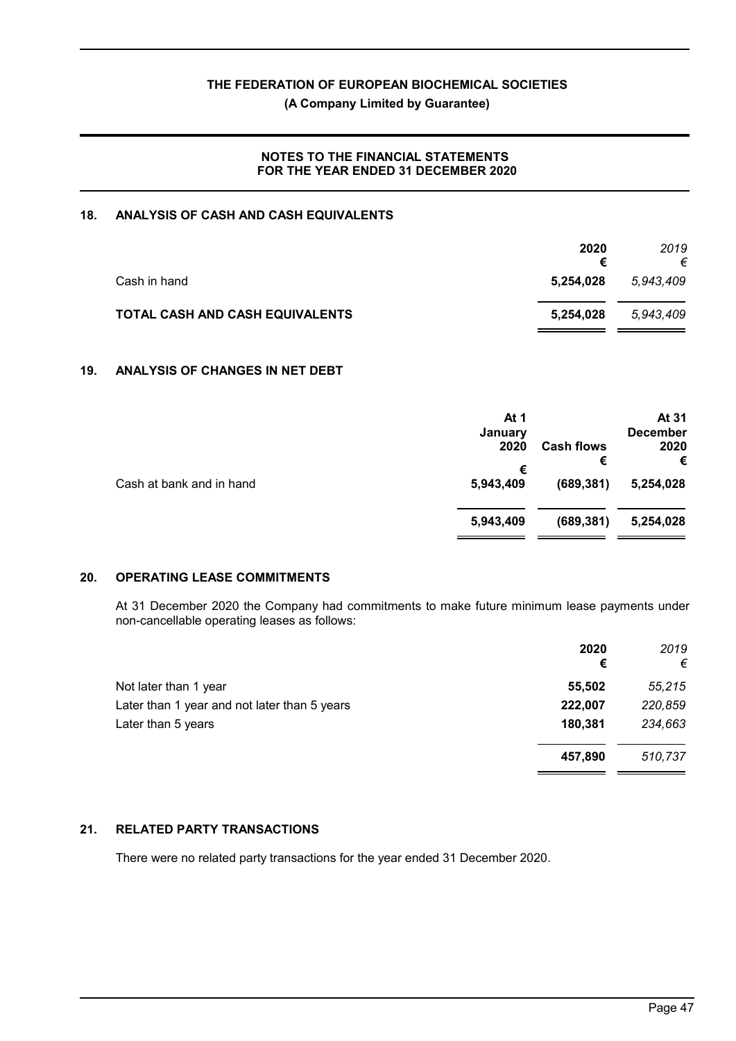# THE FEDERATION OF EUROPEAN BIOCHEMICAL SOCIETIES

**(A Company Limited by Guarantee)**

**NOTES TO THE FINANCIAL STATEMENTS FOR THE YEAR ENDED 31 DECEMBER 2020**

## 18. ANALYSIS OF CASH AND CASH EQUIVALENTS

| | 2020<br>€ | *2019*<br>*€* |
|---|---|---|
| Cash in hand | **5,254,028** | *5,943,409* |
| **TOTAL CASH AND CASH EQUIVALENTS** | **5,254,028** | *5,943,409* |

## 19. ANALYSIS OF CHANGES IN NET DEBT

| | At 1 January 2020<br>€ | Cash flows<br>€ | At 31 December 2020<br>€ |
|---|---|---|---|
| Cash at bank and in hand | 5,943,409 | (689,381) | 5,254,028 |
| | 5,943,409 | (689,381) | 5,254,028 |

## 20. OPERATING LEASE COMMITMENTS

At 31 December 2020 the Company had commitments to make future minimum lease payments under non-cancellable operating leases as follows:

| | 2020<br>€ | *2019*<br>*€* |
|---|---|---|
| Not later than 1 year | **55,502** | *55,215* |
| Later than 1 year and not later than 5 years | **222,007** | *220,859* |
| Later than 5 years | **180,381** | *234,663* |
| | **457,890** | *510,737* |

## 21. RELATED PARTY TRANSACTIONS

There were no related party transactions for the year ended 31 December 2020.